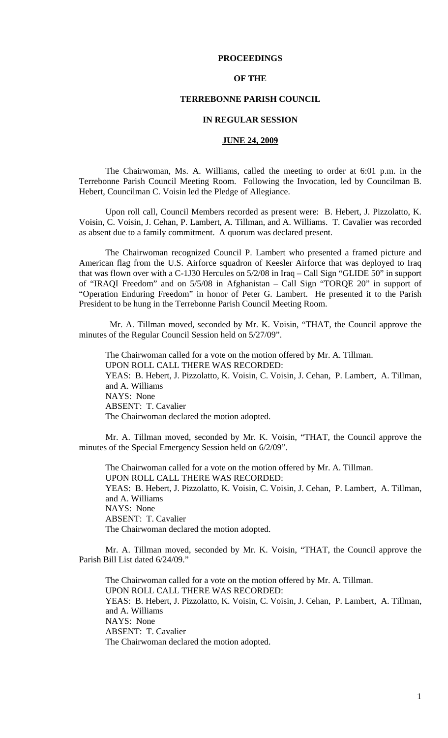# PROCEEDINGS

# OF THE

# TERREBONNE PARISH COUNCIL

# IN REGULAR SESSION

## JUNE 24, 2009

The Chairwoman, Ms. A. Williams, called the meeting to order at 6:01 p.m. in the Terrebonne Parish Council Meeting Room. Following the Invocation, led by Councilman B. Hebert, Councilman C. Voisin led the Pledge of Allegiance.

Upon roll call, Council Members recorded as present were: B. Hebert, J. Pizzolatto, K. Voisin, C. Voisin, J. Cehan, P. Lambert, A. Tillman, and A. Williams. T. Cavalier was recorded as absent due to a family commitment. A quorum was declared present.

The Chairwoman recognized Council P. Lambert who presented a framed picture and American flag from the U.S. Airforce squadron of Keesler Airforce that was deployed to Iraq that was flown over with a C-1J30 Hercules on 5/2/08 in Iraq – Call Sign "GLIDE 50" in support of "IRAQI Freedom" and on 5/5/08 in Afghanistan – Call Sign "TORQE 20" in support of "Operation Enduring Freedom" in honor of Peter G. Lambert. He presented it to the Parish President to be hung in the Terrebonne Parish Council Meeting Room.

Mr. A. Tillman moved, seconded by Mr. K. Voisin, "THAT, the Council approve the minutes of the Regular Council Session held on 5/27/09".

The Chairwoman called for a vote on the motion offered by Mr. A. Tillman.
UPON ROLL CALL THERE WAS RECORDED:
YEAS: B. Hebert, J. Pizzolatto, K. Voisin, C. Voisin, J. Cehan, P. Lambert, A. Tillman, and A. Williams
NAYS: None
ABSENT: T. Cavalier
The Chairwoman declared the motion adopted.

Mr. A. Tillman moved, seconded by Mr. K. Voisin, "THAT, the Council approve the minutes of the Special Emergency Session held on 6/2/09".

The Chairwoman called for a vote on the motion offered by Mr. A. Tillman.
UPON ROLL CALL THERE WAS RECORDED:
YEAS: B. Hebert, J. Pizzolatto, K. Voisin, C. Voisin, J. Cehan, P. Lambert, A. Tillman, and A. Williams
NAYS: None
ABSENT: T. Cavalier
The Chairwoman declared the motion adopted.

Mr. A. Tillman moved, seconded by Mr. K. Voisin, "THAT, the Council approve the Parish Bill List dated 6/24/09."

The Chairwoman called for a vote on the motion offered by Mr. A. Tillman.
UPON ROLL CALL THERE WAS RECORDED:
YEAS: B. Hebert, J. Pizzolatto, K. Voisin, C. Voisin, J. Cehan, P. Lambert, A. Tillman, and A. Williams
NAYS: None
ABSENT: T. Cavalier
The Chairwoman declared the motion adopted.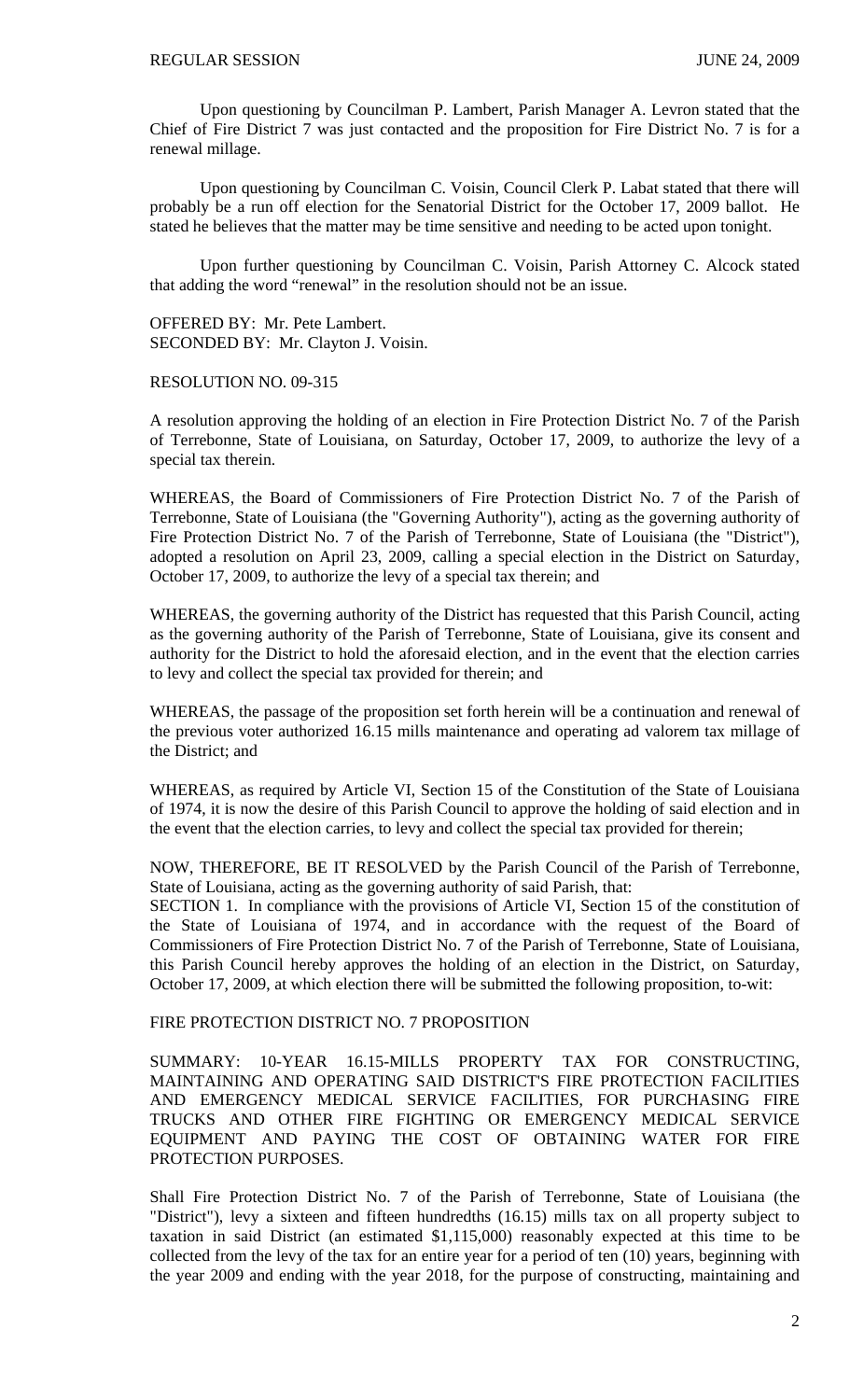Upon questioning by Councilman P. Lambert, Parish Manager A. Levron stated that the Chief of Fire District 7 was just contacted and the proposition for Fire District No. 7 is for a renewal millage.

Upon questioning by Councilman C. Voisin, Council Clerk P. Labat stated that there will probably be a run off election for the Senatorial District for the October 17, 2009 ballot. He stated he believes that the matter may be time sensitive and needing to be acted upon tonight.

Upon further questioning by Councilman C. Voisin, Parish Attorney C. Alcock stated that adding the word "renewal" in the resolution should not be an issue.

OFFERED BY: Mr. Pete Lambert.
SECONDED BY: Mr. Clayton J. Voisin.

RESOLUTION NO. 09-315

A resolution approving the holding of an election in Fire Protection District No. 7 of the Parish of Terrebonne, State of Louisiana, on Saturday, October 17, 2009, to authorize the levy of a special tax therein.

WHEREAS, the Board of Commissioners of Fire Protection District No. 7 of the Parish of Terrebonne, State of Louisiana (the "Governing Authority"), acting as the governing authority of Fire Protection District No. 7 of the Parish of Terrebonne, State of Louisiana (the "District"), adopted a resolution on April 23, 2009, calling a special election in the District on Saturday, October 17, 2009, to authorize the levy of a special tax therein; and

WHEREAS, the governing authority of the District has requested that this Parish Council, acting as the governing authority of the Parish of Terrebonne, State of Louisiana, give its consent and authority for the District to hold the aforesaid election, and in the event that the election carries to levy and collect the special tax provided for therein; and

WHEREAS, the passage of the proposition set forth herein will be a continuation and renewal of the previous voter authorized 16.15 mills maintenance and operating ad valorem tax millage of the District; and

WHEREAS, as required by Article VI, Section 15 of the Constitution of the State of Louisiana of 1974, it is now the desire of this Parish Council to approve the holding of said election and in the event that the election carries, to levy and collect the special tax provided for therein;

NOW, THEREFORE, BE IT RESOLVED by the Parish Council of the Parish of Terrebonne, State of Louisiana, acting as the governing authority of said Parish, that:
SECTION 1. In compliance with the provisions of Article VI, Section 15 of the constitution of the State of Louisiana of 1974, and in accordance with the request of the Board of Commissioners of Fire Protection District No. 7 of the Parish of Terrebonne, State of Louisiana, this Parish Council hereby approves the holding of an election in the District, on Saturday, October 17, 2009, at which election there will be submitted the following proposition, to-wit:

FIRE PROTECTION DISTRICT NO. 7 PROPOSITION

SUMMARY: 10-YEAR 16.15-MILLS PROPERTY TAX FOR CONSTRUCTING, MAINTAINING AND OPERATING SAID DISTRICT'S FIRE PROTECTION FACILITIES AND EMERGENCY MEDICAL SERVICE FACILITIES, FOR PURCHASING FIRE TRUCKS AND OTHER FIRE FIGHTING OR EMERGENCY MEDICAL SERVICE EQUIPMENT AND PAYING THE COST OF OBTAINING WATER FOR FIRE PROTECTION PURPOSES.

Shall Fire Protection District No. 7 of the Parish of Terrebonne, State of Louisiana (the "District"), levy a sixteen and fifteen hundredths (16.15) mills tax on all property subject to taxation in said District (an estimated $1,115,000) reasonably expected at this time to be collected from the levy of the tax for an entire year for a period of ten (10) years, beginning with the year 2009 and ending with the year 2018, for the purpose of constructing, maintaining and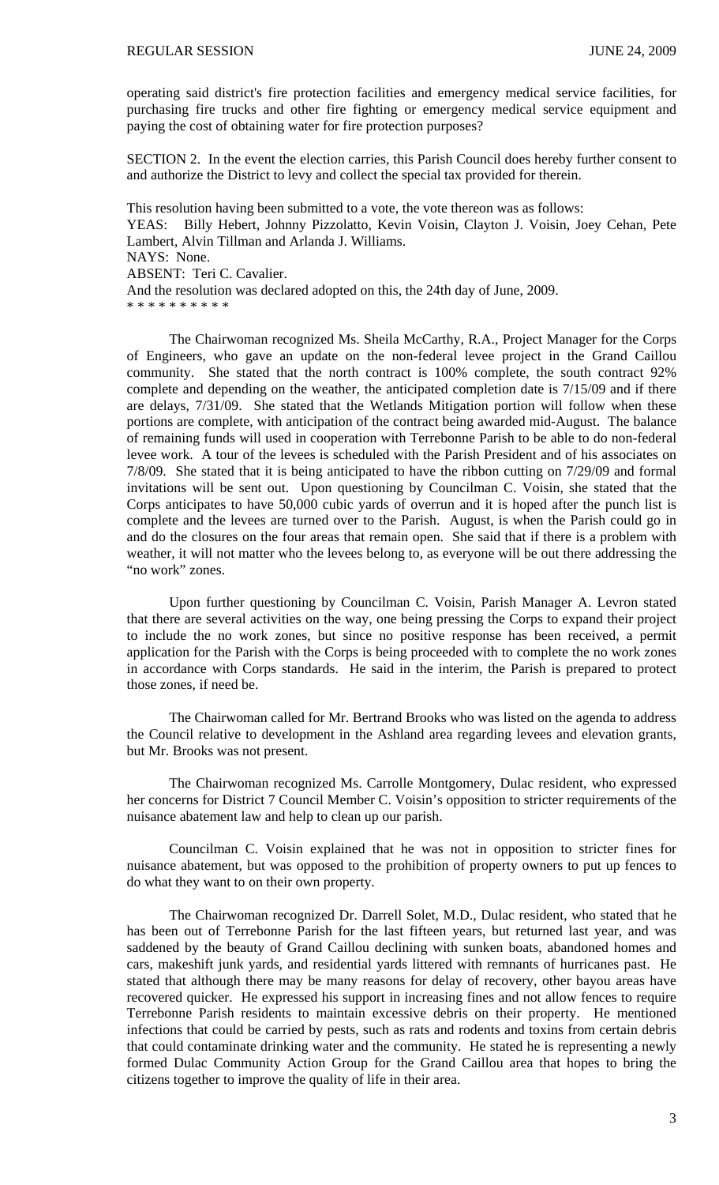operating said district's fire protection facilities and emergency medical service facilities, for purchasing fire trucks and other fire fighting or emergency medical service equipment and paying the cost of obtaining water for fire protection purposes?

SECTION 2. In the event the election carries, this Parish Council does hereby further consent to and authorize the District to levy and collect the special tax provided for therein.

This resolution having been submitted to a vote, the vote thereon was as follows:
YEAS: Billy Hebert, Johnny Pizzolatto, Kevin Voisin, Clayton J. Voisin, Joey Cehan, Pete Lambert, Alvin Tillman and Arlanda J. Williams.
NAYS: None.
ABSENT: Teri C. Cavalier.
And the resolution was declared adopted on this, the 24th day of June, 2009.
* * * * * * * * * *

The Chairwoman recognized Ms. Sheila McCarthy, R.A., Project Manager for the Corps of Engineers, who gave an update on the non-federal levee project in the Grand Caillou community. She stated that the north contract is 100% complete, the south contract 92% complete and depending on the weather, the anticipated completion date is 7/15/09 and if there are delays, 7/31/09. She stated that the Wetlands Mitigation portion will follow when these portions are complete, with anticipation of the contract being awarded mid-August. The balance of remaining funds will used in cooperation with Terrebonne Parish to be able to do non-federal levee work. A tour of the levees is scheduled with the Parish President and of his associates on 7/8/09. She stated that it is being anticipated to have the ribbon cutting on 7/29/09 and formal invitations will be sent out. Upon questioning by Councilman C. Voisin, she stated that the Corps anticipates to have 50,000 cubic yards of overrun and it is hoped after the punch list is complete and the levees are turned over to the Parish. August, is when the Parish could go in and do the closures on the four areas that remain open. She said that if there is a problem with weather, it will not matter who the levees belong to, as everyone will be out there addressing the "no work" zones.

Upon further questioning by Councilman C. Voisin, Parish Manager A. Levron stated that there are several activities on the way, one being pressing the Corps to expand their project to include the no work zones, but since no positive response has been received, a permit application for the Parish with the Corps is being proceeded with to complete the no work zones in accordance with Corps standards. He said in the interim, the Parish is prepared to protect those zones, if need be.

The Chairwoman called for Mr. Bertrand Brooks who was listed on the agenda to address the Council relative to development in the Ashland area regarding levees and elevation grants, but Mr. Brooks was not present.

The Chairwoman recognized Ms. Carrolle Montgomery, Dulac resident, who expressed her concerns for District 7 Council Member C. Voisin's opposition to stricter requirements of the nuisance abatement law and help to clean up our parish.

Councilman C. Voisin explained that he was not in opposition to stricter fines for nuisance abatement, but was opposed to the prohibition of property owners to put up fences to do what they want to on their own property.

The Chairwoman recognized Dr. Darrell Solet, M.D., Dulac resident, who stated that he has been out of Terrebonne Parish for the last fifteen years, but returned last year, and was saddened by the beauty of Grand Caillou declining with sunken boats, abandoned homes and cars, makeshift junk yards, and residential yards littered with remnants of hurricanes past. He stated that although there may be many reasons for delay of recovery, other bayou areas have recovered quicker. He expressed his support in increasing fines and not allow fences to require Terrebonne Parish residents to maintain excessive debris on their property. He mentioned infections that could be carried by pests, such as rats and rodents and toxins from certain debris that could contaminate drinking water and the community. He stated he is representing a newly formed Dulac Community Action Group for the Grand Caillou area that hopes to bring the citizens together to improve the quality of life in their area.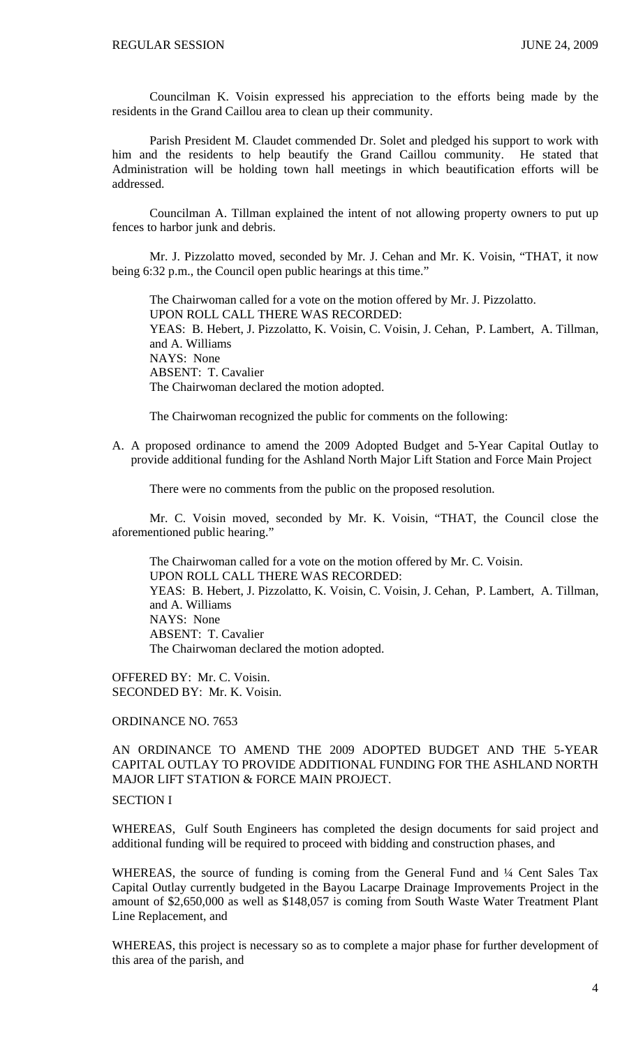Councilman K. Voisin expressed his appreciation to the efforts being made by the residents in the Grand Caillou area to clean up their community.

Parish President M. Claudet commended Dr. Solet and pledged his support to work with him and the residents to help beautify the Grand Caillou community. He stated that Administration will be holding town hall meetings in which beautification efforts will be addressed.

Councilman A. Tillman explained the intent of not allowing property owners to put up fences to harbor junk and debris.

Mr. J. Pizzolatto moved, seconded by Mr. J. Cehan and Mr. K. Voisin, "THAT, it now being 6:32 p.m., the Council open public hearings at this time."

The Chairwoman called for a vote on the motion offered by Mr. J. Pizzolatto.
UPON ROLL CALL THERE WAS RECORDED:
YEAS: B. Hebert, J. Pizzolatto, K. Voisin, C. Voisin, J. Cehan, P. Lambert, A. Tillman, and A. Williams
NAYS: None
ABSENT: T. Cavalier
The Chairwoman declared the motion adopted.

The Chairwoman recognized the public for comments on the following:

A. A proposed ordinance to amend the 2009 Adopted Budget and 5-Year Capital Outlay to provide additional funding for the Ashland North Major Lift Station and Force Main Project

There were no comments from the public on the proposed resolution.

Mr. C. Voisin moved, seconded by Mr. K. Voisin, "THAT, the Council close the aforementioned public hearing."

The Chairwoman called for a vote on the motion offered by Mr. C. Voisin.
UPON ROLL CALL THERE WAS RECORDED:
YEAS: B. Hebert, J. Pizzolatto, K. Voisin, C. Voisin, J. Cehan, P. Lambert, A. Tillman, and A. Williams
NAYS: None
ABSENT: T. Cavalier
The Chairwoman declared the motion adopted.

OFFERED BY: Mr. C. Voisin.
SECONDED BY: Mr. K. Voisin.

ORDINANCE NO. 7653

AN ORDINANCE TO AMEND THE 2009 ADOPTED BUDGET AND THE 5-YEAR CAPITAL OUTLAY TO PROVIDE ADDITIONAL FUNDING FOR THE ASHLAND NORTH MAJOR LIFT STATION & FORCE MAIN PROJECT.

SECTION I

WHEREAS, Gulf South Engineers has completed the design documents for said project and additional funding will be required to proceed with bidding and construction phases, and

WHEREAS, the source of funding is coming from the General Fund and ¼ Cent Sales Tax Capital Outlay currently budgeted in the Bayou Lacarpe Drainage Improvements Project in the amount of $2,650,000 as well as $148,057 is coming from South Waste Water Treatment Plant Line Replacement, and

WHEREAS, this project is necessary so as to complete a major phase for further development of this area of the parish, and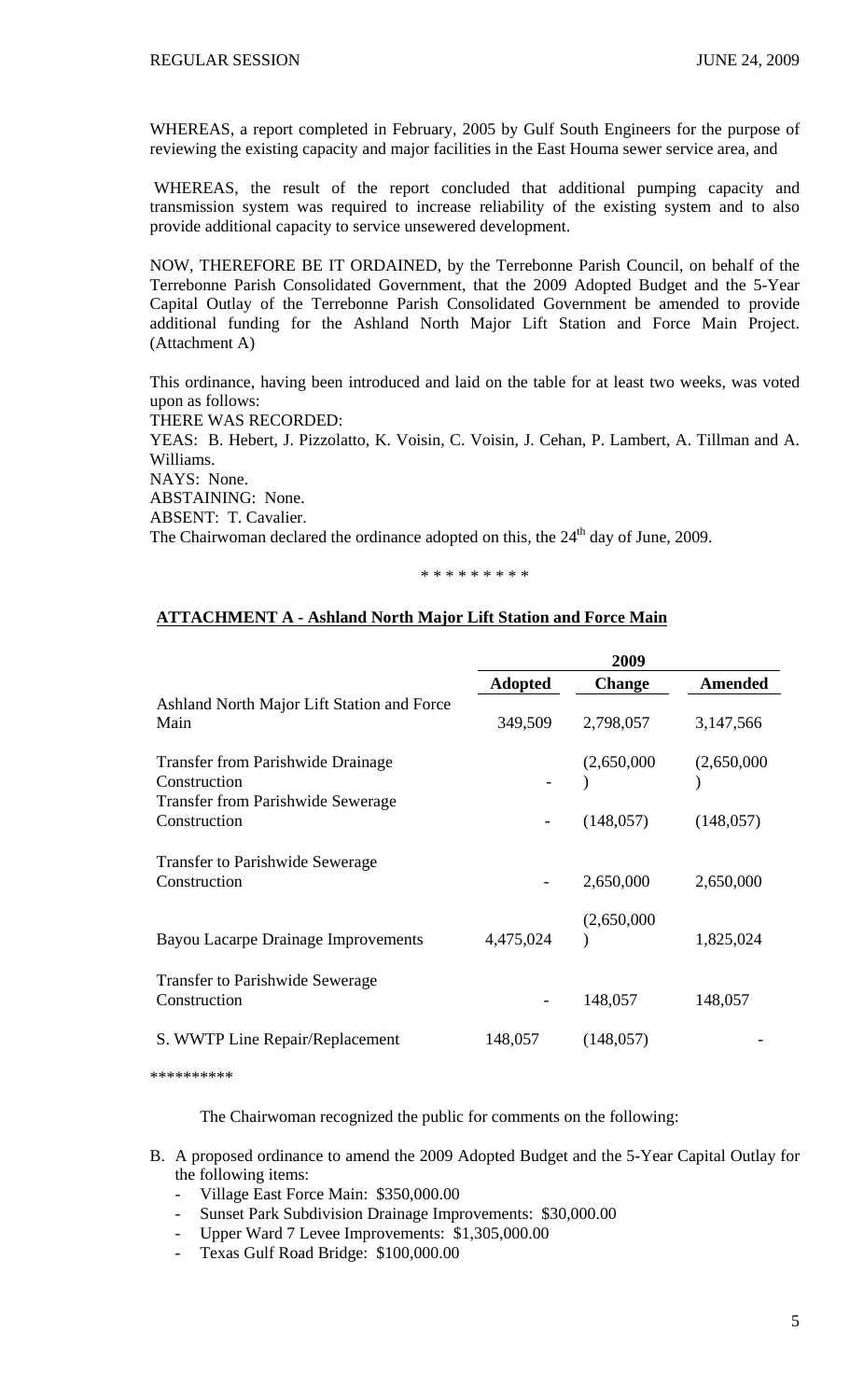WHEREAS, a report completed in February, 2005 by Gulf South Engineers for the purpose of reviewing the existing capacity and major facilities in the East Houma sewer service area, and

WHEREAS, the result of the report concluded that additional pumping capacity and transmission system was required to increase reliability of the existing system and to also provide additional capacity to service unsewered development.

NOW, THEREFORE BE IT ORDAINED, by the Terrebonne Parish Council, on behalf of the Terrebonne Parish Consolidated Government, that the 2009 Adopted Budget and the 5-Year Capital Outlay of the Terrebonne Parish Consolidated Government be amended to provide additional funding for the Ashland North Major Lift Station and Force Main Project. (Attachment A)

This ordinance, having been introduced and laid on the table for at least two weeks, was voted upon as follows:

THERE WAS RECORDED:

YEAS: B. Hebert, J. Pizzolatto, K. Voisin, C. Voisin, J. Cehan, P. Lambert, A. Tillman and A. Williams.

NAYS: None.

ABSTAINING: None.

ABSENT: T. Cavalier.

The Chairwoman declared the ordinance adopted on this, the 24th day of June, 2009.

\* \* \* \* \* \* \* \* \*

**ATTACHMENT A - Ashland North Major Lift Station and Force Main**

| | 2009 | | |
|---|---|---|---|
| | **Adopted** | **Change** | **Amended** |
| Ashland North Major Lift Station and Force Main | 349,509 | 2,798,057 | 3,147,566 |
| Transfer from Parishwide Drainage Construction | - | (2,650,000) | (2,650,000) |
| Transfer from Parishwide Sewerage Construction | - | (148,057) | (148,057) |
| Transfer to Parishwide Sewerage Construction | - | 2,650,000 | 2,650,000 |
| Bayou Lacarpe Drainage Improvements | 4,475,024 | (2,650,000) | 1,825,024 |
| Transfer to Parishwide Sewerage Construction | - | 148,057 | 148,057 |
| S. WWTP Line Repair/Replacement | 148,057 | (148,057) | - |

\*\*\*\*\*\*\*\*\*\*

The Chairwoman recognized the public for comments on the following:

B. A proposed ordinance to amend the 2009 Adopted Budget and the 5-Year Capital Outlay for the following items:
   - Village East Force Main: $350,000.00
   - Sunset Park Subdivision Drainage Improvements: $30,000.00
   - Upper Ward 7 Levee Improvements: $1,305,000.00
   - Texas Gulf Road Bridge: $100,000.00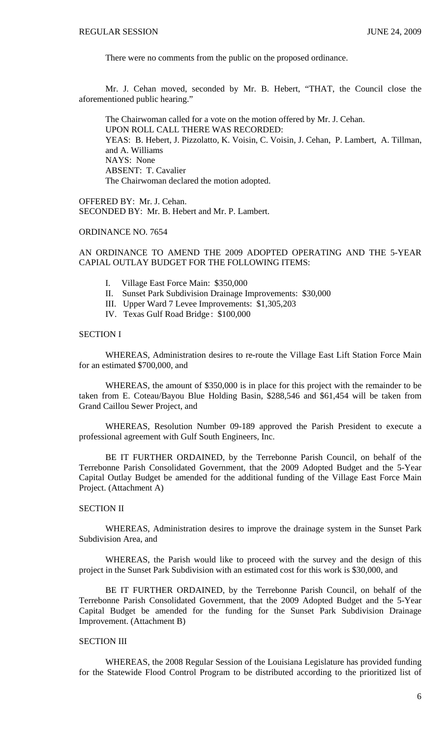There were no comments from the public on the proposed ordinance.

Mr. J. Cehan moved, seconded by Mr. B. Hebert, "THAT, the Council close the aforementioned public hearing."

The Chairwoman called for a vote on the motion offered by Mr. J. Cehan.
UPON ROLL CALL THERE WAS RECORDED:
YEAS: B. Hebert, J. Pizzolatto, K. Voisin, C. Voisin, J. Cehan, P. Lambert, A. Tillman, and A. Williams
NAYS: None
ABSENT: T. Cavalier
The Chairwoman declared the motion adopted.

OFFERED BY: Mr. J. Cehan.
SECONDED BY: Mr. B. Hebert and Mr. P. Lambert.

ORDINANCE NO. 7654

AN ORDINANCE TO AMEND THE 2009 ADOPTED OPERATING AND THE 5-YEAR CAPIAL OUTLAY BUDGET FOR THE FOLLOWING ITEMS:

I. Village East Force Main: $350,000
II. Sunset Park Subdivision Drainage Improvements: $30,000
III. Upper Ward 7 Levee Improvements: $1,305,203
IV. Texas Gulf Road Bridge : $100,000

SECTION I

WHEREAS, Administration desires to re-route the Village East Lift Station Force Main for an estimated $700,000, and

WHEREAS, the amount of $350,000 is in place for this project with the remainder to be taken from E. Coteau/Bayou Blue Holding Basin, $288,546 and $61,454 will be taken from Grand Caillou Sewer Project, and

WHEREAS, Resolution Number 09-189 approved the Parish President to execute a professional agreement with Gulf South Engineers, Inc.

BE IT FURTHER ORDAINED, by the Terrebonne Parish Council, on behalf of the Terrebonne Parish Consolidated Government, that the 2009 Adopted Budget and the 5-Year Capital Outlay Budget be amended for the additional funding of the Village East Force Main Project. (Attachment A)

SECTION II

WHEREAS, Administration desires to improve the drainage system in the Sunset Park Subdivision Area, and

WHEREAS, the Parish would like to proceed with the survey and the design of this project in the Sunset Park Subdivision with an estimated cost for this work is $30,000, and

BE IT FURTHER ORDAINED, by the Terrebonne Parish Council, on behalf of the Terrebonne Parish Consolidated Government, that the 2009 Adopted Budget and the 5-Year Capital Budget be amended for the funding for the Sunset Park Subdivision Drainage Improvement. (Attachment B)

SECTION III

WHEREAS, the 2008 Regular Session of the Louisiana Legislature has provided funding for the Statewide Flood Control Program to be distributed according to the prioritized list of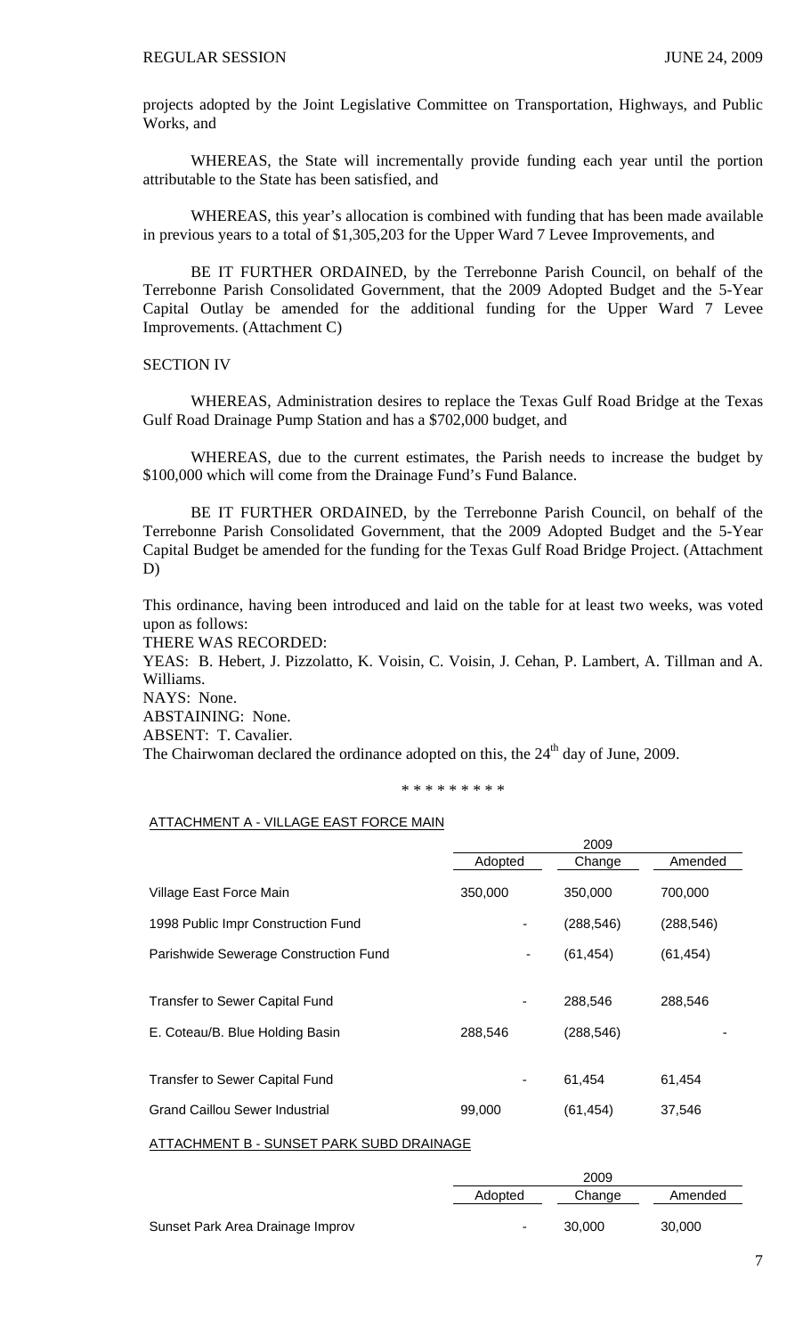projects adopted by the Joint Legislative Committee on Transportation, Highways, and Public Works, and

WHEREAS, the State will incrementally provide funding each year until the portion attributable to the State has been satisfied, and

WHEREAS, this year's allocation is combined with funding that has been made available in previous years to a total of $1,305,203 for the Upper Ward 7 Levee Improvements, and

BE IT FURTHER ORDAINED, by the Terrebonne Parish Council, on behalf of the Terrebonne Parish Consolidated Government, that the 2009 Adopted Budget and the 5-Year Capital Outlay be amended for the additional funding for the Upper Ward 7 Levee Improvements. (Attachment C)

SECTION IV

WHEREAS, Administration desires to replace the Texas Gulf Road Bridge at the Texas Gulf Road Drainage Pump Station and has a $702,000 budget, and

WHEREAS, due to the current estimates, the Parish needs to increase the budget by $100,000 which will come from the Drainage Fund's Fund Balance.

BE IT FURTHER ORDAINED, by the Terrebonne Parish Council, on behalf of the Terrebonne Parish Consolidated Government, that the 2009 Adopted Budget and the 5-Year Capital Budget be amended for the funding for the Texas Gulf Road Bridge Project. (Attachment D)

This ordinance, having been introduced and laid on the table for at least two weeks, was voted upon as follows:

THERE WAS RECORDED:

YEAS: B. Hebert, J. Pizzolatto, K. Voisin, C. Voisin, J. Cehan, P. Lambert, A. Tillman and A. Williams.

NAYS: None.

ABSTAINING: None.

ABSENT: T. Cavalier.

The Chairwoman declared the ordinance adopted on this, the 24th day of June, 2009.

\* \* \* \* \* \* \* \* \*

ATTACHMENT A - VILLAGE EAST FORCE MAIN

| | 2009 | | |
|---|---|---|---|
| | Adopted | Change | Amended |
| Village East Force Main | 350,000 | 350,000 | 700,000 |
| 1998 Public Impr Construction Fund | - | (288,546) | (288,546) |
| Parishwide Sewerage Construction Fund | - | (61,454) | (61,454) |
| Transfer to Sewer Capital Fund | - | 288,546 | 288,546 |
| E. Coteau/B. Blue Holding Basin | 288,546 | (288,546) | - |
| Transfer to Sewer Capital Fund | - | 61,454 | 61,454 |
| Grand Caillou Sewer Industrial | 99,000 | (61,454) | 37,546 |

ATTACHMENT B - SUNSET PARK SUBD DRAINAGE

| | 2009 | | |
|---|---|---|---|
| | Adopted | Change | Amended |
| Sunset Park Area Drainage Improv | - | 30,000 | 30,000 |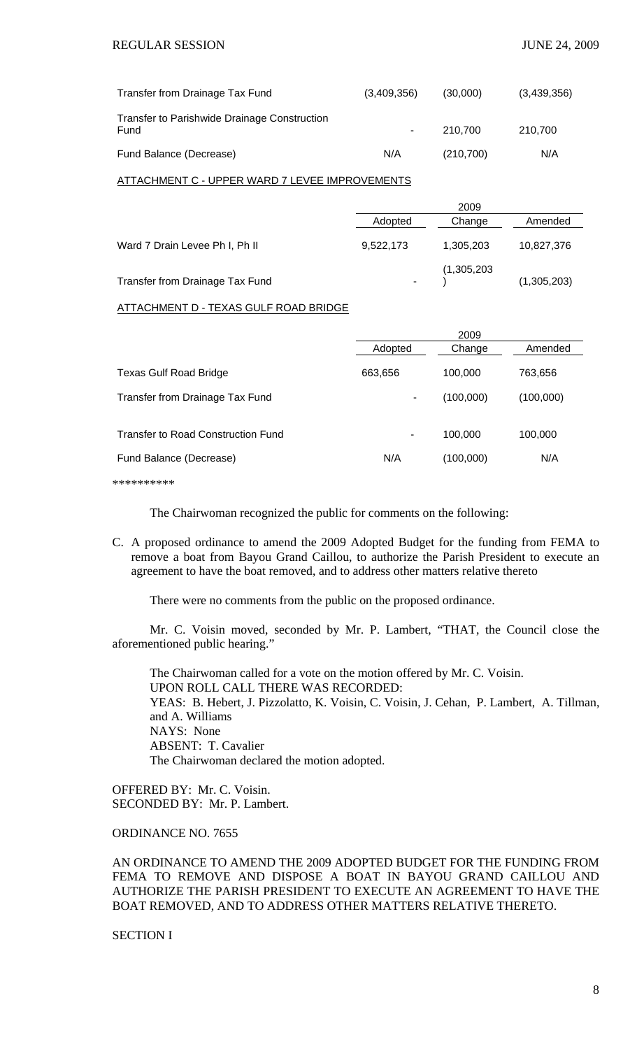| | | | |
|---|---|---|---|
| Transfer from Drainage Tax Fund | (3,409,356) | (30,000) | (3,439,356) |
| Transfer to Parishwide Drainage Construction Fund | - | 210,700 | 210,700 |
| Fund Balance (Decrease) | N/A | (210,700) | N/A |

ATTACHMENT C - UPPER WARD 7 LEVEE IMPROVEMENTS

| | 2009 | | |
|---|---|---|---|
| | Adopted | Change | Amended |
| Ward 7 Drain Levee Ph I, Ph II | 9,522,173 | 1,305,203 | 10,827,376 |
| Transfer from Drainage Tax Fund | - | (1,305,203) | (1,305,203) |

ATTACHMENT D - TEXAS GULF ROAD BRIDGE

| | 2009 | | |
|---|---|---|---|
| | Adopted | Change | Amended |
| Texas Gulf Road Bridge | 663,656 | 100,000 | 763,656 |
| Transfer from Drainage Tax Fund | - | (100,000) | (100,000) |
| Transfer to Road Construction Fund | - | 100,000 | 100,000 |
| Fund Balance (Decrease) | N/A | (100,000) | N/A |

**********

The Chairwoman recognized the public for comments on the following:

C. A proposed ordinance to amend the 2009 Adopted Budget for the funding from FEMA to remove a boat from Bayou Grand Caillou, to authorize the Parish President to execute an agreement to have the boat removed, and to address other matters relative thereto

There were no comments from the public on the proposed ordinance.

Mr. C. Voisin moved, seconded by Mr. P. Lambert, "THAT, the Council close the aforementioned public hearing."

The Chairwoman called for a vote on the motion offered by Mr. C. Voisin.
UPON ROLL CALL THERE WAS RECORDED:
YEAS: B. Hebert, J. Pizzolatto, K. Voisin, C. Voisin, J. Cehan, P. Lambert, A. Tillman, and A. Williams
NAYS: None
ABSENT: T. Cavalier
The Chairwoman declared the motion adopted.

OFFERED BY: Mr. C. Voisin.
SECONDED BY: Mr. P. Lambert.

ORDINANCE NO. 7655

AN ORDINANCE TO AMEND THE 2009 ADOPTED BUDGET FOR THE FUNDING FROM FEMA TO REMOVE AND DISPOSE A BOAT IN BAYOU GRAND CAILLOU AND AUTHORIZE THE PARISH PRESIDENT TO EXECUTE AN AGREEMENT TO HAVE THE BOAT REMOVED, AND TO ADDRESS OTHER MATTERS RELATIVE THERETO.

SECTION I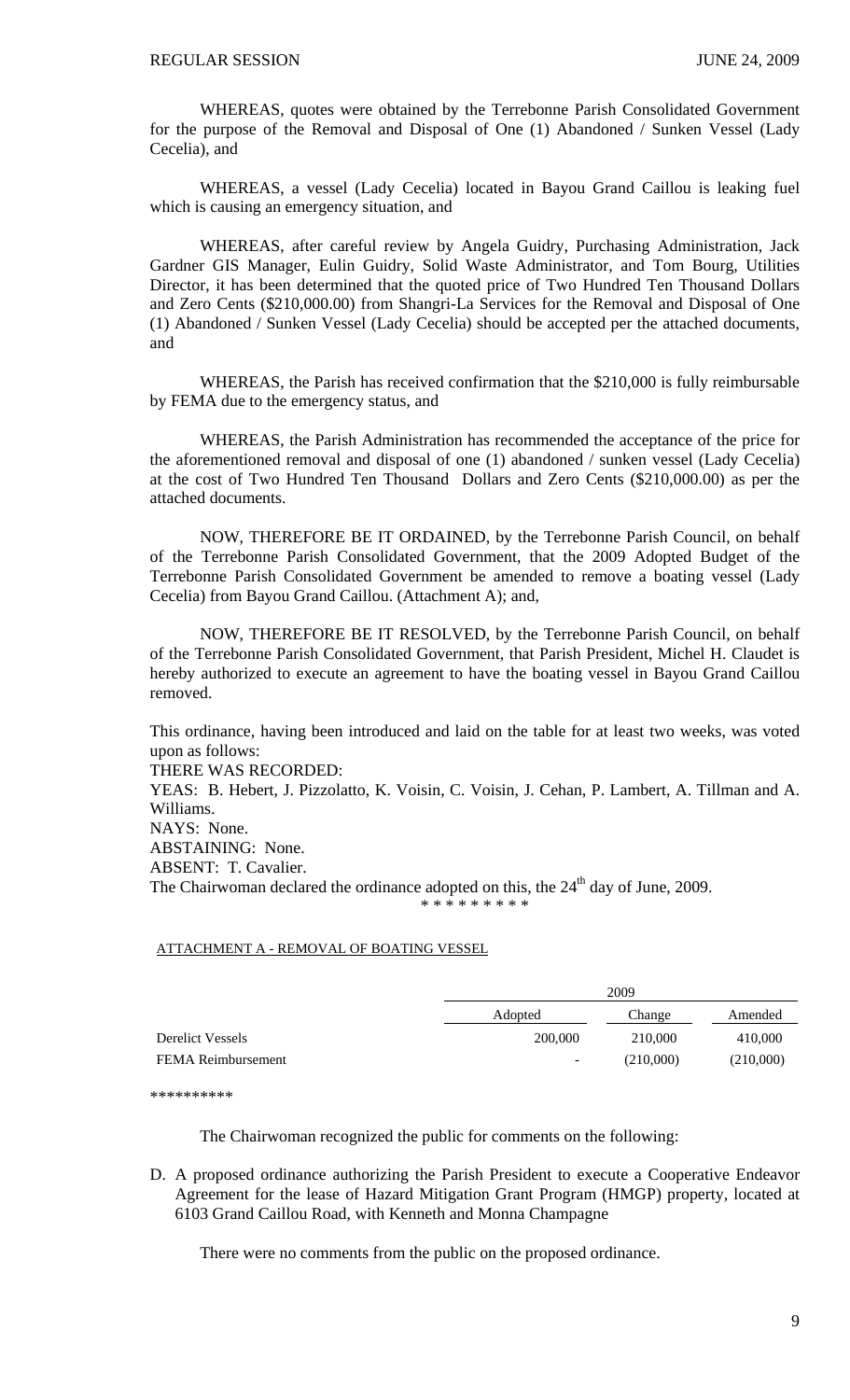WHEREAS, quotes were obtained by the Terrebonne Parish Consolidated Government for the purpose of the Removal and Disposal of One (1) Abandoned / Sunken Vessel (Lady Cecelia), and

WHEREAS, a vessel (Lady Cecelia) located in Bayou Grand Caillou is leaking fuel which is causing an emergency situation, and

WHEREAS, after careful review by Angela Guidry, Purchasing Administration, Jack Gardner GIS Manager, Eulin Guidry, Solid Waste Administrator, and Tom Bourg, Utilities Director, it has been determined that the quoted price of Two Hundred Ten Thousand Dollars and Zero Cents ($210,000.00) from Shangri-La Services for the Removal and Disposal of One (1) Abandoned / Sunken Vessel (Lady Cecelia) should be accepted per the attached documents, and

WHEREAS, the Parish has received confirmation that the $210,000 is fully reimbursable by FEMA due to the emergency status, and

WHEREAS, the Parish Administration has recommended the acceptance of the price for the aforementioned removal and disposal of one (1) abandoned / sunken vessel (Lady Cecelia) at the cost of Two Hundred Ten Thousand Dollars and Zero Cents ($210,000.00) as per the attached documents.

NOW, THEREFORE BE IT ORDAINED, by the Terrebonne Parish Council, on behalf of the Terrebonne Parish Consolidated Government, that the 2009 Adopted Budget of the Terrebonne Parish Consolidated Government be amended to remove a boating vessel (Lady Cecelia) from Bayou Grand Caillou. (Attachment A); and,

NOW, THEREFORE BE IT RESOLVED, by the Terrebonne Parish Council, on behalf of the Terrebonne Parish Consolidated Government, that Parish President, Michel H. Claudet is hereby authorized to execute an agreement to have the boating vessel in Bayou Grand Caillou removed.

This ordinance, having been introduced and laid on the table for at least two weeks, was voted upon as follows:

THERE WAS RECORDED:

YEAS: B. Hebert, J. Pizzolatto, K. Voisin, C. Voisin, J. Cehan, P. Lambert, A. Tillman and A. Williams.

NAYS: None.

ABSTAINING: None.

ABSENT: T. Cavalier.

The Chairwoman declared the ordinance adopted on this, the 24th day of June, 2009.

\* \* \* \* \* \* \* \* \*

ATTACHMENT A - REMOVAL OF BOATING VESSEL

| | 2009 | | |
|---|---|---|---|
| | Adopted | Change | Amended |
| Derelict Vessels | 200,000 | 210,000 | 410,000 |
| FEMA Reimbursement | - | (210,000) | (210,000) |

\*\*\*\*\*\*\*\*\*\*

The Chairwoman recognized the public for comments on the following:

D. A proposed ordinance authorizing the Parish President to execute a Cooperative Endeavor Agreement for the lease of Hazard Mitigation Grant Program (HMGP) property, located at 6103 Grand Caillou Road, with Kenneth and Monna Champagne

There were no comments from the public on the proposed ordinance.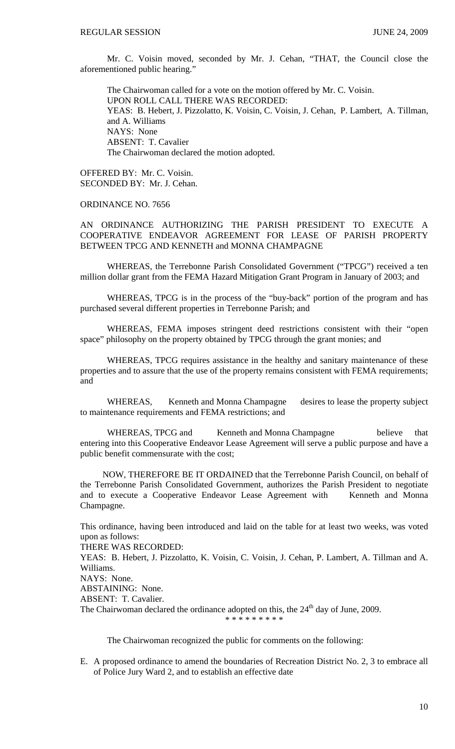Mr. C. Voisin moved, seconded by Mr. J. Cehan, "THAT, the Council close the aforementioned public hearing."

The Chairwoman called for a vote on the motion offered by Mr. C. Voisin.
UPON ROLL CALL THERE WAS RECORDED:
YEAS: B. Hebert, J. Pizzolatto, K. Voisin, C. Voisin, J. Cehan, P. Lambert, A. Tillman, and A. Williams
NAYS: None
ABSENT: T. Cavalier
The Chairwoman declared the motion adopted.

OFFERED BY: Mr. C. Voisin.
SECONDED BY: Mr. J. Cehan.

ORDINANCE NO. 7656

AN ORDINANCE AUTHORIZING THE PARISH PRESIDENT TO EXECUTE A COOPERATIVE ENDEAVOR AGREEMENT FOR LEASE OF PARISH PROPERTY BETWEEN TPCG AND KENNETH and MONNA CHAMPAGNE

WHEREAS, the Terrebonne Parish Consolidated Government ("TPCG") received a ten million dollar grant from the FEMA Hazard Mitigation Grant Program in January of 2003; and

WHEREAS, TPCG is in the process of the "buy-back" portion of the program and has purchased several different properties in Terrebonne Parish; and

WHEREAS, FEMA imposes stringent deed restrictions consistent with their "open space" philosophy on the property obtained by TPCG through the grant monies; and

WHEREAS, TPCG requires assistance in the healthy and sanitary maintenance of these properties and to assure that the use of the property remains consistent with FEMA requirements; and

WHEREAS, Kenneth and Monna Champagne desires to lease the property subject to maintenance requirements and FEMA restrictions; and

WHEREAS, TPCG and Kenneth and Monna Champagne believe that entering into this Cooperative Endeavor Lease Agreement will serve a public purpose and have a public benefit commensurate with the cost;

NOW, THEREFORE BE IT ORDAINED that the Terrebonne Parish Council, on behalf of the Terrebonne Parish Consolidated Government, authorizes the Parish President to negotiate and to execute a Cooperative Endeavor Lease Agreement with Kenneth and Monna Champagne.

This ordinance, having been introduced and laid on the table for at least two weeks, was voted upon as follows:
THERE WAS RECORDED:
YEAS: B. Hebert, J. Pizzolatto, K. Voisin, C. Voisin, J. Cehan, P. Lambert, A. Tillman and A. Williams.
NAYS: None.
ABSTAINING: None.
ABSENT: T. Cavalier.
The Chairwoman declared the ordinance adopted on this, the 24th day of June, 2009.

\* \* \* \* \* \* \* \* \*

The Chairwoman recognized the public for comments on the following:

E. A proposed ordinance to amend the boundaries of Recreation District No. 2, 3 to embrace all of Police Jury Ward 2, and to establish an effective date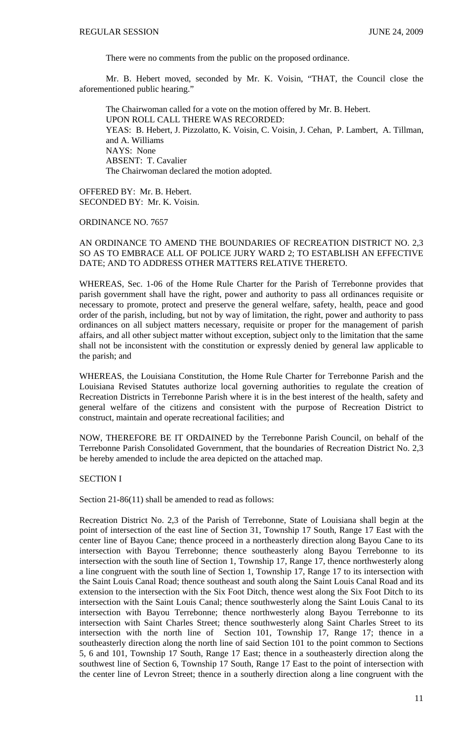There were no comments from the public on the proposed ordinance.

Mr. B. Hebert moved, seconded by Mr. K. Voisin, "THAT, the Council close the aforementioned public hearing."

The Chairwoman called for a vote on the motion offered by Mr. B. Hebert.
UPON ROLL CALL THERE WAS RECORDED:
YEAS: B. Hebert, J. Pizzolatto, K. Voisin, C. Voisin, J. Cehan, P. Lambert, A. Tillman, and A. Williams
NAYS: None
ABSENT: T. Cavalier
The Chairwoman declared the motion adopted.

OFFERED BY: Mr. B. Hebert.
SECONDED BY: Mr. K. Voisin.

ORDINANCE NO. 7657

AN ORDINANCE TO AMEND THE BOUNDARIES OF RECREATION DISTRICT NO. 2,3 SO AS TO EMBRACE ALL OF POLICE JURY WARD 2; TO ESTABLISH AN EFFECTIVE DATE; AND TO ADDRESS OTHER MATTERS RELATIVE THERETO.

WHEREAS, Sec. 1-06 of the Home Rule Charter for the Parish of Terrebonne provides that parish government shall have the right, power and authority to pass all ordinances requisite or necessary to promote, protect and preserve the general welfare, safety, health, peace and good order of the parish, including, but not by way of limitation, the right, power and authority to pass ordinances on all subject matters necessary, requisite or proper for the management of parish affairs, and all other subject matter without exception, subject only to the limitation that the same shall not be inconsistent with the constitution or expressly denied by general law applicable to the parish; and

WHEREAS, the Louisiana Constitution, the Home Rule Charter for Terrebonne Parish and the Louisiana Revised Statutes authorize local governing authorities to regulate the creation of Recreation Districts in Terrebonne Parish where it is in the best interest of the health, safety and general welfare of the citizens and consistent with the purpose of Recreation District to construct, maintain and operate recreational facilities; and

NOW, THEREFORE BE IT ORDAINED by the Terrebonne Parish Council, on behalf of the Terrebonne Parish Consolidated Government, that the boundaries of Recreation District No. 2,3 be hereby amended to include the area depicted on the attached map.

SECTION I

Section 21-86(11) shall be amended to read as follows:

Recreation District No. 2,3 of the Parish of Terrebonne, State of Louisiana shall begin at the point of intersection of the east line of Section 31, Township 17 South, Range 17 East with the center line of Bayou Cane; thence proceed in a northeasterly direction along Bayou Cane to its intersection with Bayou Terrebonne; thence southeasterly along Bayou Terrebonne to its intersection with the south line of Section 1, Township 17, Range 17, thence northwesterly along a line congruent with the south line of Section 1, Township 17, Range 17 to its intersection with the Saint Louis Canal Road; thence southeast and south along the Saint Louis Canal Road and its extension to the intersection with the Six Foot Ditch, thence west along the Six Foot Ditch to its intersection with the Saint Louis Canal; thence southwesterly along the Saint Louis Canal to its intersection with Bayou Terrebonne; thence northwesterly along Bayou Terrebonne to its intersection with Saint Charles Street; thence southwesterly along Saint Charles Street to its intersection with the north line of Section 101, Township 17, Range 17; thence in a southeasterly direction along the north line of said Section 101 to the point common to Sections 5, 6 and 101, Township 17 South, Range 17 East; thence in a southeasterly direction along the southwest line of Section 6, Township 17 South, Range 17 East to the point of intersection with the center line of Levron Street; thence in a southerly direction along a line congruent with the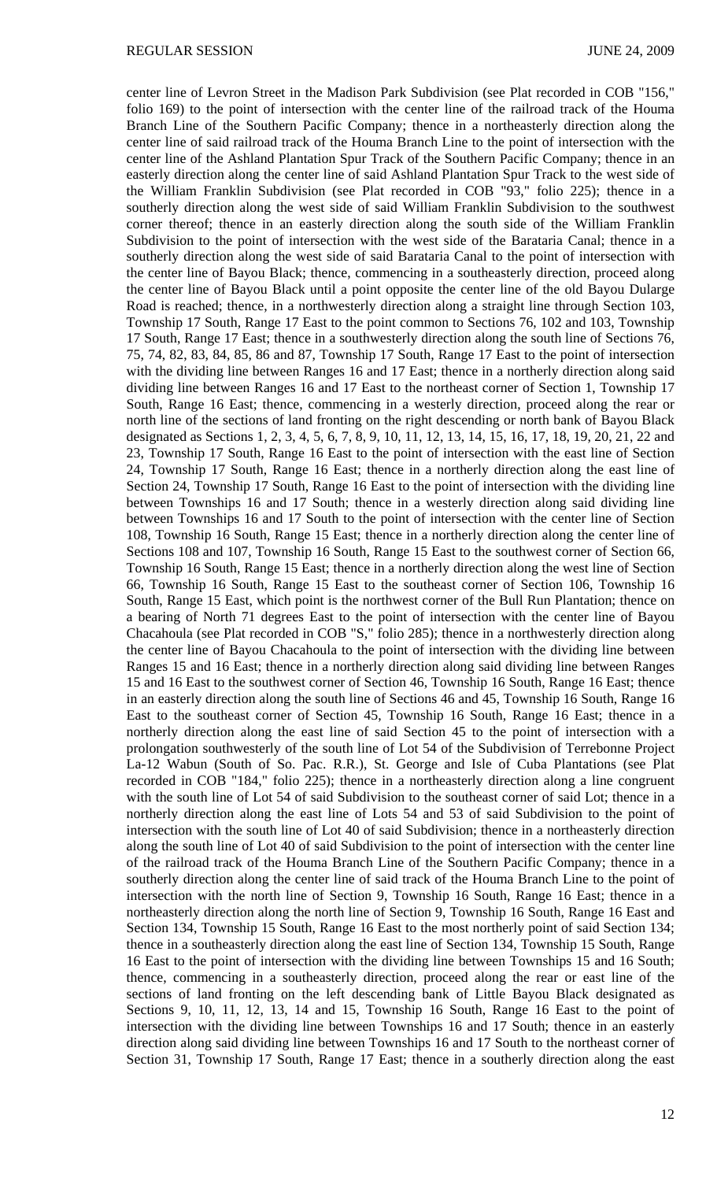center line of Levron Street in the Madison Park Subdivision (see Plat recorded in COB "156," folio 169) to the point of intersection with the center line of the railroad track of the Houma Branch Line of the Southern Pacific Company; thence in a northeasterly direction along the center line of said railroad track of the Houma Branch Line to the point of intersection with the center line of the Ashland Plantation Spur Track of the Southern Pacific Company; thence in an easterly direction along the center line of said Ashland Plantation Spur Track to the west side of the William Franklin Subdivision (see Plat recorded in COB "93," folio 225); thence in a southerly direction along the west side of said William Franklin Subdivision to the southwest corner thereof; thence in an easterly direction along the south side of the William Franklin Subdivision to the point of intersection with the west side of the Barataria Canal; thence in a southerly direction along the west side of said Barataria Canal to the point of intersection with the center line of Bayou Black; thence, commencing in a southeasterly direction, proceed along the center line of Bayou Black until a point opposite the center line of the old Bayou Dularge Road is reached; thence, in a northwesterly direction along a straight line through Section 103, Township 17 South, Range 17 East to the point common to Sections 76, 102 and 103, Township 17 South, Range 17 East; thence in a southwesterly direction along the south line of Sections 76, 75, 74, 82, 83, 84, 85, 86 and 87, Township 17 South, Range 17 East to the point of intersection with the dividing line between Ranges 16 and 17 East; thence in a northerly direction along said dividing line between Ranges 16 and 17 East to the northeast corner of Section 1, Township 17 South, Range 16 East; thence, commencing in a westerly direction, proceed along the rear or north line of the sections of land fronting on the right descending or north bank of Bayou Black designated as Sections 1, 2, 3, 4, 5, 6, 7, 8, 9, 10, 11, 12, 13, 14, 15, 16, 17, 18, 19, 20, 21, 22 and 23, Township 17 South, Range 16 East to the point of intersection with the east line of Section 24, Township 17 South, Range 16 East; thence in a northerly direction along the east line of Section 24, Township 17 South, Range 16 East to the point of intersection with the dividing line between Townships 16 and 17 South; thence in a westerly direction along said dividing line between Townships 16 and 17 South to the point of intersection with the center line of Section 108, Township 16 South, Range 15 East; thence in a northerly direction along the center line of Sections 108 and 107, Township 16 South, Range 15 East to the southwest corner of Section 66, Township 16 South, Range 15 East; thence in a northerly direction along the west line of Section 66, Township 16 South, Range 15 East to the southeast corner of Section 106, Township 16 South, Range 15 East, which point is the northwest corner of the Bull Run Plantation; thence on a bearing of North 71 degrees East to the point of intersection with the center line of Bayou Chacahoula (see Plat recorded in COB "S," folio 285); thence in a northwesterly direction along the center line of Bayou Chacahoula to the point of intersection with the dividing line between Ranges 15 and 16 East; thence in a northerly direction along said dividing line between Ranges 15 and 16 East to the southwest corner of Section 46, Township 16 South, Range 16 East; thence in an easterly direction along the south line of Sections 46 and 45, Township 16 South, Range 16 East to the southeast corner of Section 45, Township 16 South, Range 16 East; thence in a northerly direction along the east line of said Section 45 to the point of intersection with a prolongation southwesterly of the south line of Lot 54 of the Subdivision of Terrebonne Project La-12 Wabun (South of So. Pac. R.R.), St. George and Isle of Cuba Plantations (see Plat recorded in COB "184," folio 225); thence in a northeasterly direction along a line congruent with the south line of Lot 54 of said Subdivision to the southeast corner of said Lot; thence in a northerly direction along the east line of Lots 54 and 53 of said Subdivision to the point of intersection with the south line of Lot 40 of said Subdivision; thence in a northeasterly direction along the south line of Lot 40 of said Subdivision to the point of intersection with the center line of the railroad track of the Houma Branch Line of the Southern Pacific Company; thence in a southerly direction along the center line of said track of the Houma Branch Line to the point of intersection with the north line of Section 9, Township 16 South, Range 16 East; thence in a northeasterly direction along the north line of Section 9, Township 16 South, Range 16 East and Section 134, Township 15 South, Range 16 East to the most northerly point of said Section 134; thence in a southeasterly direction along the east line of Section 134, Township 15 South, Range 16 East to the point of intersection with the dividing line between Townships 15 and 16 South; thence, commencing in a southeasterly direction, proceed along the rear or east line of the sections of land fronting on the left descending bank of Little Bayou Black designated as Sections 9, 10, 11, 12, 13, 14 and 15, Township 16 South, Range 16 East to the point of intersection with the dividing line between Townships 16 and 17 South; thence in an easterly direction along said dividing line between Townships 16 and 17 South to the northeast corner of Section 31, Township 17 South, Range 17 East; thence in a southerly direction along the east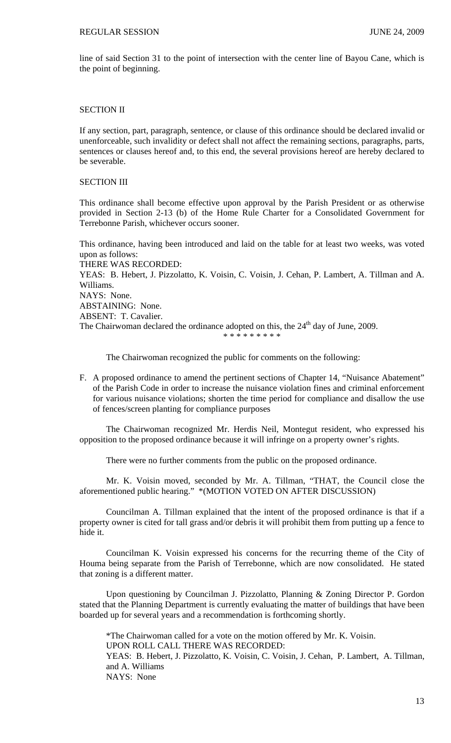line of said Section 31 to the point of intersection with the center line of Bayou Cane, which is the point of beginning.

SECTION II

If any section, part, paragraph, sentence, or clause of this ordinance should be declared invalid or unenforceable, such invalidity or defect shall not affect the remaining sections, paragraphs, parts, sentences or clauses hereof and, to this end, the several provisions hereof are hereby declared to be severable.

SECTION III

This ordinance shall become effective upon approval by the Parish President or as otherwise provided in Section 2-13 (b) of the Home Rule Charter for a Consolidated Government for Terrebonne Parish, whichever occurs sooner.

This ordinance, having been introduced and laid on the table for at least two weeks, was voted upon as follows:
THERE WAS RECORDED:
YEAS: B. Hebert, J. Pizzolatto, K. Voisin, C. Voisin, J. Cehan, P. Lambert, A. Tillman and A. Williams.
NAYS: None.
ABSTAINING: None.
ABSENT: T. Cavalier.
The Chairwoman declared the ordinance adopted on this, the 24th day of June, 2009.

\* \* \* \* \* \* \* \* \*

The Chairwoman recognized the public for comments on the following:

F. A proposed ordinance to amend the pertinent sections of Chapter 14, "Nuisance Abatement" of the Parish Code in order to increase the nuisance violation fines and criminal enforcement for various nuisance violations; shorten the time period for compliance and disallow the use of fences/screen planting for compliance purposes

The Chairwoman recognized Mr. Herdis Neil, Montegut resident, who expressed his opposition to the proposed ordinance because it will infringe on a property owner's rights.

There were no further comments from the public on the proposed ordinance.

Mr. K. Voisin moved, seconded by Mr. A. Tillman, "THAT, the Council close the aforementioned public hearing." *(MOTION VOTED ON AFTER DISCUSSION)

Councilman A. Tillman explained that the intent of the proposed ordinance is that if a property owner is cited for tall grass and/or debris it will prohibit them from putting up a fence to hide it.

Councilman K. Voisin expressed his concerns for the recurring theme of the City of Houma being separate from the Parish of Terrebonne, which are now consolidated. He stated that zoning is a different matter.

Upon questioning by Councilman J. Pizzolatto, Planning & Zoning Director P. Gordon stated that the Planning Department is currently evaluating the matter of buildings that have been boarded up for several years and a recommendation is forthcoming shortly.

*The Chairwoman called for a vote on the motion offered by Mr. K. Voisin.
UPON ROLL CALL THERE WAS RECORDED:
YEAS: B. Hebert, J. Pizzolatto, K. Voisin, C. Voisin, J. Cehan, P. Lambert, A. Tillman, and A. Williams
NAYS: None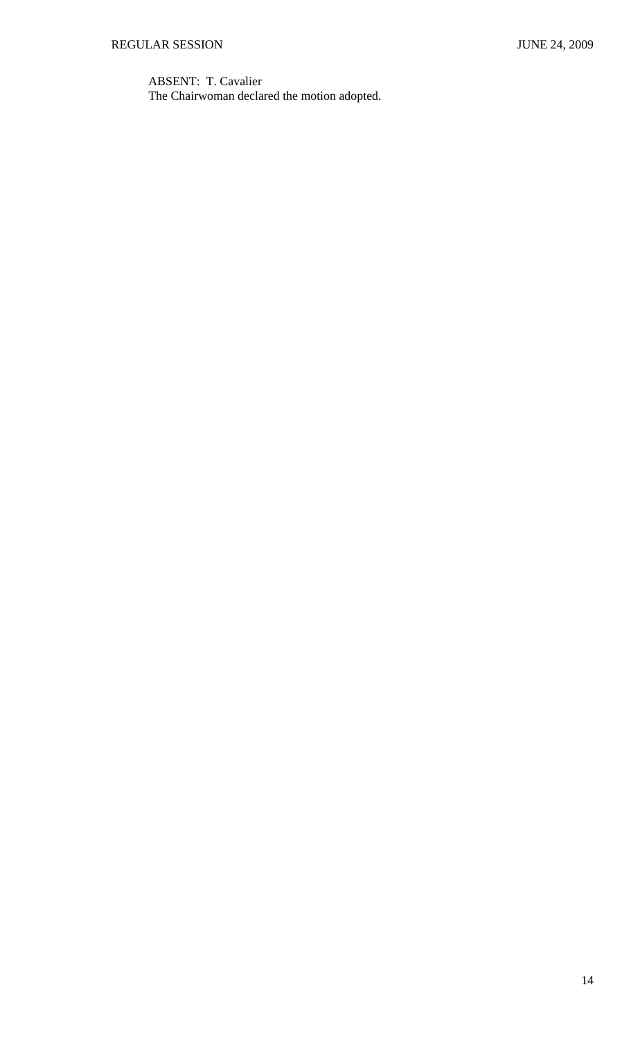ABSENT: T. Cavalier
The Chairwoman declared the motion adopted.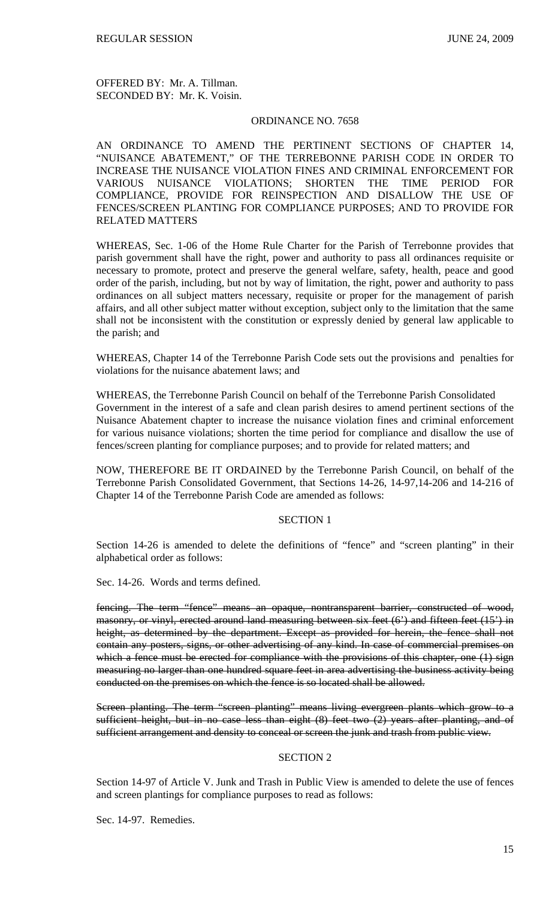OFFERED BY: Mr. A. Tillman.
SECONDED BY: Mr. K. Voisin.

## ORDINANCE NO. 7658

AN ORDINANCE TO AMEND THE PERTINENT SECTIONS OF CHAPTER 14, "NUISANCE ABATEMENT," OF THE TERREBONNE PARISH CODE IN ORDER TO INCREASE THE NUISANCE VIOLATION FINES AND CRIMINAL ENFORCEMENT FOR VARIOUS NUISANCE VIOLATIONS; SHORTEN THE TIME PERIOD FOR COMPLIANCE, PROVIDE FOR REINSPECTION AND DISALLOW THE USE OF FENCES/SCREEN PLANTING FOR COMPLIANCE PURPOSES; AND TO PROVIDE FOR RELATED MATTERS

WHEREAS, Sec. 1-06 of the Home Rule Charter for the Parish of Terrebonne provides that parish government shall have the right, power and authority to pass all ordinances requisite or necessary to promote, protect and preserve the general welfare, safety, health, peace and good order of the parish, including, but not by way of limitation, the right, power and authority to pass ordinances on all subject matters necessary, requisite or proper for the management of parish affairs, and all other subject matter without exception, subject only to the limitation that the same shall not be inconsistent with the constitution or expressly denied by general law applicable to the parish; and

WHEREAS, Chapter 14 of the Terrebonne Parish Code sets out the provisions and penalties for violations for the nuisance abatement laws; and

WHEREAS, the Terrebonne Parish Council on behalf of the Terrebonne Parish Consolidated Government in the interest of a safe and clean parish desires to amend pertinent sections of the Nuisance Abatement chapter to increase the nuisance violation fines and criminal enforcement for various nuisance violations; shorten the time period for compliance and disallow the use of fences/screen planting for compliance purposes; and to provide for related matters; and

NOW, THEREFORE BE IT ORDAINED by the Terrebonne Parish Council, on behalf of the Terrebonne Parish Consolidated Government, that Sections 14-26, 14-97,14-206 and 14-216 of Chapter 14 of the Terrebonne Parish Code are amended as follows:

### SECTION 1

Section 14-26 is amended to delete the definitions of "fence" and "screen planting" in their alphabetical order as follows:

Sec. 14-26. Words and terms defined.

~~fencing. The term "fence" means an opaque, nontransparent barrier, constructed of wood, masonry, or vinyl, erected around land measuring between six feet (6') and fifteen feet (15') in height, as determined by the department. Except as provided for herein, the fence shall not contain any posters, signs, or other advertising of any kind. In case of commercial premises on which a fence must be erected for compliance with the provisions of this chapter, one (1) sign measuring no larger than one hundred square feet in area advertising the business activity being conducted on the premises on which the fence is so located shall be allowed.~~

~~Screen planting. The term "screen planting" means living evergreen plants which grow to a sufficient height, but in no case less than eight (8) feet two (2) years after planting, and of sufficient arrangement and density to conceal or screen the junk and trash from public view.~~

### SECTION 2

Section 14-97 of Article V. Junk and Trash in Public View is amended to delete the use of fences and screen plantings for compliance purposes to read as follows:

Sec. 14-97. Remedies.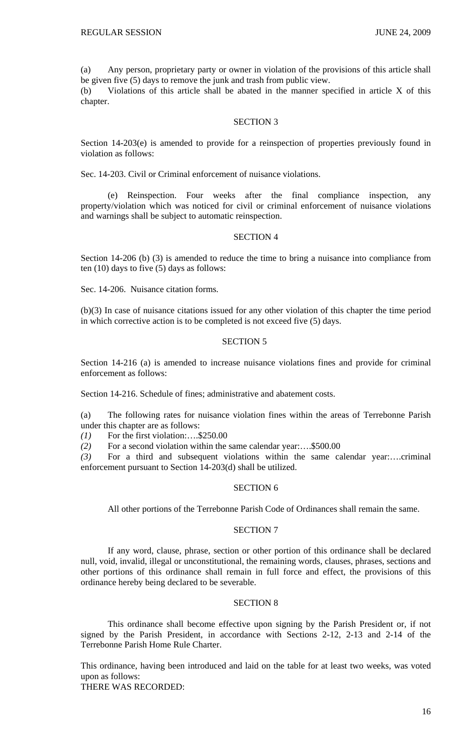(a) Any person, proprietary party or owner in violation of the provisions of this article shall be given five (5) days to remove the junk and trash from public view.

(b) Violations of this article shall be abated in the manner specified in article X of this chapter.

SECTION 3

Section 14-203(e) is amended to provide for a reinspection of properties previously found in violation as follows:

Sec. 14-203. Civil or Criminal enforcement of nuisance violations.

(e) Reinspection. Four weeks after the final compliance inspection, any property/violation which was noticed for civil or criminal enforcement of nuisance violations and warnings shall be subject to automatic reinspection.

SECTION 4

Section 14-206 (b) (3) is amended to reduce the time to bring a nuisance into compliance from ten (10) days to five (5) days as follows:

Sec. 14-206. Nuisance citation forms.

(b)(3) In case of nuisance citations issued for any other violation of this chapter the time period in which corrective action is to be completed is not exceed five (5) days.

SECTION 5

Section 14-216 (a) is amended to increase nuisance violations fines and provide for criminal enforcement as follows:

Section 14-216. Schedule of fines; administrative and abatement costs.

(a) The following rates for nuisance violation fines within the areas of Terrebonne Parish under this chapter are as follows:

*(1)* For the first violation:….$250.00

*(2)* For a second violation within the same calendar year:….$500.00

*(3)* For a third and subsequent violations within the same calendar year:….criminal enforcement pursuant to Section 14-203(d) shall be utilized.

SECTION 6

All other portions of the Terrebonne Parish Code of Ordinances shall remain the same.

SECTION 7

If any word, clause, phrase, section or other portion of this ordinance shall be declared null, void, invalid, illegal or unconstitutional, the remaining words, clauses, phrases, sections and other portions of this ordinance shall remain in full force and effect, the provisions of this ordinance hereby being declared to be severable.

SECTION 8

This ordinance shall become effective upon signing by the Parish President or, if not signed by the Parish President, in accordance with Sections 2-12, 2-13 and 2-14 of the Terrebonne Parish Home Rule Charter.

This ordinance, having been introduced and laid on the table for at least two weeks, was voted upon as follows:

THERE WAS RECORDED: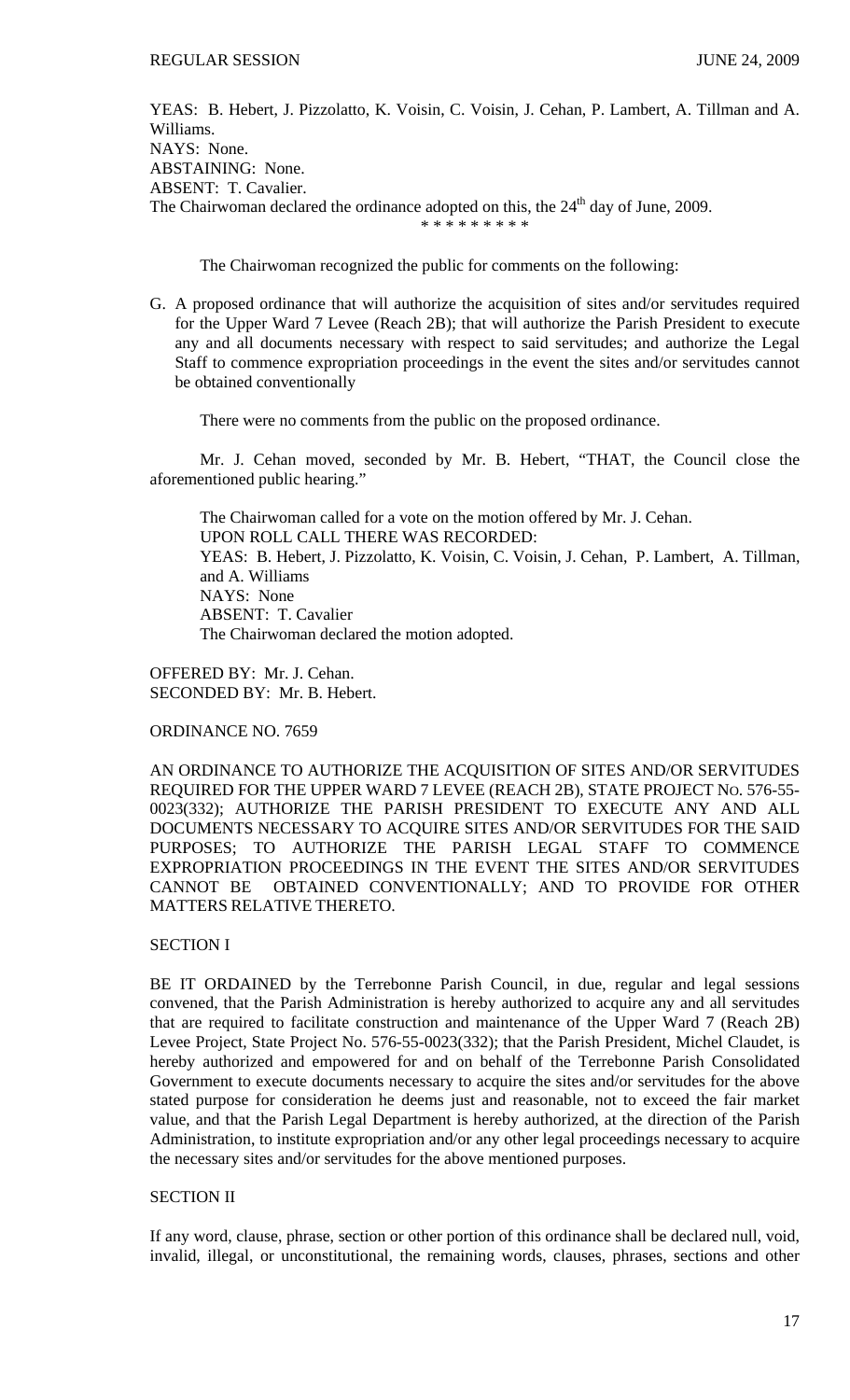YEAS: B. Hebert, J. Pizzolatto, K. Voisin, C. Voisin, J. Cehan, P. Lambert, A. Tillman and A. Williams.
NAYS: None.
ABSTAINING: None.
ABSENT: T. Cavalier.
The Chairwoman declared the ordinance adopted on this, the 24th day of June, 2009.

\* \* \* \* \* \* \* \* \*

The Chairwoman recognized the public for comments on the following:

G. A proposed ordinance that will authorize the acquisition of sites and/or servitudes required for the Upper Ward 7 Levee (Reach 2B); that will authorize the Parish President to execute any and all documents necessary with respect to said servitudes; and authorize the Legal Staff to commence expropriation proceedings in the event the sites and/or servitudes cannot be obtained conventionally

There were no comments from the public on the proposed ordinance.

Mr. J. Cehan moved, seconded by Mr. B. Hebert, "THAT, the Council close the aforementioned public hearing."

The Chairwoman called for a vote on the motion offered by Mr. J. Cehan.
UPON ROLL CALL THERE WAS RECORDED:
YEAS: B. Hebert, J. Pizzolatto, K. Voisin, C. Voisin, J. Cehan, P. Lambert, A. Tillman, and A. Williams
NAYS: None
ABSENT: T. Cavalier
The Chairwoman declared the motion adopted.

OFFERED BY: Mr. J. Cehan.
SECONDED BY: Mr. B. Hebert.

ORDINANCE NO. 7659

AN ORDINANCE TO AUTHORIZE THE ACQUISITION OF SITES AND/OR SERVITUDES REQUIRED FOR THE UPPER WARD 7 LEVEE (REACH 2B), STATE PROJECT No. 576-55-0023(332); AUTHORIZE THE PARISH PRESIDENT TO EXECUTE ANY AND ALL DOCUMENTS NECESSARY TO ACQUIRE SITES AND/OR SERVITUDES FOR THE SAID PURPOSES; TO AUTHORIZE THE PARISH LEGAL STAFF TO COMMENCE EXPROPRIATION PROCEEDINGS IN THE EVENT THE SITES AND/OR SERVITUDES CANNOT BE OBTAINED CONVENTIONALLY; AND TO PROVIDE FOR OTHER MATTERS RELATIVE THERETO.

SECTION I

BE IT ORDAINED by the Terrebonne Parish Council, in due, regular and legal sessions convened, that the Parish Administration is hereby authorized to acquire any and all servitudes that are required to facilitate construction and maintenance of the Upper Ward 7 (Reach 2B) Levee Project, State Project No. 576-55-0023(332); that the Parish President, Michel Claudet, is hereby authorized and empowered for and on behalf of the Terrebonne Parish Consolidated Government to execute documents necessary to acquire the sites and/or servitudes for the above stated purpose for consideration he deems just and reasonable, not to exceed the fair market value, and that the Parish Legal Department is hereby authorized, at the direction of the Parish Administration, to institute expropriation and/or any other legal proceedings necessary to acquire the necessary sites and/or servitudes for the above mentioned purposes.

SECTION II

If any word, clause, phrase, section or other portion of this ordinance shall be declared null, void, invalid, illegal, or unconstitutional, the remaining words, clauses, phrases, sections and other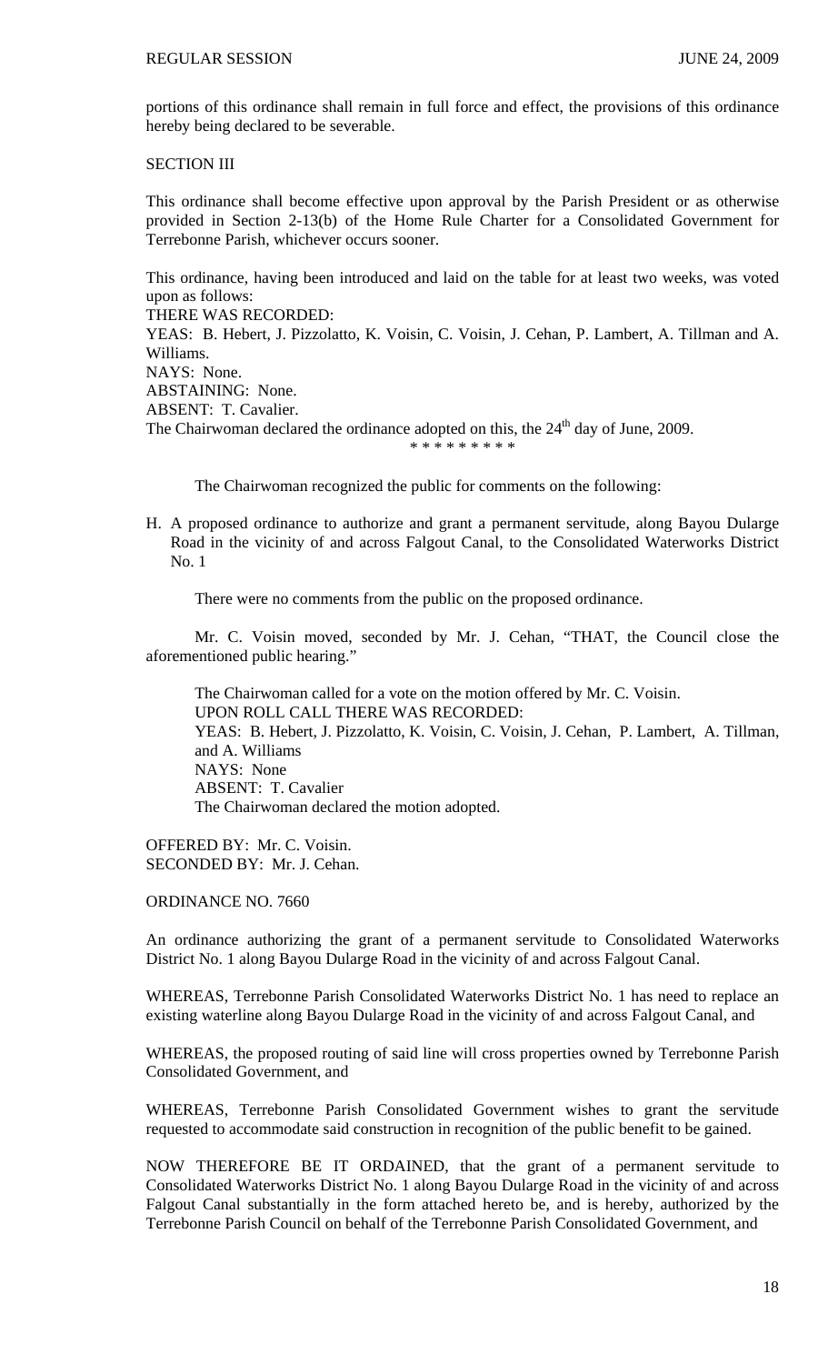portions of this ordinance shall remain in full force and effect, the provisions of this ordinance hereby being declared to be severable.

SECTION III

This ordinance shall become effective upon approval by the Parish President or as otherwise provided in Section 2-13(b) of the Home Rule Charter for a Consolidated Government for Terrebonne Parish, whichever occurs sooner.

This ordinance, having been introduced and laid on the table for at least two weeks, was voted upon as follows:
THERE WAS RECORDED:
YEAS: B. Hebert, J. Pizzolatto, K. Voisin, C. Voisin, J. Cehan, P. Lambert, A. Tillman and A. Williams.
NAYS: None.
ABSTAINING: None.
ABSENT: T. Cavalier.
The Chairwoman declared the ordinance adopted on this, the 24th day of June, 2009.

\* \* \* \* \* \* \* \* \*

The Chairwoman recognized the public for comments on the following:

H. A proposed ordinance to authorize and grant a permanent servitude, along Bayou Dularge Road in the vicinity of and across Falgout Canal, to the Consolidated Waterworks District No. 1

There were no comments from the public on the proposed ordinance.

Mr. C. Voisin moved, seconded by Mr. J. Cehan, "THAT, the Council close the aforementioned public hearing."

The Chairwoman called for a vote on the motion offered by Mr. C. Voisin.
UPON ROLL CALL THERE WAS RECORDED:
YEAS: B. Hebert, J. Pizzolatto, K. Voisin, C. Voisin, J. Cehan, P. Lambert, A. Tillman, and A. Williams
NAYS: None
ABSENT: T. Cavalier
The Chairwoman declared the motion adopted.

OFFERED BY: Mr. C. Voisin.
SECONDED BY: Mr. J. Cehan.

ORDINANCE NO. 7660

An ordinance authorizing the grant of a permanent servitude to Consolidated Waterworks District No. 1 along Bayou Dularge Road in the vicinity of and across Falgout Canal.

WHEREAS, Terrebonne Parish Consolidated Waterworks District No. 1 has need to replace an existing waterline along Bayou Dularge Road in the vicinity of and across Falgout Canal, and

WHEREAS, the proposed routing of said line will cross properties owned by Terrebonne Parish Consolidated Government, and

WHEREAS, Terrebonne Parish Consolidated Government wishes to grant the servitude requested to accommodate said construction in recognition of the public benefit to be gained.

NOW THEREFORE BE IT ORDAINED, that the grant of a permanent servitude to Consolidated Waterworks District No. 1 along Bayou Dularge Road in the vicinity of and across Falgout Canal substantially in the form attached hereto be, and is hereby, authorized by the Terrebonne Parish Council on behalf of the Terrebonne Parish Consolidated Government, and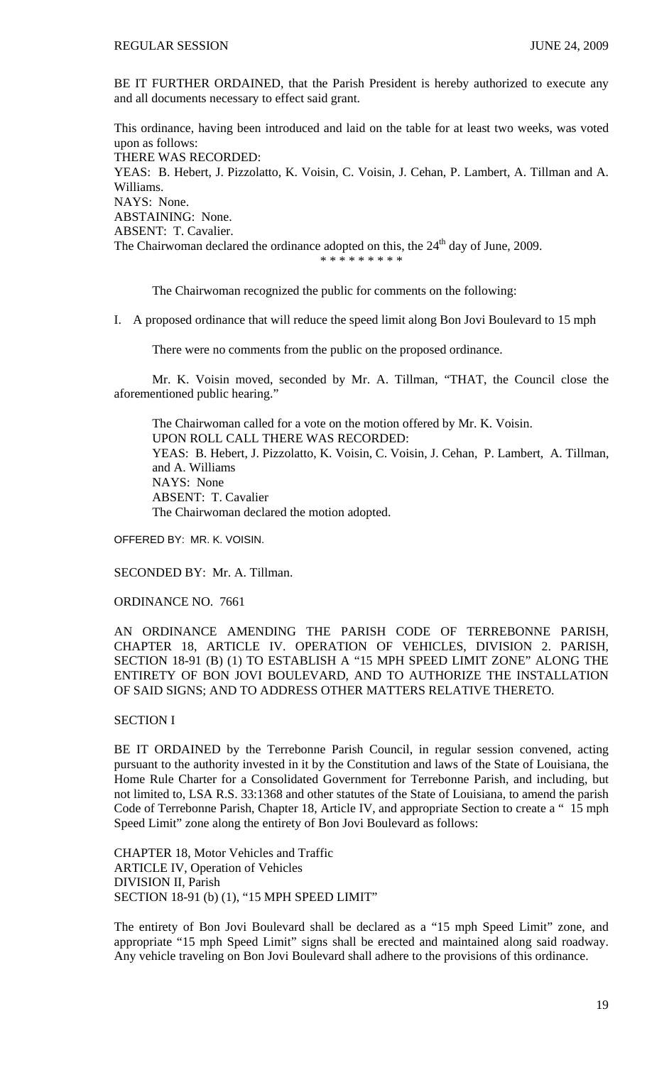BE IT FURTHER ORDAINED, that the Parish President is hereby authorized to execute any and all documents necessary to effect said grant.

This ordinance, having been introduced and laid on the table for at least two weeks, was voted upon as follows:

THERE WAS RECORDED:

YEAS: B. Hebert, J. Pizzolatto, K. Voisin, C. Voisin, J. Cehan, P. Lambert, A. Tillman and A. Williams.

NAYS: None.

ABSTAINING: None.

ABSENT: T. Cavalier.

The Chairwoman declared the ordinance adopted on this, the 24th day of June, 2009.

\* \* \* \* \* \* \* \* \*

The Chairwoman recognized the public for comments on the following:

I. A proposed ordinance that will reduce the speed limit along Bon Jovi Boulevard to 15 mph

There were no comments from the public on the proposed ordinance.

Mr. K. Voisin moved, seconded by Mr. A. Tillman, "THAT, the Council close the aforementioned public hearing."

The Chairwoman called for a vote on the motion offered by Mr. K. Voisin.

UPON ROLL CALL THERE WAS RECORDED:

YEAS: B. Hebert, J. Pizzolatto, K. Voisin, C. Voisin, J. Cehan, P. Lambert, A. Tillman, and A. Williams

NAYS: None

ABSENT: T. Cavalier

The Chairwoman declared the motion adopted.

OFFERED BY: MR. K. VOISIN.

SECONDED BY: Mr. A. Tillman.

ORDINANCE NO. 7661

AN ORDINANCE AMENDING THE PARISH CODE OF TERREBONNE PARISH, CHAPTER 18, ARTICLE IV. OPERATION OF VEHICLES, DIVISION 2. PARISH, SECTION 18-91 (B) (1) TO ESTABLISH A "15 MPH SPEED LIMIT ZONE" ALONG THE ENTIRETY OF BON JOVI BOULEVARD, AND TO AUTHORIZE THE INSTALLATION OF SAID SIGNS; AND TO ADDRESS OTHER MATTERS RELATIVE THERETO.

SECTION I

BE IT ORDAINED by the Terrebonne Parish Council, in regular session convened, acting pursuant to the authority invested in it by the Constitution and laws of the State of Louisiana, the Home Rule Charter for a Consolidated Government for Terrebonne Parish, and including, but not limited to, LSA R.S. 33:1368 and other statutes of the State of Louisiana, to amend the parish Code of Terrebonne Parish, Chapter 18, Article IV, and appropriate Section to create a " 15 mph Speed Limit" zone along the entirety of Bon Jovi Boulevard as follows:

CHAPTER 18, Motor Vehicles and Traffic
ARTICLE IV, Operation of Vehicles
DIVISION II, Parish
SECTION 18-91 (b) (1), "15 MPH SPEED LIMIT"

The entirety of Bon Jovi Boulevard shall be declared as a "15 mph Speed Limit" zone, and appropriate "15 mph Speed Limit" signs shall be erected and maintained along said roadway. Any vehicle traveling on Bon Jovi Boulevard shall adhere to the provisions of this ordinance.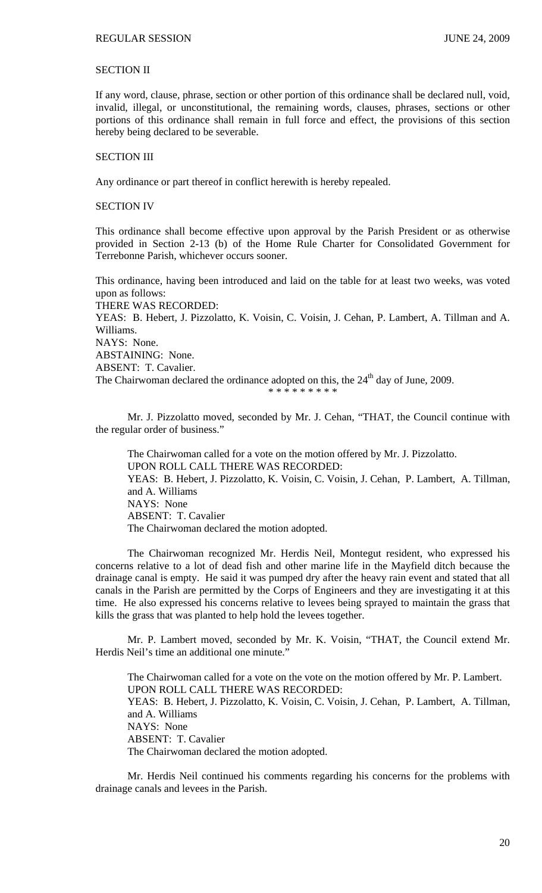SECTION II

If any word, clause, phrase, section or other portion of this ordinance shall be declared null, void, invalid, illegal, or unconstitutional, the remaining words, clauses, phrases, sections or other portions of this ordinance shall remain in full force and effect, the provisions of this section hereby being declared to be severable.

SECTION III

Any ordinance or part thereof in conflict herewith is hereby repealed.

SECTION IV

This ordinance shall become effective upon approval by the Parish President or as otherwise provided in Section 2-13 (b) of the Home Rule Charter for Consolidated Government for Terrebonne Parish, whichever occurs sooner.

This ordinance, having been introduced and laid on the table for at least two weeks, was voted upon as follows:
THERE WAS RECORDED:
YEAS: B. Hebert, J. Pizzolatto, K. Voisin, C. Voisin, J. Cehan, P. Lambert, A. Tillman and A. Williams.
NAYS: None.
ABSTAINING: None.
ABSENT: T. Cavalier.
The Chairwoman declared the ordinance adopted on this, the 24th day of June, 2009.

\* \* \* \* \* \* \* \* \*

Mr. J. Pizzolatto moved, seconded by Mr. J. Cehan, "THAT, the Council continue with the regular order of business."

The Chairwoman called for a vote on the motion offered by Mr. J. Pizzolatto.
UPON ROLL CALL THERE WAS RECORDED:
YEAS: B. Hebert, J. Pizzolatto, K. Voisin, C. Voisin, J. Cehan, P. Lambert, A. Tillman, and A. Williams
NAYS: None
ABSENT: T. Cavalier
The Chairwoman declared the motion adopted.

The Chairwoman recognized Mr. Herdis Neil, Montegut resident, who expressed his concerns relative to a lot of dead fish and other marine life in the Mayfield ditch because the drainage canal is empty. He said it was pumped dry after the heavy rain event and stated that all canals in the Parish are permitted by the Corps of Engineers and they are investigating it at this time. He also expressed his concerns relative to levees being sprayed to maintain the grass that kills the grass that was planted to help hold the levees together.

Mr. P. Lambert moved, seconded by Mr. K. Voisin, "THAT, the Council extend Mr. Herdis Neil's time an additional one minute."

The Chairwoman called for a vote on the vote on the motion offered by Mr. P. Lambert.
UPON ROLL CALL THERE WAS RECORDED:
YEAS: B. Hebert, J. Pizzolatto, K. Voisin, C. Voisin, J. Cehan, P. Lambert, A. Tillman, and A. Williams
NAYS: None
ABSENT: T. Cavalier
The Chairwoman declared the motion adopted.

Mr. Herdis Neil continued his comments regarding his concerns for the problems with drainage canals and levees in the Parish.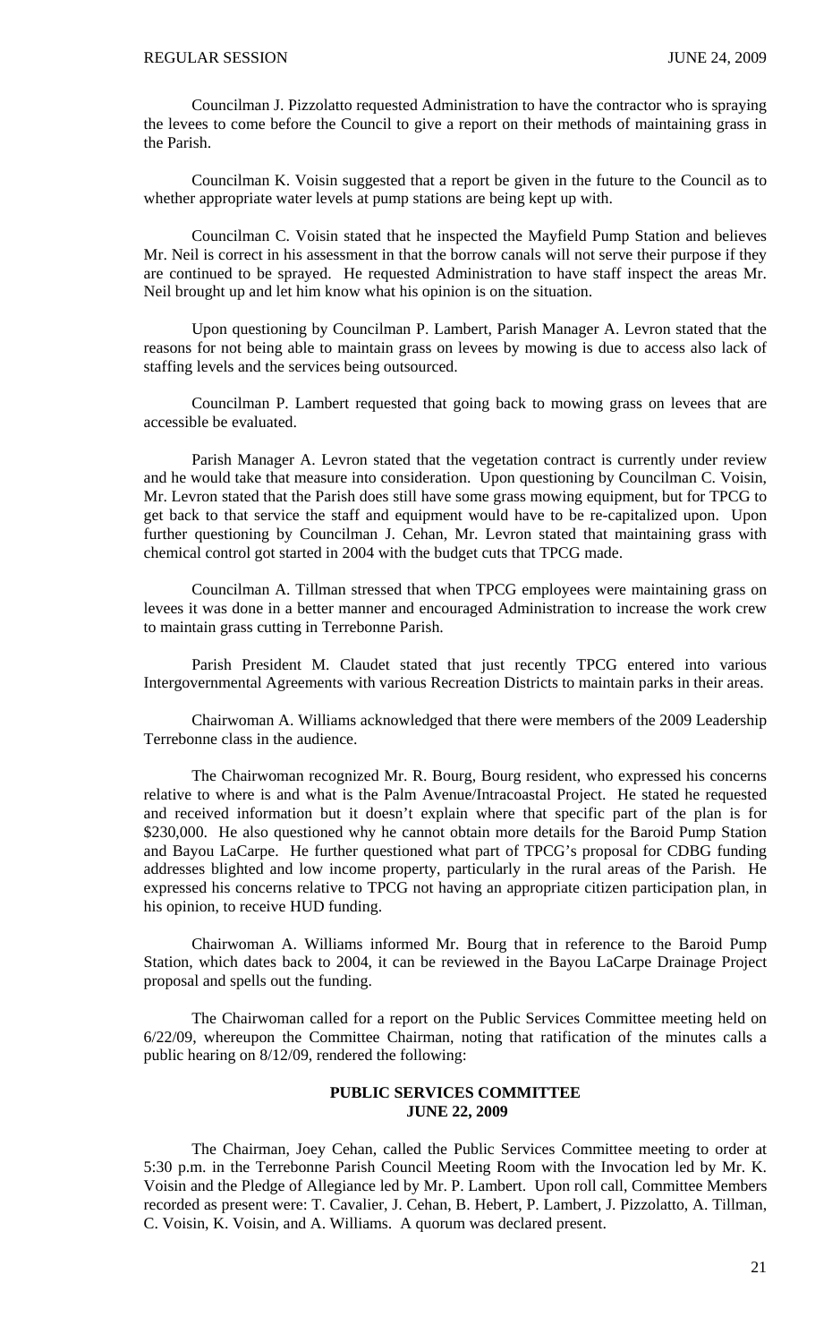Councilman J. Pizzolatto requested Administration to have the contractor who is spraying the levees to come before the Council to give a report on their methods of maintaining grass in the Parish.

Councilman K. Voisin suggested that a report be given in the future to the Council as to whether appropriate water levels at pump stations are being kept up with.

Councilman C. Voisin stated that he inspected the Mayfield Pump Station and believes Mr. Neil is correct in his assessment in that the borrow canals will not serve their purpose if they are continued to be sprayed. He requested Administration to have staff inspect the areas Mr. Neil brought up and let him know what his opinion is on the situation.

Upon questioning by Councilman P. Lambert, Parish Manager A. Levron stated that the reasons for not being able to maintain grass on levees by mowing is due to access also lack of staffing levels and the services being outsourced.

Councilman P. Lambert requested that going back to mowing grass on levees that are accessible be evaluated.

Parish Manager A. Levron stated that the vegetation contract is currently under review and he would take that measure into consideration. Upon questioning by Councilman C. Voisin, Mr. Levron stated that the Parish does still have some grass mowing equipment, but for TPCG to get back to that service the staff and equipment would have to be re-capitalized upon. Upon further questioning by Councilman J. Cehan, Mr. Levron stated that maintaining grass with chemical control got started in 2004 with the budget cuts that TPCG made.

Councilman A. Tillman stressed that when TPCG employees were maintaining grass on levees it was done in a better manner and encouraged Administration to increase the work crew to maintain grass cutting in Terrebonne Parish.

Parish President M. Claudet stated that just recently TPCG entered into various Intergovernmental Agreements with various Recreation Districts to maintain parks in their areas.

Chairwoman A. Williams acknowledged that there were members of the 2009 Leadership Terrebonne class in the audience.

The Chairwoman recognized Mr. R. Bourg, Bourg resident, who expressed his concerns relative to where is and what is the Palm Avenue/Intracoastal Project. He stated he requested and received information but it doesn't explain where that specific part of the plan is for $230,000. He also questioned why he cannot obtain more details for the Baroid Pump Station and Bayou LaCarpe. He further questioned what part of TPCG's proposal for CDBG funding addresses blighted and low income property, particularly in the rural areas of the Parish. He expressed his concerns relative to TPCG not having an appropriate citizen participation plan, in his opinion, to receive HUD funding.

Chairwoman A. Williams informed Mr. Bourg that in reference to the Baroid Pump Station, which dates back to 2004, it can be reviewed in the Bayou LaCarpe Drainage Project proposal and spells out the funding.

The Chairwoman called for a report on the Public Services Committee meeting held on 6/22/09, whereupon the Committee Chairman, noting that ratification of the minutes calls a public hearing on 8/12/09, rendered the following:

**PUBLIC SERVICES COMMITTEE**
**JUNE 22, 2009**

The Chairman, Joey Cehan, called the Public Services Committee meeting to order at 5:30 p.m. in the Terrebonne Parish Council Meeting Room with the Invocation led by Mr. K. Voisin and the Pledge of Allegiance led by Mr. P. Lambert. Upon roll call, Committee Members recorded as present were: T. Cavalier, J. Cehan, B. Hebert, P. Lambert, J. Pizzolatto, A. Tillman, C. Voisin, K. Voisin, and A. Williams. A quorum was declared present.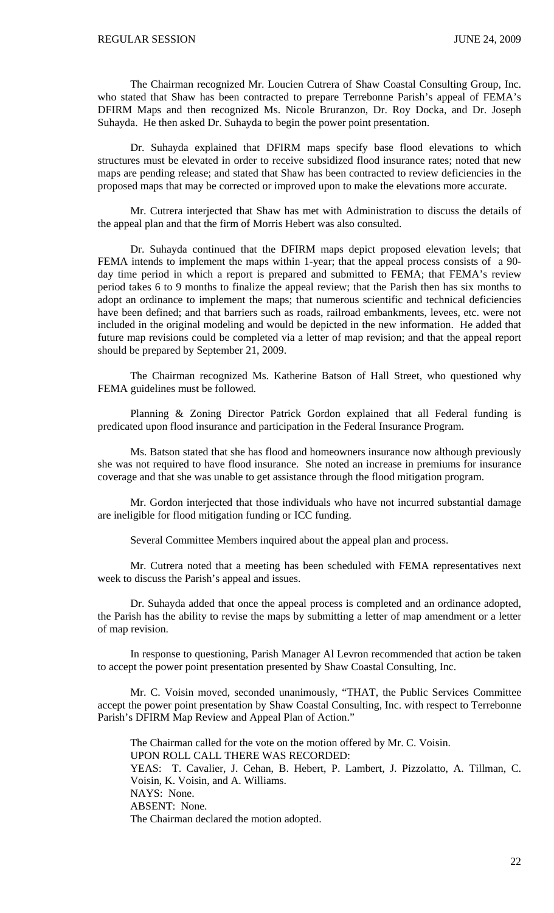The Chairman recognized Mr. Loucien Cutrera of Shaw Coastal Consulting Group, Inc. who stated that Shaw has been contracted to prepare Terrebonne Parish's appeal of FEMA's DFIRM Maps and then recognized Ms. Nicole Bruranzon, Dr. Roy Docka, and Dr. Joseph Suhayda. He then asked Dr. Suhayda to begin the power point presentation.

Dr. Suhayda explained that DFIRM maps specify base flood elevations to which structures must be elevated in order to receive subsidized flood insurance rates; noted that new maps are pending release; and stated that Shaw has been contracted to review deficiencies in the proposed maps that may be corrected or improved upon to make the elevations more accurate.

Mr. Cutrera interjected that Shaw has met with Administration to discuss the details of the appeal plan and that the firm of Morris Hebert was also consulted.

Dr. Suhayda continued that the DFIRM maps depict proposed elevation levels; that FEMA intends to implement the maps within 1-year; that the appeal process consists of a 90-day time period in which a report is prepared and submitted to FEMA; that FEMA's review period takes 6 to 9 months to finalize the appeal review; that the Parish then has six months to adopt an ordinance to implement the maps; that numerous scientific and technical deficiencies have been defined; and that barriers such as roads, railroad embankments, levees, etc. were not included in the original modeling and would be depicted in the new information. He added that future map revisions could be completed via a letter of map revision; and that the appeal report should be prepared by September 21, 2009.

The Chairman recognized Ms. Katherine Batson of Hall Street, who questioned why FEMA guidelines must be followed.

Planning & Zoning Director Patrick Gordon explained that all Federal funding is predicated upon flood insurance and participation in the Federal Insurance Program.

Ms. Batson stated that she has flood and homeowners insurance now although previously she was not required to have flood insurance. She noted an increase in premiums for insurance coverage and that she was unable to get assistance through the flood mitigation program.

Mr. Gordon interjected that those individuals who have not incurred substantial damage are ineligible for flood mitigation funding or ICC funding.

Several Committee Members inquired about the appeal plan and process.

Mr. Cutrera noted that a meeting has been scheduled with FEMA representatives next week to discuss the Parish's appeal and issues.

Dr. Suhayda added that once the appeal process is completed and an ordinance adopted, the Parish has the ability to revise the maps by submitting a letter of map amendment or a letter of map revision.

In response to questioning, Parish Manager Al Levron recommended that action be taken to accept the power point presentation presented by Shaw Coastal Consulting, Inc.

Mr. C. Voisin moved, seconded unanimously, "THAT, the Public Services Committee accept the power point presentation by Shaw Coastal Consulting, Inc. with respect to Terrebonne Parish's DFIRM Map Review and Appeal Plan of Action."

The Chairman called for the vote on the motion offered by Mr. C. Voisin.
UPON ROLL CALL THERE WAS RECORDED:
YEAS: T. Cavalier, J. Cehan, B. Hebert, P. Lambert, J. Pizzolatto, A. Tillman, C. Voisin, K. Voisin, and A. Williams.
NAYS: None.
ABSENT: None.
The Chairman declared the motion adopted.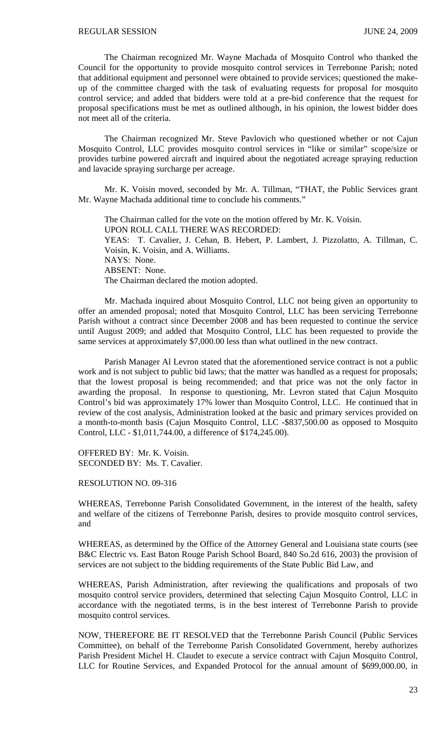The Chairman recognized Mr. Wayne Machada of Mosquito Control who thanked the Council for the opportunity to provide mosquito control services in Terrebonne Parish; noted that additional equipment and personnel were obtained to provide services; questioned the make-up of the committee charged with the task of evaluating requests for proposal for mosquito control service; and added that bidders were told at a pre-bid conference that the request for proposal specifications must be met as outlined although, in his opinion, the lowest bidder does not meet all of the criteria.

The Chairman recognized Mr. Steve Pavlovich who questioned whether or not Cajun Mosquito Control, LLC provides mosquito control services in "like or similar" scope/size or provides turbine powered aircraft and inquired about the negotiated acreage spraying reduction and lavacide spraying surcharge per acreage.

Mr. K. Voisin moved, seconded by Mr. A. Tillman, "THAT, the Public Services grant Mr. Wayne Machada additional time to conclude his comments."

The Chairman called for the vote on the motion offered by Mr. K. Voisin.
UPON ROLL CALL THERE WAS RECORDED:
YEAS: T. Cavalier, J. Cehan, B. Hebert, P. Lambert, J. Pizzolatto, A. Tillman, C. Voisin, K. Voisin, and A. Williams.
NAYS: None.
ABSENT: None.
The Chairman declared the motion adopted.

Mr. Machada inquired about Mosquito Control, LLC not being given an opportunity to offer an amended proposal; noted that Mosquito Control, LLC has been servicing Terrebonne Parish without a contract since December 2008 and has been requested to continue the service until August 2009; and added that Mosquito Control, LLC has been requested to provide the same services at approximately $7,000.00 less than what outlined in the new contract.

Parish Manager Al Levron stated that the aforementioned service contract is not a public work and is not subject to public bid laws; that the matter was handled as a request for proposals; that the lowest proposal is being recommended; and that price was not the only factor in awarding the proposal. In response to questioning, Mr. Levron stated that Cajun Mosquito Control's bid was approximately 17% lower than Mosquito Control, LLC. He continued that in review of the cost analysis, Administration looked at the basic and primary services provided on a month-to-month basis (Cajun Mosquito Control, LLC -$837,500.00 as opposed to Mosquito Control, LLC - $1,011,744.00, a difference of $174,245.00).

OFFERED BY: Mr. K. Voisin.
SECONDED BY: Ms. T. Cavalier.

RESOLUTION NO. 09-316

WHEREAS, Terrebonne Parish Consolidated Government, in the interest of the health, safety and welfare of the citizens of Terrebonne Parish, desires to provide mosquito control services, and

WHEREAS, as determined by the Office of the Attorney General and Louisiana state courts (see B&C Electric vs. East Baton Rouge Parish School Board, 840 So.2d 616, 2003) the provision of services are not subject to the bidding requirements of the State Public Bid Law, and

WHEREAS, Parish Administration, after reviewing the qualifications and proposals of two mosquito control service providers, determined that selecting Cajun Mosquito Control, LLC in accordance with the negotiated terms, is in the best interest of Terrebonne Parish to provide mosquito control services.

NOW, THEREFORE BE IT RESOLVED that the Terrebonne Parish Council (Public Services Committee), on behalf of the Terrebonne Parish Consolidated Government, hereby authorizes Parish President Michel H. Claudet to execute a service contract with Cajun Mosquito Control, LLC for Routine Services, and Expanded Protocol for the annual amount of $699,000.00, in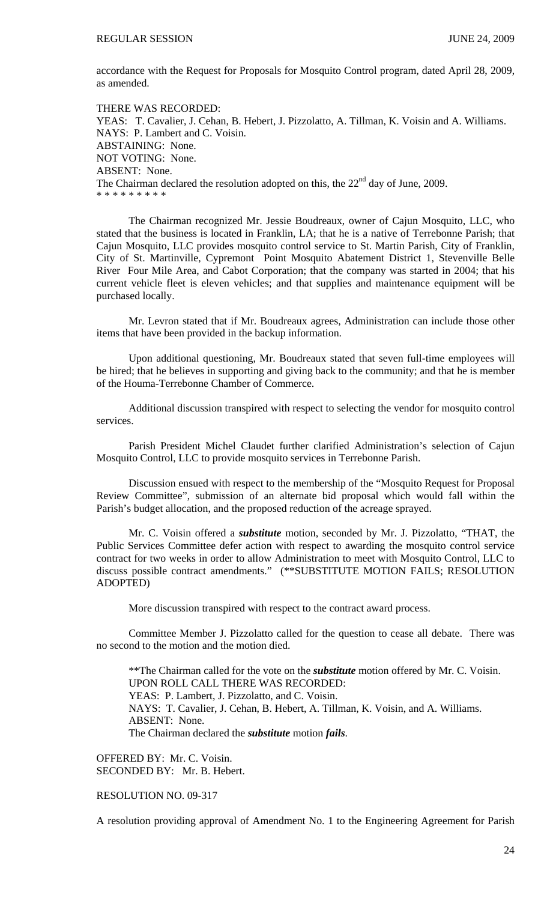accordance with the Request for Proposals for Mosquito Control program, dated April 28, 2009, as amended.

THERE WAS RECORDED:
YEAS: T. Cavalier, J. Cehan, B. Hebert, J. Pizzolatto, A. Tillman, K. Voisin and A. Williams.
NAYS: P. Lambert and C. Voisin.
ABSTAINING: None.
NOT VOTING: None.
ABSENT: None.
The Chairman declared the resolution adopted on this, the 22nd day of June, 2009.
* * * * * * * * *

The Chairman recognized Mr. Jessie Boudreaux, owner of Cajun Mosquito, LLC, who stated that the business is located in Franklin, LA; that he is a native of Terrebonne Parish; that Cajun Mosquito, LLC provides mosquito control service to St. Martin Parish, City of Franklin, City of St. Martinville, Cypremont Point Mosquito Abatement District 1, Stevenville Belle River Four Mile Area, and Cabot Corporation; that the company was started in 2004; that his current vehicle fleet is eleven vehicles; and that supplies and maintenance equipment will be purchased locally.

Mr. Levron stated that if Mr. Boudreaux agrees, Administration can include those other items that have been provided in the backup information.

Upon additional questioning, Mr. Boudreaux stated that seven full-time employees will be hired; that he believes in supporting and giving back to the community; and that he is member of the Houma-Terrebonne Chamber of Commerce.

Additional discussion transpired with respect to selecting the vendor for mosquito control services.

Parish President Michel Claudet further clarified Administration's selection of Cajun Mosquito Control, LLC to provide mosquito services in Terrebonne Parish.

Discussion ensued with respect to the membership of the "Mosquito Request for Proposal Review Committee", submission of an alternate bid proposal which would fall within the Parish's budget allocation, and the proposed reduction of the acreage sprayed.

Mr. C. Voisin offered a ***substitute*** motion, seconded by Mr. J. Pizzolatto, "THAT, the Public Services Committee defer action with respect to awarding the mosquito control service contract for two weeks in order to allow Administration to meet with Mosquito Control, LLC to discuss possible contract amendments." (**SUBSTITUTE MOTION FAILS; RESOLUTION ADOPTED)

More discussion transpired with respect to the contract award process.

Committee Member J. Pizzolatto called for the question to cease all debate. There was no second to the motion and the motion died.

**The Chairman called for the vote on the ***substitute*** motion offered by Mr. C. Voisin.
UPON ROLL CALL THERE WAS RECORDED:
YEAS: P. Lambert, J. Pizzolatto, and C. Voisin.
NAYS: T. Cavalier, J. Cehan, B. Hebert, A. Tillman, K. Voisin, and A. Williams.
ABSENT: None.
The Chairman declared the ***substitute*** motion ***fails***.

OFFERED BY: Mr. C. Voisin.
SECONDED BY: Mr. B. Hebert.

RESOLUTION NO. 09-317

A resolution providing approval of Amendment No. 1 to the Engineering Agreement for Parish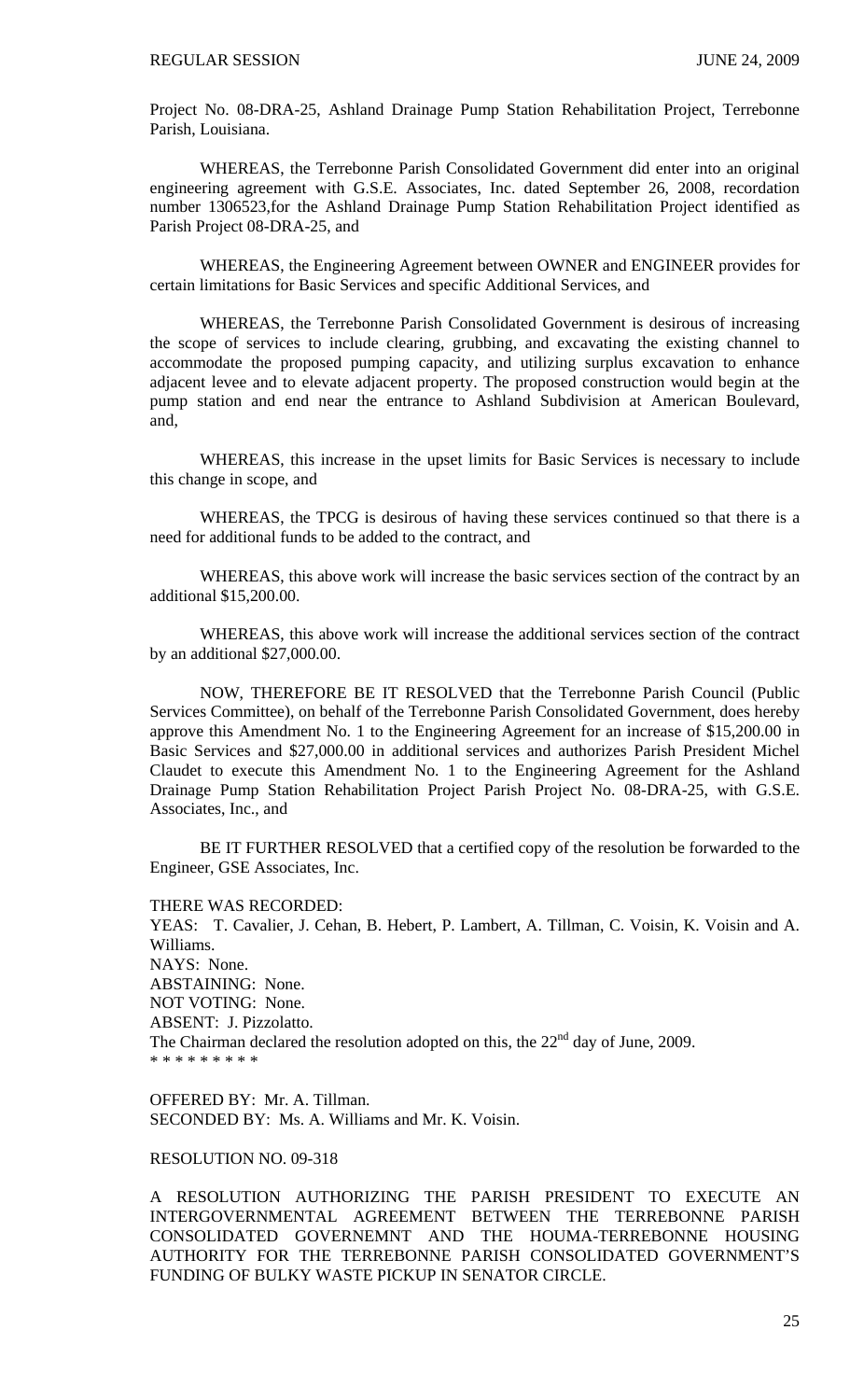Project No. 08-DRA-25, Ashland Drainage Pump Station Rehabilitation Project, Terrebonne Parish, Louisiana.

WHEREAS, the Terrebonne Parish Consolidated Government did enter into an original engineering agreement with G.S.E. Associates, Inc. dated September 26, 2008, recordation number 1306523,for the Ashland Drainage Pump Station Rehabilitation Project identified as Parish Project 08-DRA-25, and

WHEREAS, the Engineering Agreement between OWNER and ENGINEER provides for certain limitations for Basic Services and specific Additional Services, and

WHEREAS, the Terrebonne Parish Consolidated Government is desirous of increasing the scope of services to include clearing, grubbing, and excavating the existing channel to accommodate the proposed pumping capacity, and utilizing surplus excavation to enhance adjacent levee and to elevate adjacent property. The proposed construction would begin at the pump station and end near the entrance to Ashland Subdivision at American Boulevard, and,

WHEREAS, this increase in the upset limits for Basic Services is necessary to include this change in scope, and

WHEREAS, the TPCG is desirous of having these services continued so that there is a need for additional funds to be added to the contract, and

WHEREAS, this above work will increase the basic services section of the contract by an additional $15,200.00.

WHEREAS, this above work will increase the additional services section of the contract by an additional $27,000.00.

NOW, THEREFORE BE IT RESOLVED that the Terrebonne Parish Council (Public Services Committee), on behalf of the Terrebonne Parish Consolidated Government, does hereby approve this Amendment No. 1 to the Engineering Agreement for an increase of $15,200.00 in Basic Services and $27,000.00 in additional services and authorizes Parish President Michel Claudet to execute this Amendment No. 1 to the Engineering Agreement for the Ashland Drainage Pump Station Rehabilitation Project Parish Project No. 08-DRA-25, with G.S.E. Associates, Inc., and

BE IT FURTHER RESOLVED that a certified copy of the resolution be forwarded to the Engineer, GSE Associates, Inc.

THERE WAS RECORDED:
YEAS: T. Cavalier, J. Cehan, B. Hebert, P. Lambert, A. Tillman, C. Voisin, K. Voisin and A. Williams.
NAYS: None.
ABSTAINING: None.
NOT VOTING: None.
ABSENT: J. Pizzolatto.
The Chairman declared the resolution adopted on this, the 22nd day of June, 2009.
* * * * * * * * *

OFFERED BY: Mr. A. Tillman.
SECONDED BY: Ms. A. Williams and Mr. K. Voisin.

RESOLUTION NO. 09-318

A RESOLUTION AUTHORIZING THE PARISH PRESIDENT TO EXECUTE AN INTERGOVERNMENTAL AGREEMENT BETWEEN THE TERREBONNE PARISH CONSOLIDATED GOVERNEMNT AND THE HOUMA-TERREBONNE HOUSING AUTHORITY FOR THE TERREBONNE PARISH CONSOLIDATED GOVERNMENT'S FUNDING OF BULKY WASTE PICKUP IN SENATOR CIRCLE.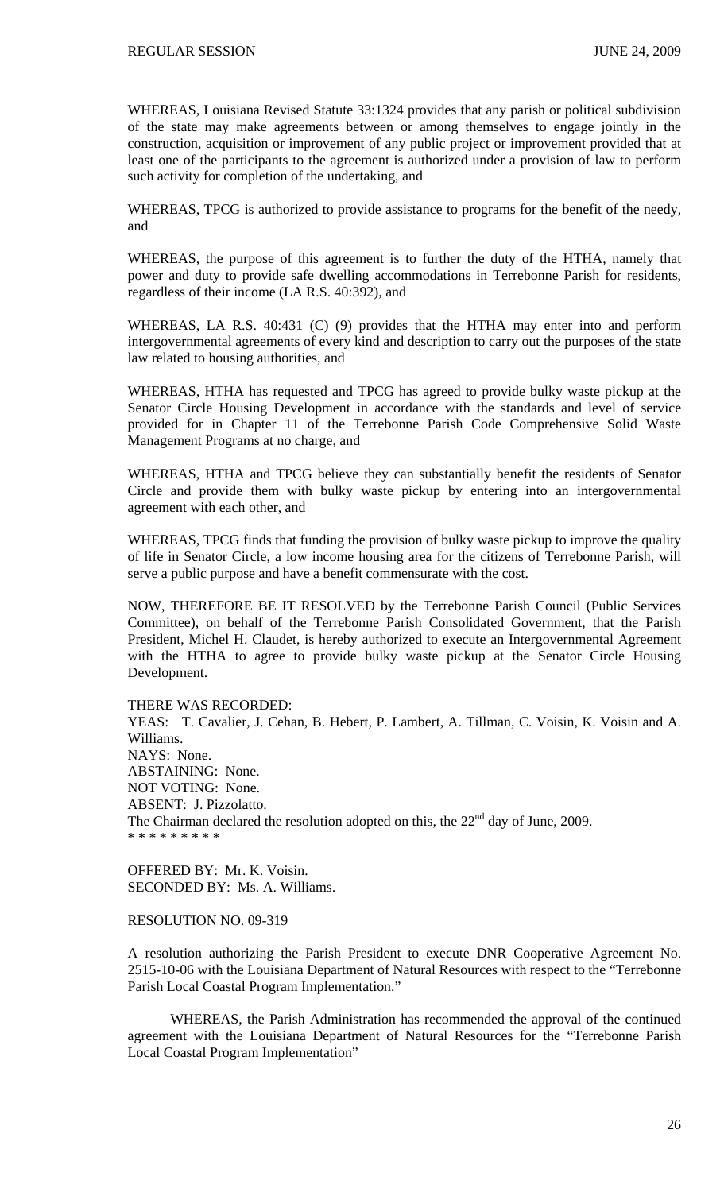WHEREAS, Louisiana Revised Statute 33:1324 provides that any parish or political subdivision of the state may make agreements between or among themselves to engage jointly in the construction, acquisition or improvement of any public project or improvement provided that at least one of the participants to the agreement is authorized under a provision of law to perform such activity for completion of the undertaking, and

WHEREAS, TPCG is authorized to provide assistance to programs for the benefit of the needy, and

WHEREAS, the purpose of this agreement is to further the duty of the HTHA, namely that power and duty to provide safe dwelling accommodations in Terrebonne Parish for residents, regardless of their income (LA R.S. 40:392), and

WHEREAS, LA R.S. 40:431 (C) (9) provides that the HTHA may enter into and perform intergovernmental agreements of every kind and description to carry out the purposes of the state law related to housing authorities, and

WHEREAS, HTHA has requested and TPCG has agreed to provide bulky waste pickup at the Senator Circle Housing Development in accordance with the standards and level of service provided for in Chapter 11 of the Terrebonne Parish Code Comprehensive Solid Waste Management Programs at no charge, and

WHEREAS, HTHA and TPCG believe they can substantially benefit the residents of Senator Circle and provide them with bulky waste pickup by entering into an intergovernmental agreement with each other, and

WHEREAS, TPCG finds that funding the provision of bulky waste pickup to improve the quality of life in Senator Circle, a low income housing area for the citizens of Terrebonne Parish, will serve a public purpose and have a benefit commensurate with the cost.

NOW, THEREFORE BE IT RESOLVED by the Terrebonne Parish Council (Public Services Committee), on behalf of the Terrebonne Parish Consolidated Government, that the Parish President, Michel H. Claudet, is hereby authorized to execute an Intergovernmental Agreement with the HTHA to agree to provide bulky waste pickup at the Senator Circle Housing Development.

THERE WAS RECORDED:
YEAS: T. Cavalier, J. Cehan, B. Hebert, P. Lambert, A. Tillman, C. Voisin, K. Voisin and A. Williams.
NAYS: None.
ABSTAINING: None.
NOT VOTING: None.
ABSENT: J. Pizzolatto.
The Chairman declared the resolution adopted on this, the 22nd day of June, 2009.
* * * * * * * * *

OFFERED BY: Mr. K. Voisin.
SECONDED BY: Ms. A. Williams.

RESOLUTION NO. 09-319

A resolution authorizing the Parish President to execute DNR Cooperative Agreement No. 2515-10-06 with the Louisiana Department of Natural Resources with respect to the "Terrebonne Parish Local Coastal Program Implementation."

WHEREAS, the Parish Administration has recommended the approval of the continued agreement with the Louisiana Department of Natural Resources for the "Terrebonne Parish Local Coastal Program Implementation"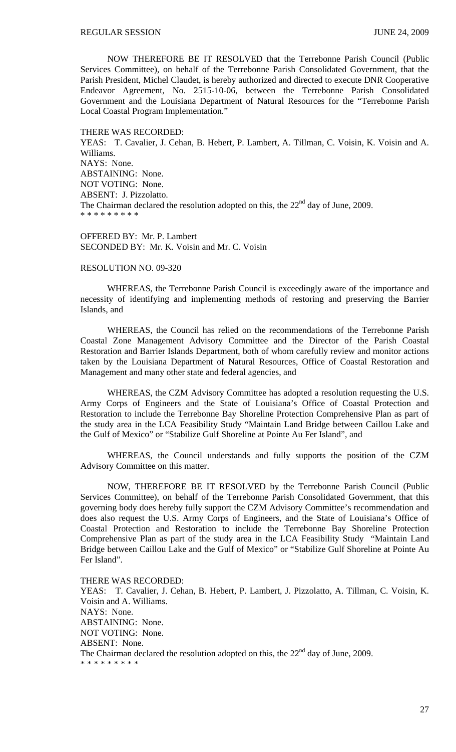NOW THEREFORE BE IT RESOLVED that the Terrebonne Parish Council (Public Services Committee), on behalf of the Terrebonne Parish Consolidated Government, that the Parish President, Michel Claudet, is hereby authorized and directed to execute DNR Cooperative Endeavor Agreement, No. 2515-10-06, between the Terrebonne Parish Consolidated Government and the Louisiana Department of Natural Resources for the "Terrebonne Parish Local Coastal Program Implementation."

THERE WAS RECORDED:
YEAS: T. Cavalier, J. Cehan, B. Hebert, P. Lambert, A. Tillman, C. Voisin, K. Voisin and A. Williams.
NAYS: None.
ABSTAINING: None.
NOT VOTING: None.
ABSENT: J. Pizzolatto.
The Chairman declared the resolution adopted on this, the 22nd day of June, 2009.
* * * * * * * * *

OFFERED BY: Mr. P. Lambert
SECONDED BY: Mr. K. Voisin and Mr. C. Voisin

RESOLUTION NO. 09-320

WHEREAS, the Terrebonne Parish Council is exceedingly aware of the importance and necessity of identifying and implementing methods of restoring and preserving the Barrier Islands, and

WHEREAS, the Council has relied on the recommendations of the Terrebonne Parish Coastal Zone Management Advisory Committee and the Director of the Parish Coastal Restoration and Barrier Islands Department, both of whom carefully review and monitor actions taken by the Louisiana Department of Natural Resources, Office of Coastal Restoration and Management and many other state and federal agencies, and

WHEREAS, the CZM Advisory Committee has adopted a resolution requesting the U.S. Army Corps of Engineers and the State of Louisiana's Office of Coastal Protection and Restoration to include the Terrebonne Bay Shoreline Protection Comprehensive Plan as part of the study area in the LCA Feasibility Study "Maintain Land Bridge between Caillou Lake and the Gulf of Mexico" or "Stabilize Gulf Shoreline at Pointe Au Fer Island", and

WHEREAS, the Council understands and fully supports the position of the CZM Advisory Committee on this matter.

NOW, THEREFORE BE IT RESOLVED by the Terrebonne Parish Council (Public Services Committee), on behalf of the Terrebonne Parish Consolidated Government, that this governing body does hereby fully support the CZM Advisory Committee's recommendation and does also request the U.S. Army Corps of Engineers, and the State of Louisiana's Office of Coastal Protection and Restoration to include the Terrebonne Bay Shoreline Protection Comprehensive Plan as part of the study area in the LCA Feasibility Study "Maintain Land Bridge between Caillou Lake and the Gulf of Mexico" or "Stabilize Gulf Shoreline at Pointe Au Fer Island".

THERE WAS RECORDED:
YEAS: T. Cavalier, J. Cehan, B. Hebert, P. Lambert, J. Pizzolatto, A. Tillman, C. Voisin, K. Voisin and A. Williams.
NAYS: None.
ABSTAINING: None.
NOT VOTING: None.
ABSENT: None.
The Chairman declared the resolution adopted on this, the 22nd day of June, 2009.
* * * * * * * * *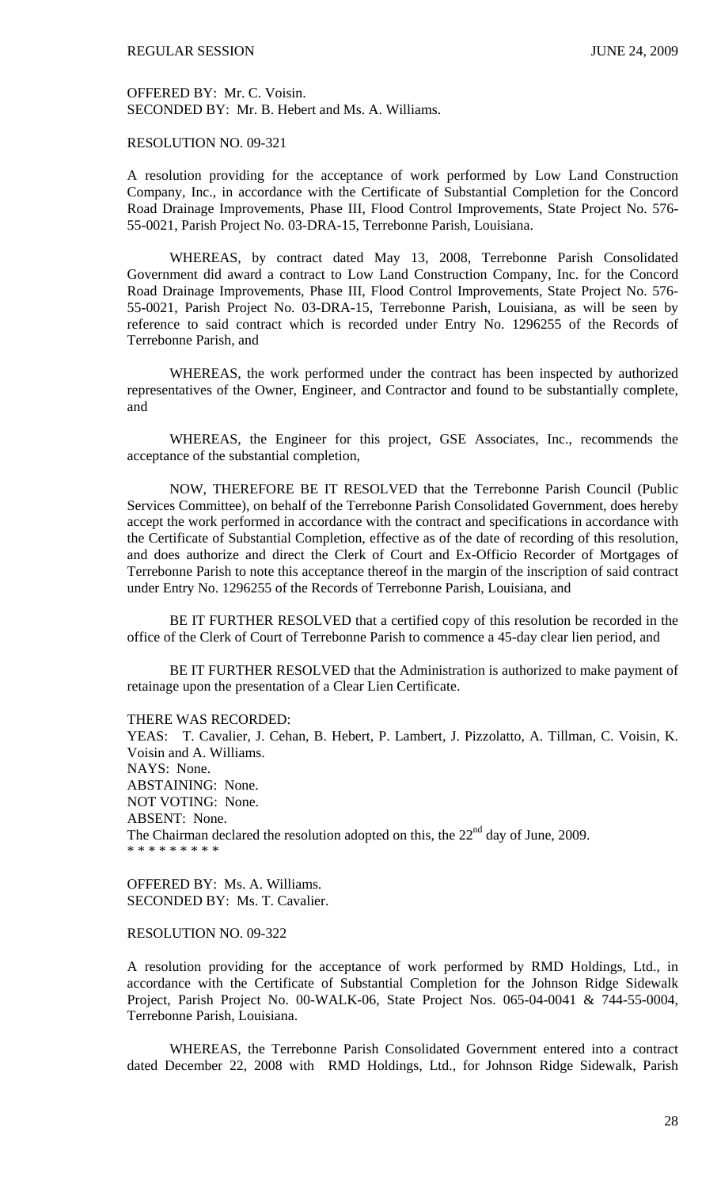OFFERED BY: Mr. C. Voisin.
SECONDED BY: Mr. B. Hebert and Ms. A. Williams.

RESOLUTION NO. 09-321

A resolution providing for the acceptance of work performed by Low Land Construction Company, Inc., in accordance with the Certificate of Substantial Completion for the Concord Road Drainage Improvements, Phase III, Flood Control Improvements, State Project No. 576-55-0021, Parish Project No. 03-DRA-15, Terrebonne Parish, Louisiana.

WHEREAS, by contract dated May 13, 2008, Terrebonne Parish Consolidated Government did award a contract to Low Land Construction Company, Inc. for the Concord Road Drainage Improvements, Phase III, Flood Control Improvements, State Project No. 576-55-0021, Parish Project No. 03-DRA-15, Terrebonne Parish, Louisiana, as will be seen by reference to said contract which is recorded under Entry No. 1296255 of the Records of Terrebonne Parish, and

WHEREAS, the work performed under the contract has been inspected by authorized representatives of the Owner, Engineer, and Contractor and found to be substantially complete, and

WHEREAS, the Engineer for this project, GSE Associates, Inc., recommends the acceptance of the substantial completion,

NOW, THEREFORE BE IT RESOLVED that the Terrebonne Parish Council (Public Services Committee), on behalf of the Terrebonne Parish Consolidated Government, does hereby accept the work performed in accordance with the contract and specifications in accordance with the Certificate of Substantial Completion, effective as of the date of recording of this resolution, and does authorize and direct the Clerk of Court and Ex-Officio Recorder of Mortgages of Terrebonne Parish to note this acceptance thereof in the margin of the inscription of said contract under Entry No. 1296255 of the Records of Terrebonne Parish, Louisiana, and

BE IT FURTHER RESOLVED that a certified copy of this resolution be recorded in the office of the Clerk of Court of Terrebonne Parish to commence a 45-day clear lien period, and

BE IT FURTHER RESOLVED that the Administration is authorized to make payment of retainage upon the presentation of a Clear Lien Certificate.

THERE WAS RECORDED:
YEAS: T. Cavalier, J. Cehan, B. Hebert, P. Lambert, J. Pizzolatto, A. Tillman, C. Voisin, K. Voisin and A. Williams.
NAYS: None.
ABSTAINING: None.
NOT VOTING: None.
ABSENT: None.
The Chairman declared the resolution adopted on this, the 22nd day of June, 2009.
* * * * * * * * *

OFFERED BY: Ms. A. Williams.
SECONDED BY: Ms. T. Cavalier.

RESOLUTION NO. 09-322

A resolution providing for the acceptance of work performed by RMD Holdings, Ltd., in accordance with the Certificate of Substantial Completion for the Johnson Ridge Sidewalk Project, Parish Project No. 00-WALK-06, State Project Nos. 065-04-0041 & 744-55-0004, Terrebonne Parish, Louisiana.

WHEREAS, the Terrebonne Parish Consolidated Government entered into a contract dated December 22, 2008 with RMD Holdings, Ltd., for Johnson Ridge Sidewalk, Parish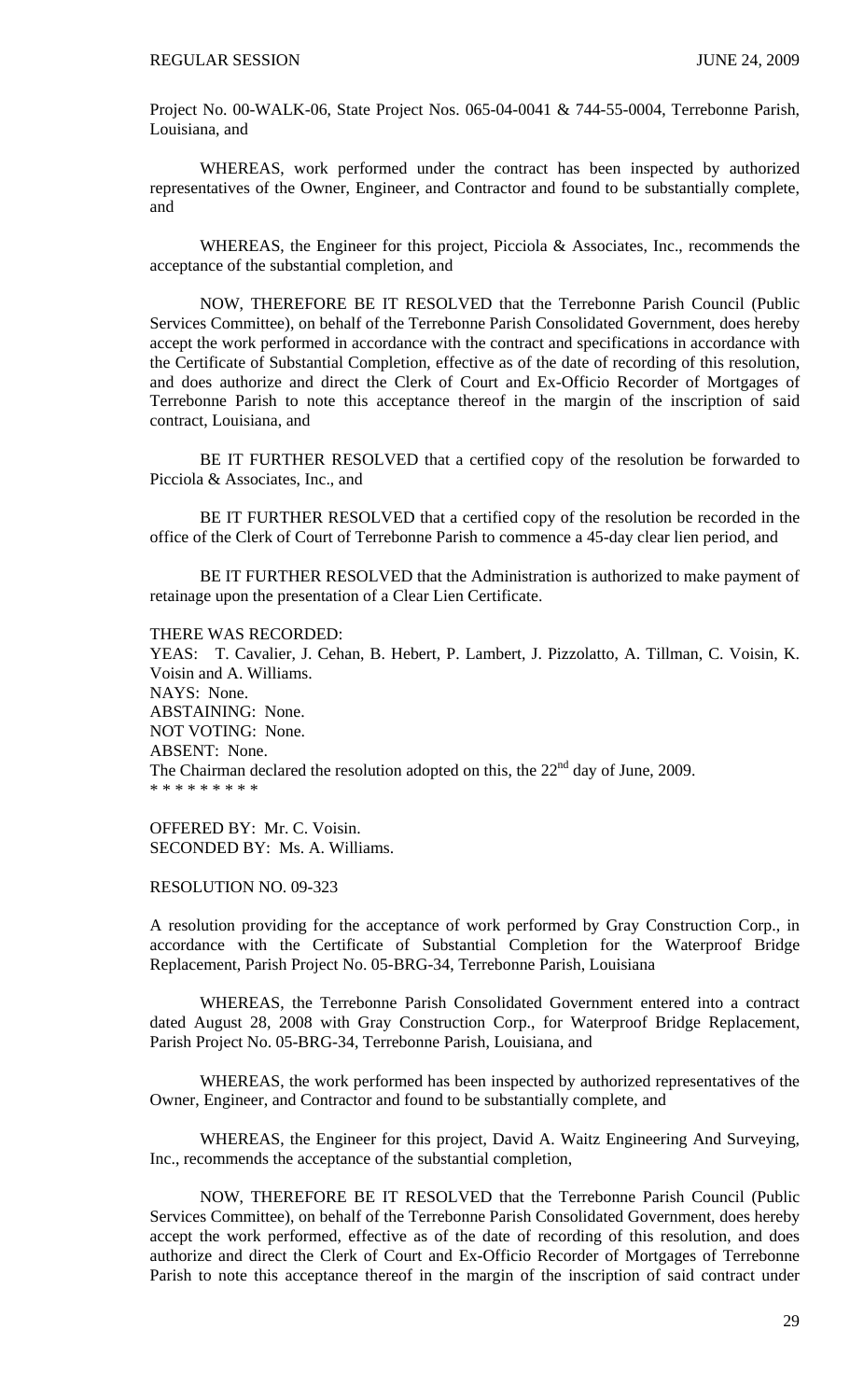Project No. 00-WALK-06, State Project Nos. 065-04-0041 & 744-55-0004, Terrebonne Parish, Louisiana, and

WHEREAS, work performed under the contract has been inspected by authorized representatives of the Owner, Engineer, and Contractor and found to be substantially complete, and

WHEREAS, the Engineer for this project, Picciola & Associates, Inc., recommends the acceptance of the substantial completion, and

NOW, THEREFORE BE IT RESOLVED that the Terrebonne Parish Council (Public Services Committee), on behalf of the Terrebonne Parish Consolidated Government, does hereby accept the work performed in accordance with the contract and specifications in accordance with the Certificate of Substantial Completion, effective as of the date of recording of this resolution, and does authorize and direct the Clerk of Court and Ex-Officio Recorder of Mortgages of Terrebonne Parish to note this acceptance thereof in the margin of the inscription of said contract, Louisiana, and

BE IT FURTHER RESOLVED that a certified copy of the resolution be forwarded to Picciola & Associates, Inc., and

BE IT FURTHER RESOLVED that a certified copy of the resolution be recorded in the office of the Clerk of Court of Terrebonne Parish to commence a 45-day clear lien period, and

BE IT FURTHER RESOLVED that the Administration is authorized to make payment of retainage upon the presentation of a Clear Lien Certificate.

THERE WAS RECORDED:
YEAS: T. Cavalier, J. Cehan, B. Hebert, P. Lambert, J. Pizzolatto, A. Tillman, C. Voisin, K. Voisin and A. Williams.
NAYS: None.
ABSTAINING: None.
NOT VOTING: None.
ABSENT: None.
The Chairman declared the resolution adopted on this, the 22nd day of June, 2009.
* * * * * * * * *

OFFERED BY: Mr. C. Voisin.
SECONDED BY: Ms. A. Williams.

RESOLUTION NO. 09-323

A resolution providing for the acceptance of work performed by Gray Construction Corp., in accordance with the Certificate of Substantial Completion for the Waterproof Bridge Replacement, Parish Project No. 05-BRG-34, Terrebonne Parish, Louisiana

WHEREAS, the Terrebonne Parish Consolidated Government entered into a contract dated August 28, 2008 with Gray Construction Corp., for Waterproof Bridge Replacement, Parish Project No. 05-BRG-34, Terrebonne Parish, Louisiana, and

WHEREAS, the work performed has been inspected by authorized representatives of the Owner, Engineer, and Contractor and found to be substantially complete, and

WHEREAS, the Engineer for this project, David A. Waitz Engineering And Surveying, Inc., recommends the acceptance of the substantial completion,

NOW, THEREFORE BE IT RESOLVED that the Terrebonne Parish Council (Public Services Committee), on behalf of the Terrebonne Parish Consolidated Government, does hereby accept the work performed, effective as of the date of recording of this resolution, and does authorize and direct the Clerk of Court and Ex-Officio Recorder of Mortgages of Terrebonne Parish to note this acceptance thereof in the margin of the inscription of said contract under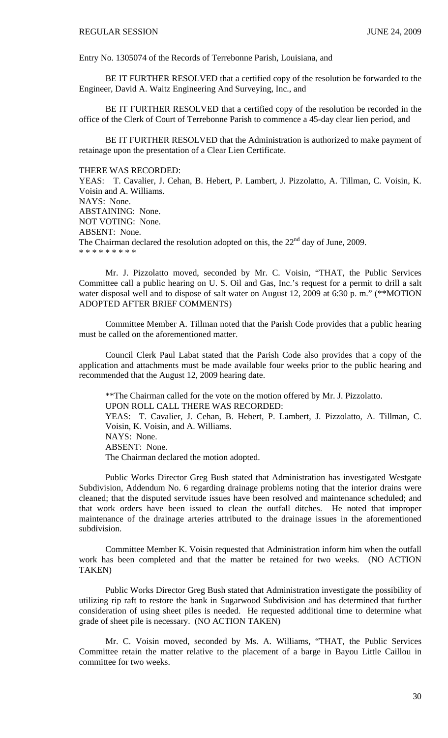Entry No. 1305074 of the Records of Terrebonne Parish, Louisiana, and

BE IT FURTHER RESOLVED that a certified copy of the resolution be forwarded to the Engineer, David A. Waitz Engineering And Surveying, Inc., and

BE IT FURTHER RESOLVED that a certified copy of the resolution be recorded in the office of the Clerk of Court of Terrebonne Parish to commence a 45-day clear lien period, and

BE IT FURTHER RESOLVED that the Administration is authorized to make payment of retainage upon the presentation of a Clear Lien Certificate.

THERE WAS RECORDED:
YEAS: T. Cavalier, J. Cehan, B. Hebert, P. Lambert, J. Pizzolatto, A. Tillman, C. Voisin, K. Voisin and A. Williams.
NAYS: None.
ABSTAINING: None.
NOT VOTING: None.
ABSENT: None.
The Chairman declared the resolution adopted on this, the 22nd day of June, 2009.
* * * * * * * * *

Mr. J. Pizzolatto moved, seconded by Mr. C. Voisin, "THAT, the Public Services Committee call a public hearing on U. S. Oil and Gas, Inc.'s request for a permit to drill a salt water disposal well and to dispose of salt water on August 12, 2009 at 6:30 p. m." (**MOTION ADOPTED AFTER BRIEF COMMENTS)

Committee Member A. Tillman noted that the Parish Code provides that a public hearing must be called on the aforementioned matter.

Council Clerk Paul Labat stated that the Parish Code also provides that a copy of the application and attachments must be made available four weeks prior to the public hearing and recommended that the August 12, 2009 hearing date.

> **The Chairman called for the vote on the motion offered by Mr. J. Pizzolatto.
> UPON ROLL CALL THERE WAS RECORDED:
> YEAS: T. Cavalier, J. Cehan, B. Hebert, P. Lambert, J. Pizzolatto, A. Tillman, C. Voisin, K. Voisin, and A. Williams.
> NAYS: None.
> ABSENT: None.
> The Chairman declared the motion adopted.

Public Works Director Greg Bush stated that Administration has investigated Westgate Subdivision, Addendum No. 6 regarding drainage problems noting that the interior drains were cleaned; that the disputed servitude issues have been resolved and maintenance scheduled; and that work orders have been issued to clean the outfall ditches. He noted that improper maintenance of the drainage arteries attributed to the drainage issues in the aforementioned subdivision.

Committee Member K. Voisin requested that Administration inform him when the outfall work has been completed and that the matter be retained for two weeks. (NO ACTION TAKEN)

Public Works Director Greg Bush stated that Administration investigate the possibility of utilizing rip raft to restore the bank in Sugarwood Subdivision and has determined that further consideration of using sheet piles is needed. He requested additional time to determine what grade of sheet pile is necessary. (NO ACTION TAKEN)

Mr. C. Voisin moved, seconded by Ms. A. Williams, "THAT, the Public Services Committee retain the matter relative to the placement of a barge in Bayou Little Caillou in committee for two weeks.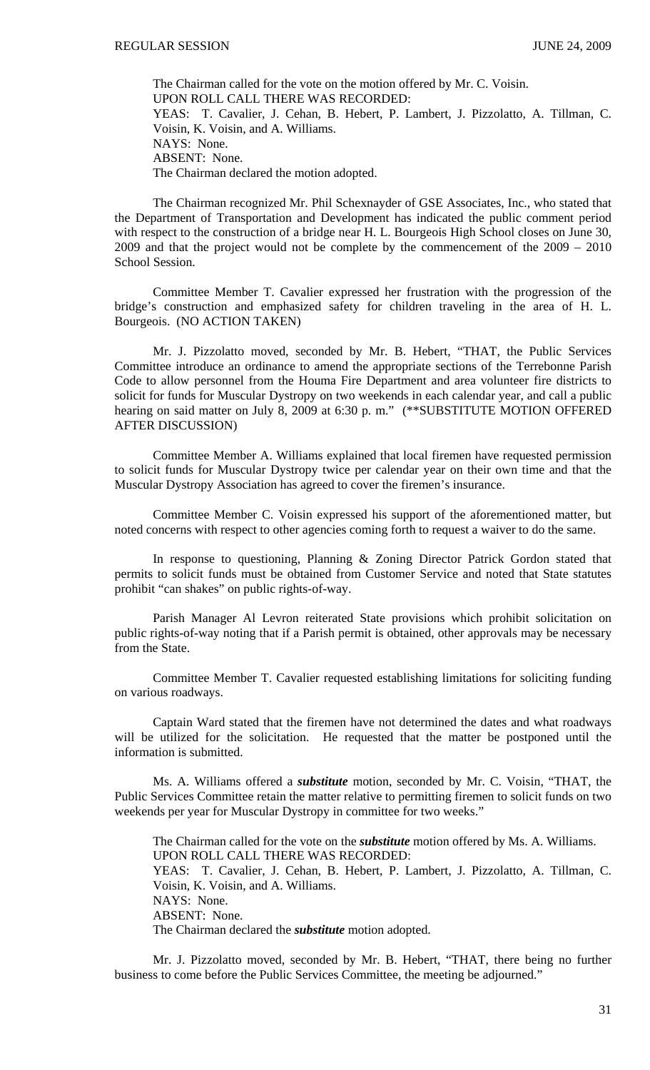The Chairman called for the vote on the motion offered by Mr. C. Voisin.
UPON ROLL CALL THERE WAS RECORDED:
YEAS: T. Cavalier, J. Cehan, B. Hebert, P. Lambert, J. Pizzolatto, A. Tillman, C. Voisin, K. Voisin, and A. Williams.
NAYS: None.
ABSENT: None.
The Chairman declared the motion adopted.

The Chairman recognized Mr. Phil Schexnayder of GSE Associates, Inc., who stated that the Department of Transportation and Development has indicated the public comment period with respect to the construction of a bridge near H. L. Bourgeois High School closes on June 30, 2009 and that the project would not be complete by the commencement of the 2009 – 2010 School Session.

Committee Member T. Cavalier expressed her frustration with the progression of the bridge's construction and emphasized safety for children traveling in the area of H. L. Bourgeois. (NO ACTION TAKEN)

Mr. J. Pizzolatto moved, seconded by Mr. B. Hebert, "THAT, the Public Services Committee introduce an ordinance to amend the appropriate sections of the Terrebonne Parish Code to allow personnel from the Houma Fire Department and area volunteer fire districts to solicit for funds for Muscular Dystropy on two weekends in each calendar year, and call a public hearing on said matter on July 8, 2009 at 6:30 p. m." (**SUBSTITUTE MOTION OFFERED AFTER DISCUSSION)

Committee Member A. Williams explained that local firemen have requested permission to solicit funds for Muscular Dystropy twice per calendar year on their own time and that the Muscular Dystropy Association has agreed to cover the firemen's insurance.

Committee Member C. Voisin expressed his support of the aforementioned matter, but noted concerns with respect to other agencies coming forth to request a waiver to do the same.

In response to questioning, Planning & Zoning Director Patrick Gordon stated that permits to solicit funds must be obtained from Customer Service and noted that State statutes prohibit "can shakes" on public rights-of-way.

Parish Manager Al Levron reiterated State provisions which prohibit solicitation on public rights-of-way noting that if a Parish permit is obtained, other approvals may be necessary from the State.

Committee Member T. Cavalier requested establishing limitations for soliciting funding on various roadways.

Captain Ward stated that the firemen have not determined the dates and what roadways will be utilized for the solicitation. He requested that the matter be postponed until the information is submitted.

Ms. A. Williams offered a ***substitute*** motion, seconded by Mr. C. Voisin, "THAT, the Public Services Committee retain the matter relative to permitting firemen to solicit funds on two weekends per year for Muscular Dystropy in committee for two weeks."

The Chairman called for the vote on the ***substitute*** motion offered by Ms. A. Williams.
UPON ROLL CALL THERE WAS RECORDED:
YEAS: T. Cavalier, J. Cehan, B. Hebert, P. Lambert, J. Pizzolatto, A. Tillman, C. Voisin, K. Voisin, and A. Williams.
NAYS: None.
ABSENT: None.
The Chairman declared the ***substitute*** motion adopted.

Mr. J. Pizzolatto moved, seconded by Mr. B. Hebert, "THAT, there being no further business to come before the Public Services Committee, the meeting be adjourned."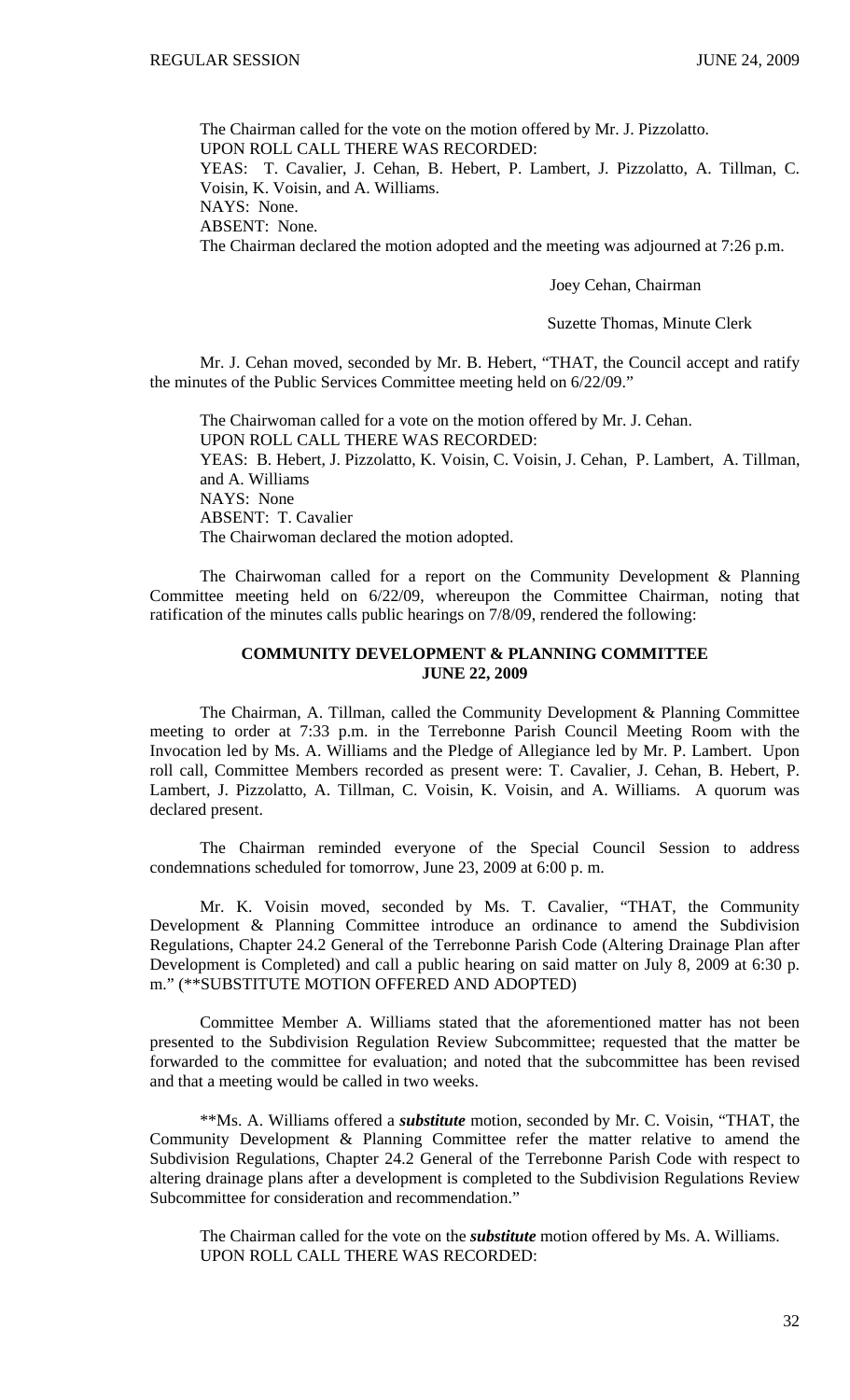The Chairman called for the vote on the motion offered by Mr. J. Pizzolatto.
UPON ROLL CALL THERE WAS RECORDED:
YEAS: T. Cavalier, J. Cehan, B. Hebert, P. Lambert, J. Pizzolatto, A. Tillman, C. Voisin, K. Voisin, and A. Williams.
NAYS: None.
ABSENT: None.
The Chairman declared the motion adopted and the meeting was adjourned at 7:26 p.m.

Joey Cehan, Chairman

Suzette Thomas, Minute Clerk

Mr. J. Cehan moved, seconded by Mr. B. Hebert, "THAT, the Council accept and ratify the minutes of the Public Services Committee meeting held on 6/22/09."

The Chairwoman called for a vote on the motion offered by Mr. J. Cehan.
UPON ROLL CALL THERE WAS RECORDED:
YEAS: B. Hebert, J. Pizzolatto, K. Voisin, C. Voisin, J. Cehan, P. Lambert, A. Tillman, and A. Williams
NAYS: None
ABSENT: T. Cavalier
The Chairwoman declared the motion adopted.

The Chairwoman called for a report on the Community Development & Planning Committee meeting held on 6/22/09, whereupon the Committee Chairman, noting that ratification of the minutes calls public hearings on 7/8/09, rendered the following:

**COMMUNITY DEVELOPMENT & PLANNING COMMITTEE**
**JUNE 22, 2009**

The Chairman, A. Tillman, called the Community Development & Planning Committee meeting to order at 7:33 p.m. in the Terrebonne Parish Council Meeting Room with the Invocation led by Ms. A. Williams and the Pledge of Allegiance led by Mr. P. Lambert. Upon roll call, Committee Members recorded as present were: T. Cavalier, J. Cehan, B. Hebert, P. Lambert, J. Pizzolatto, A. Tillman, C. Voisin, K. Voisin, and A. Williams. A quorum was declared present.

The Chairman reminded everyone of the Special Council Session to address condemnations scheduled for tomorrow, June 23, 2009 at 6:00 p. m.

Mr. K. Voisin moved, seconded by Ms. T. Cavalier, "THAT, the Community Development & Planning Committee introduce an ordinance to amend the Subdivision Regulations, Chapter 24.2 General of the Terrebonne Parish Code (Altering Drainage Plan after Development is Completed) and call a public hearing on said matter on July 8, 2009 at 6:30 p. m." (**SUBSTITUTE MOTION OFFERED AND ADOPTED)

Committee Member A. Williams stated that the aforementioned matter has not been presented to the Subdivision Regulation Review Subcommittee; requested that the matter be forwarded to the committee for evaluation; and noted that the subcommittee has been revised and that a meeting would be called in two weeks.

**Ms. A. Williams offered a ***substitute*** motion, seconded by Mr. C. Voisin, "THAT, the Community Development & Planning Committee refer the matter relative to amend the Subdivision Regulations, Chapter 24.2 General of the Terrebonne Parish Code with respect to altering drainage plans after a development is completed to the Subdivision Regulations Review Subcommittee for consideration and recommendation."

The Chairman called for the vote on the ***substitute*** motion offered by Ms. A. Williams.
UPON ROLL CALL THERE WAS RECORDED: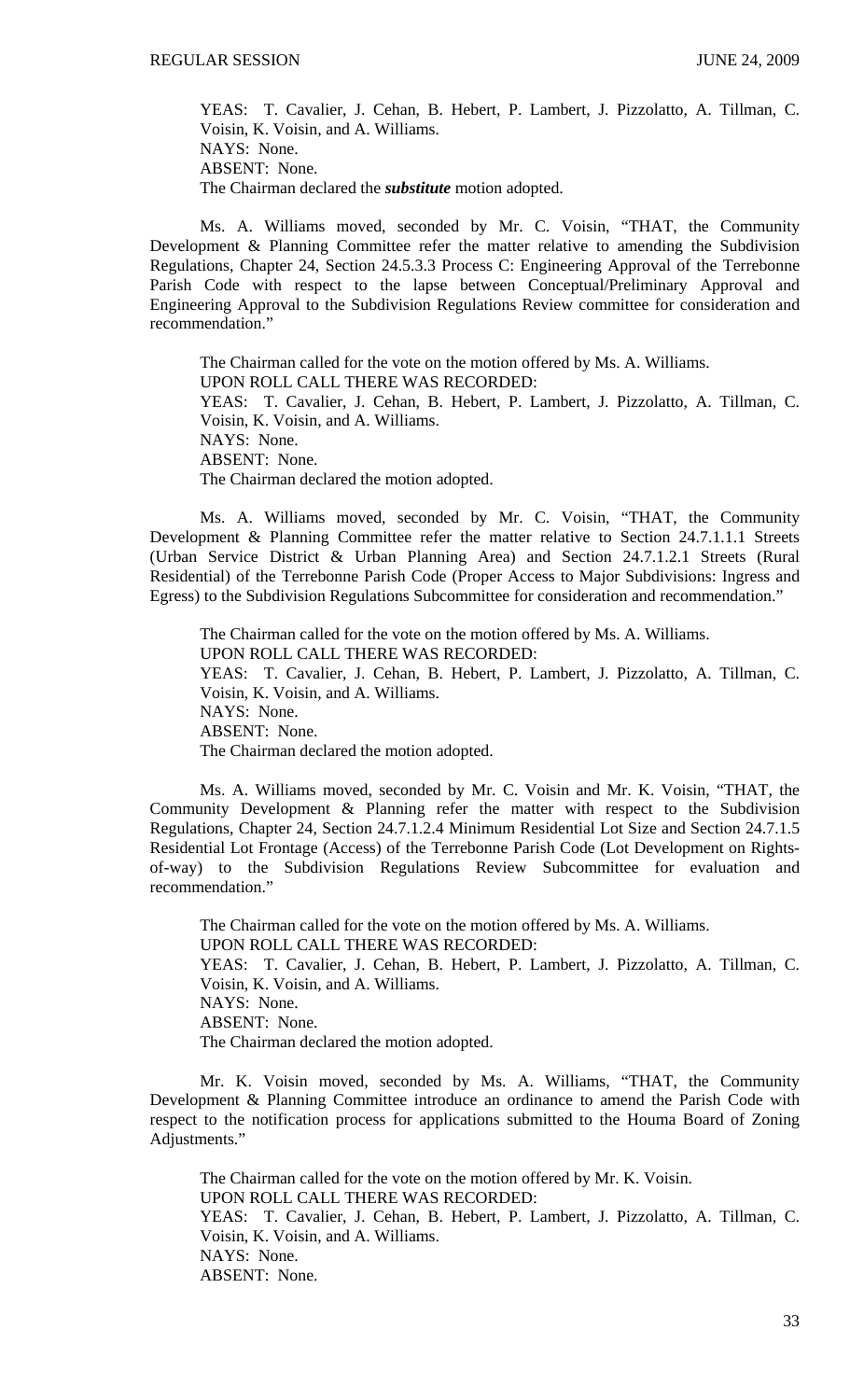YEAS: T. Cavalier, J. Cehan, B. Hebert, P. Lambert, J. Pizzolatto, A. Tillman, C. Voisin, K. Voisin, and A. Williams.
NAYS: None.
ABSENT: None.
The Chairman declared the ***substitute*** motion adopted.

Ms. A. Williams moved, seconded by Mr. C. Voisin, "THAT, the Community Development & Planning Committee refer the matter relative to amending the Subdivision Regulations, Chapter 24, Section 24.5.3.3 Process C: Engineering Approval of the Terrebonne Parish Code with respect to the lapse between Conceptual/Preliminary Approval and Engineering Approval to the Subdivision Regulations Review committee for consideration and recommendation."

The Chairman called for the vote on the motion offered by Ms. A. Williams.
UPON ROLL CALL THERE WAS RECORDED:
YEAS: T. Cavalier, J. Cehan, B. Hebert, P. Lambert, J. Pizzolatto, A. Tillman, C. Voisin, K. Voisin, and A. Williams.
NAYS: None.
ABSENT: None.
The Chairman declared the motion adopted.

Ms. A. Williams moved, seconded by Mr. C. Voisin, "THAT, the Community Development & Planning Committee refer the matter relative to Section 24.7.1.1.1 Streets (Urban Service District & Urban Planning Area) and Section 24.7.1.2.1 Streets (Rural Residential) of the Terrebonne Parish Code (Proper Access to Major Subdivisions: Ingress and Egress) to the Subdivision Regulations Subcommittee for consideration and recommendation."

The Chairman called for the vote on the motion offered by Ms. A. Williams.
UPON ROLL CALL THERE WAS RECORDED:
YEAS: T. Cavalier, J. Cehan, B. Hebert, P. Lambert, J. Pizzolatto, A. Tillman, C. Voisin, K. Voisin, and A. Williams.
NAYS: None.
ABSENT: None.
The Chairman declared the motion adopted.

Ms. A. Williams moved, seconded by Mr. C. Voisin and Mr. K. Voisin, "THAT, the Community Development & Planning refer the matter with respect to the Subdivision Regulations, Chapter 24, Section 24.7.1.2.4 Minimum Residential Lot Size and Section 24.7.1.5 Residential Lot Frontage (Access) of the Terrebonne Parish Code (Lot Development on Rights-of-way) to the Subdivision Regulations Review Subcommittee for evaluation and recommendation."

The Chairman called for the vote on the motion offered by Ms. A. Williams.
UPON ROLL CALL THERE WAS RECORDED:
YEAS: T. Cavalier, J. Cehan, B. Hebert, P. Lambert, J. Pizzolatto, A. Tillman, C. Voisin, K. Voisin, and A. Williams.
NAYS: None.
ABSENT: None.
The Chairman declared the motion adopted.

Mr. K. Voisin moved, seconded by Ms. A. Williams, "THAT, the Community Development & Planning Committee introduce an ordinance to amend the Parish Code with respect to the notification process for applications submitted to the Houma Board of Zoning Adjustments."

The Chairman called for the vote on the motion offered by Mr. K. Voisin.
UPON ROLL CALL THERE WAS RECORDED:
YEAS: T. Cavalier, J. Cehan, B. Hebert, P. Lambert, J. Pizzolatto, A. Tillman, C. Voisin, K. Voisin, and A. Williams.
NAYS: None.
ABSENT: None.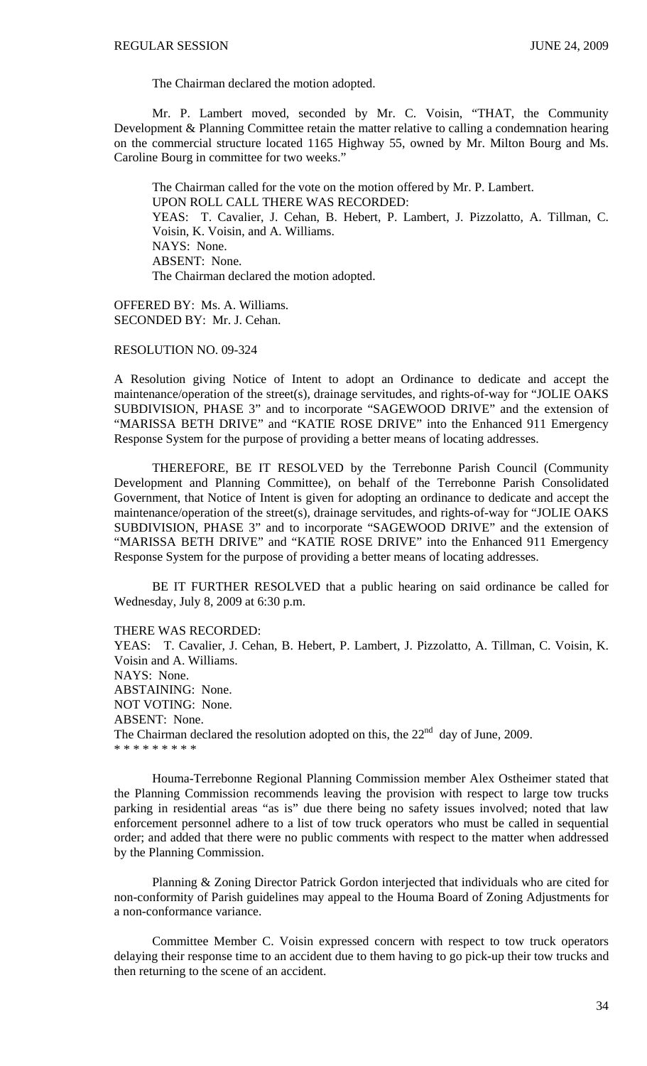The Chairman declared the motion adopted.

Mr. P. Lambert moved, seconded by Mr. C. Voisin, "THAT, the Community Development & Planning Committee retain the matter relative to calling a condemnation hearing on the commercial structure located 1165 Highway 55, owned by Mr. Milton Bourg and Ms. Caroline Bourg in committee for two weeks."

The Chairman called for the vote on the motion offered by Mr. P. Lambert.
UPON ROLL CALL THERE WAS RECORDED:
YEAS: T. Cavalier, J. Cehan, B. Hebert, P. Lambert, J. Pizzolatto, A. Tillman, C. Voisin, K. Voisin, and A. Williams.
NAYS: None.
ABSENT: None.
The Chairman declared the motion adopted.

OFFERED BY: Ms. A. Williams.
SECONDED BY: Mr. J. Cehan.

RESOLUTION NO. 09-324

A Resolution giving Notice of Intent to adopt an Ordinance to dedicate and accept the maintenance/operation of the street(s), drainage servitudes, and rights-of-way for "JOLIE OAKS SUBDIVISION, PHASE 3" and to incorporate "SAGEWOOD DRIVE" and the extension of "MARISSA BETH DRIVE" and "KATIE ROSE DRIVE" into the Enhanced 911 Emergency Response System for the purpose of providing a better means of locating addresses.

THEREFORE, BE IT RESOLVED by the Terrebonne Parish Council (Community Development and Planning Committee), on behalf of the Terrebonne Parish Consolidated Government, that Notice of Intent is given for adopting an ordinance to dedicate and accept the maintenance/operation of the street(s), drainage servitudes, and rights-of-way for "JOLIE OAKS SUBDIVISION, PHASE 3" and to incorporate "SAGEWOOD DRIVE" and the extension of "MARISSA BETH DRIVE" and "KATIE ROSE DRIVE" into the Enhanced 911 Emergency Response System for the purpose of providing a better means of locating addresses.

BE IT FURTHER RESOLVED that a public hearing on said ordinance be called for Wednesday, July 8, 2009 at 6:30 p.m.

THERE WAS RECORDED:
YEAS: T. Cavalier, J. Cehan, B. Hebert, P. Lambert, J. Pizzolatto, A. Tillman, C. Voisin, K. Voisin and A. Williams.
NAYS: None.
ABSTAINING: None.
NOT VOTING: None.
ABSENT: None.
The Chairman declared the resolution adopted on this, the 22nd day of June, 2009.
* * * * * * * * *

Houma-Terrebonne Regional Planning Commission member Alex Ostheimer stated that the Planning Commission recommends leaving the provision with respect to large tow trucks parking in residential areas "as is" due there being no safety issues involved; noted that law enforcement personnel adhere to a list of tow truck operators who must be called in sequential order; and added that there were no public comments with respect to the matter when addressed by the Planning Commission.

Planning & Zoning Director Patrick Gordon interjected that individuals who are cited for non-conformity of Parish guidelines may appeal to the Houma Board of Zoning Adjustments for a non-conformance variance.

Committee Member C. Voisin expressed concern with respect to tow truck operators delaying their response time to an accident due to them having to go pick-up their tow trucks and then returning to the scene of an accident.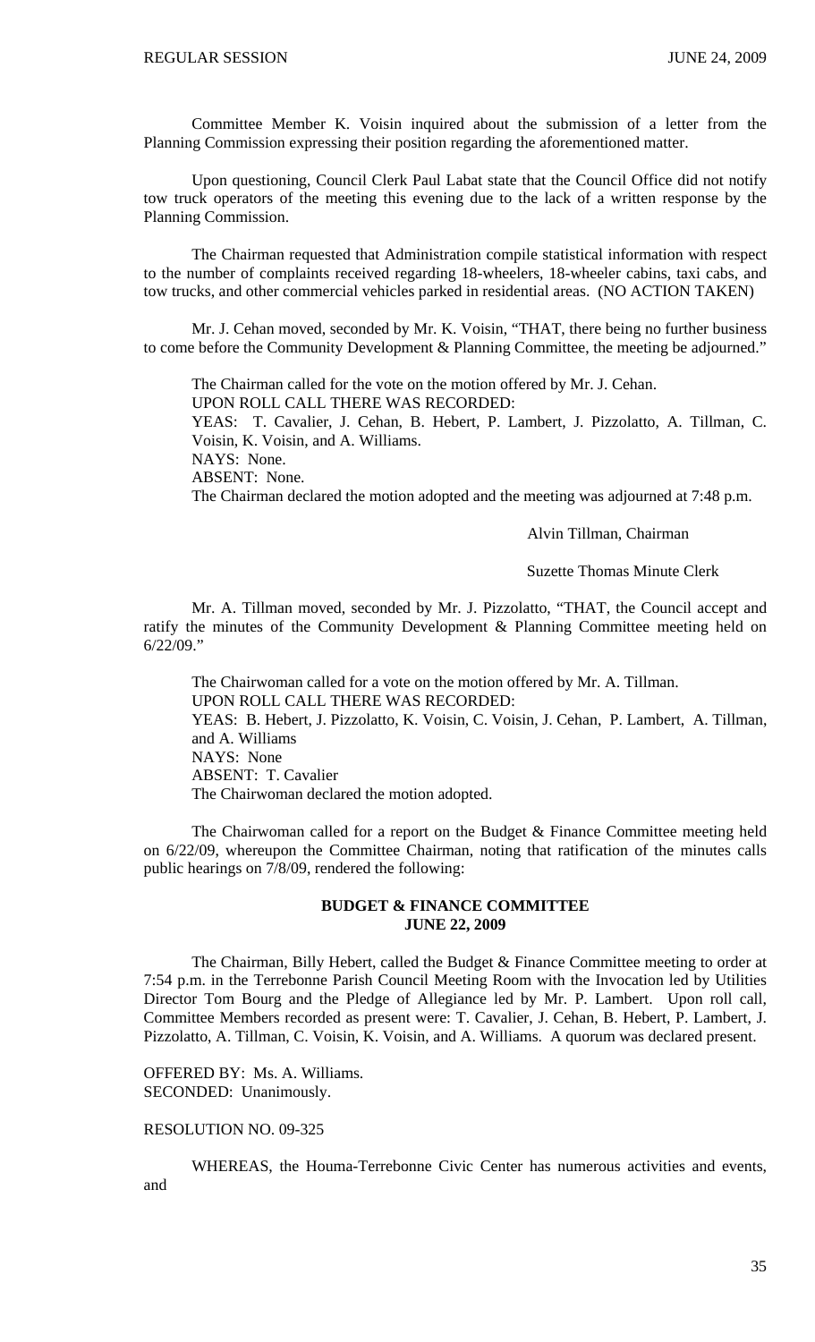Committee Member K. Voisin inquired about the submission of a letter from the Planning Commission expressing their position regarding the aforementioned matter.

Upon questioning, Council Clerk Paul Labat state that the Council Office did not notify tow truck operators of the meeting this evening due to the lack of a written response by the Planning Commission.

The Chairman requested that Administration compile statistical information with respect to the number of complaints received regarding 18-wheelers, 18-wheeler cabins, taxi cabs, and tow trucks, and other commercial vehicles parked in residential areas. (NO ACTION TAKEN)

Mr. J. Cehan moved, seconded by Mr. K. Voisin, "THAT, there being no further business to come before the Community Development & Planning Committee, the meeting be adjourned."

The Chairman called for the vote on the motion offered by Mr. J. Cehan.
UPON ROLL CALL THERE WAS RECORDED:
YEAS: T. Cavalier, J. Cehan, B. Hebert, P. Lambert, J. Pizzolatto, A. Tillman, C. Voisin, K. Voisin, and A. Williams.
NAYS: None.
ABSENT: None.
The Chairman declared the motion adopted and the meeting was adjourned at 7:48 p.m.

Alvin Tillman, Chairman

Suzette Thomas Minute Clerk

Mr. A. Tillman moved, seconded by Mr. J. Pizzolatto, "THAT, the Council accept and ratify the minutes of the Community Development & Planning Committee meeting held on 6/22/09."

The Chairwoman called for a vote on the motion offered by Mr. A. Tillman.
UPON ROLL CALL THERE WAS RECORDED:
YEAS: B. Hebert, J. Pizzolatto, K. Voisin, C. Voisin, J. Cehan, P. Lambert, A. Tillman, and A. Williams
NAYS: None
ABSENT: T. Cavalier
The Chairwoman declared the motion adopted.

The Chairwoman called for a report on the Budget & Finance Committee meeting held on 6/22/09, whereupon the Committee Chairman, noting that ratification of the minutes calls public hearings on 7/8/09, rendered the following:

## BUDGET & FINANCE COMMITTEE
## JUNE 22, 2009

The Chairman, Billy Hebert, called the Budget & Finance Committee meeting to order at 7:54 p.m. in the Terrebonne Parish Council Meeting Room with the Invocation led by Utilities Director Tom Bourg and the Pledge of Allegiance led by Mr. P. Lambert. Upon roll call, Committee Members recorded as present were: T. Cavalier, J. Cehan, B. Hebert, P. Lambert, J. Pizzolatto, A. Tillman, C. Voisin, K. Voisin, and A. Williams. A quorum was declared present.

OFFERED BY: Ms. A. Williams.
SECONDED: Unanimously.

RESOLUTION NO. 09-325

WHEREAS, the Houma-Terrebonne Civic Center has numerous activities and events, and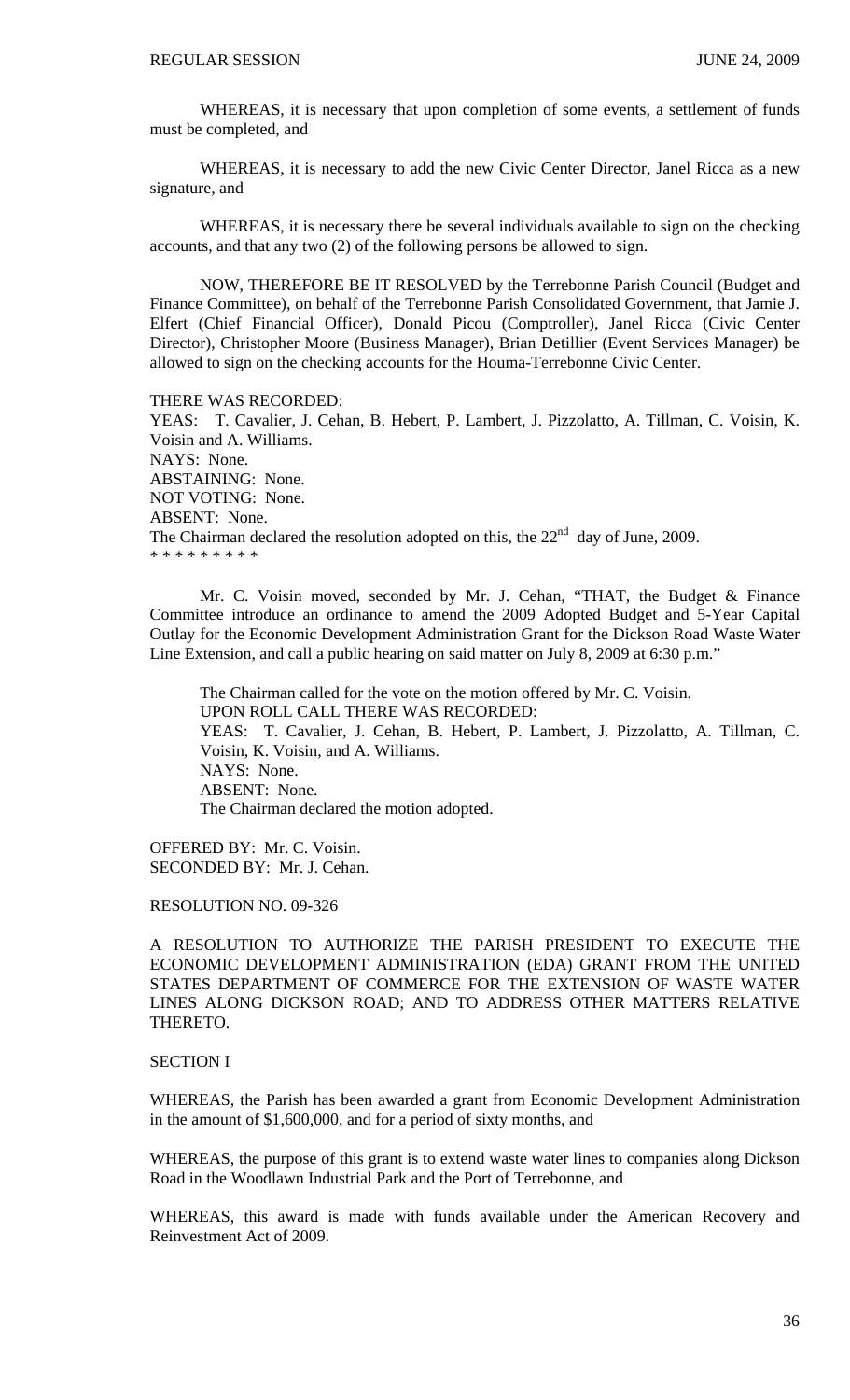WHEREAS, it is necessary that upon completion of some events, a settlement of funds must be completed, and

WHEREAS, it is necessary to add the new Civic Center Director, Janel Ricca as a new signature, and

WHEREAS, it is necessary there be several individuals available to sign on the checking accounts, and that any two (2) of the following persons be allowed to sign.

NOW, THEREFORE BE IT RESOLVED by the Terrebonne Parish Council (Budget and Finance Committee), on behalf of the Terrebonne Parish Consolidated Government, that Jamie J. Elfert (Chief Financial Officer), Donald Picou (Comptroller), Janel Ricca (Civic Center Director), Christopher Moore (Business Manager), Brian Detillier (Event Services Manager) be allowed to sign on the checking accounts for the Houma-Terrebonne Civic Center.

THERE WAS RECORDED:
YEAS: T. Cavalier, J. Cehan, B. Hebert, P. Lambert, J. Pizzolatto, A. Tillman, C. Voisin, K. Voisin and A. Williams.
NAYS: None.
ABSTAINING: None.
NOT VOTING: None.
ABSENT: None.
The Chairman declared the resolution adopted on this, the 22nd day of June, 2009.
\* \* \* \* \* \* \* \* \*

Mr. C. Voisin moved, seconded by Mr. J. Cehan, "THAT, the Budget & Finance Committee introduce an ordinance to amend the 2009 Adopted Budget and 5-Year Capital Outlay for the Economic Development Administration Grant for the Dickson Road Waste Water Line Extension, and call a public hearing on said matter on July 8, 2009 at 6:30 p.m."

The Chairman called for the vote on the motion offered by Mr. C. Voisin.
UPON ROLL CALL THERE WAS RECORDED:
YEAS: T. Cavalier, J. Cehan, B. Hebert, P. Lambert, J. Pizzolatto, A. Tillman, C. Voisin, K. Voisin, and A. Williams.
NAYS: None.
ABSENT: None.
The Chairman declared the motion adopted.

OFFERED BY: Mr. C. Voisin.
SECONDED BY: Mr. J. Cehan.

RESOLUTION NO. 09-326

A RESOLUTION TO AUTHORIZE THE PARISH PRESIDENT TO EXECUTE THE ECONOMIC DEVELOPMENT ADMINISTRATION (EDA) GRANT FROM THE UNITED STATES DEPARTMENT OF COMMERCE FOR THE EXTENSION OF WASTE WATER LINES ALONG DICKSON ROAD; AND TO ADDRESS OTHER MATTERS RELATIVE THERETO.

SECTION I

WHEREAS, the Parish has been awarded a grant from Economic Development Administration in the amount of $1,600,000, and for a period of sixty months, and

WHEREAS, the purpose of this grant is to extend waste water lines to companies along Dickson Road in the Woodlawn Industrial Park and the Port of Terrebonne, and

WHEREAS, this award is made with funds available under the American Recovery and Reinvestment Act of 2009.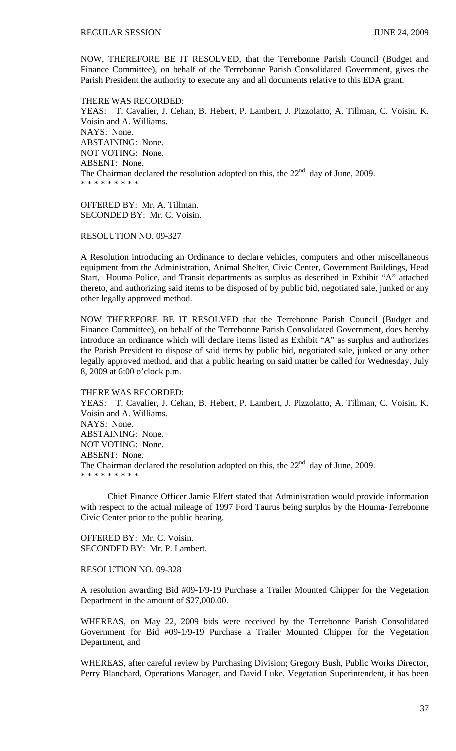NOW, THEREFORE BE IT RESOLVED, that the Terrebonne Parish Council (Budget and Finance Committee), on behalf of the Terrebonne Parish Consolidated Government, gives the Parish President the authority to execute any and all documents relative to this EDA grant.

THERE WAS RECORDED:
YEAS: T. Cavalier, J. Cehan, B. Hebert, P. Lambert, J. Pizzolatto, A. Tillman, C. Voisin, K. Voisin and A. Williams.
NAYS: None.
ABSTAINING: None.
NOT VOTING: None.
ABSENT: None.
The Chairman declared the resolution adopted on this, the 22nd day of June, 2009.
* * * * * * * * *

OFFERED BY: Mr. A. Tillman.
SECONDED BY: Mr. C. Voisin.

RESOLUTION NO. 09-327

A Resolution introducing an Ordinance to declare vehicles, computers and other miscellaneous equipment from the Administration, Animal Shelter, Civic Center, Government Buildings, Head Start, Houma Police, and Transit departments as surplus as described in Exhibit "A" attached thereto, and authorizing said items to be disposed of by public bid, negotiated sale, junked or any other legally approved method.

NOW THEREFORE BE IT RESOLVED that the Terrebonne Parish Council (Budget and Finance Committee), on behalf of the Terrebonne Parish Consolidated Government, does hereby introduce an ordinance which will declare items listed as Exhibit "A" as surplus and authorizes the Parish President to dispose of said items by public bid, negotiated sale, junked or any other legally approved method, and that a public hearing on said matter be called for Wednesday, July 8, 2009 at 6:00 o'clock p.m.

THERE WAS RECORDED:
YEAS: T. Cavalier, J. Cehan, B. Hebert, P. Lambert, J. Pizzolatto, A. Tillman, C. Voisin, K. Voisin and A. Williams.
NAYS: None.
ABSTAINING: None.
NOT VOTING: None.
ABSENT: None.
The Chairman declared the resolution adopted on this, the 22nd day of June, 2009.
* * * * * * * * *

Chief Finance Officer Jamie Elfert stated that Administration would provide information with respect to the actual mileage of 1997 Ford Taurus being surplus by the Houma-Terrebonne Civic Center prior to the public hearing.

OFFERED BY: Mr. C. Voisin.
SECONDED BY: Mr. P. Lambert.

RESOLUTION NO. 09-328

A resolution awarding Bid #09-1/9-19 Purchase a Trailer Mounted Chipper for the Vegetation Department in the amount of $27,000.00.

WHEREAS, on May 22, 2009 bids were received by the Terrebonne Parish Consolidated Government for Bid #09-1/9-19 Purchase a Trailer Mounted Chipper for the Vegetation Department, and

WHEREAS, after careful review by Purchasing Division; Gregory Bush, Public Works Director, Perry Blanchard, Operations Manager, and David Luke, Vegetation Superintendent, it has been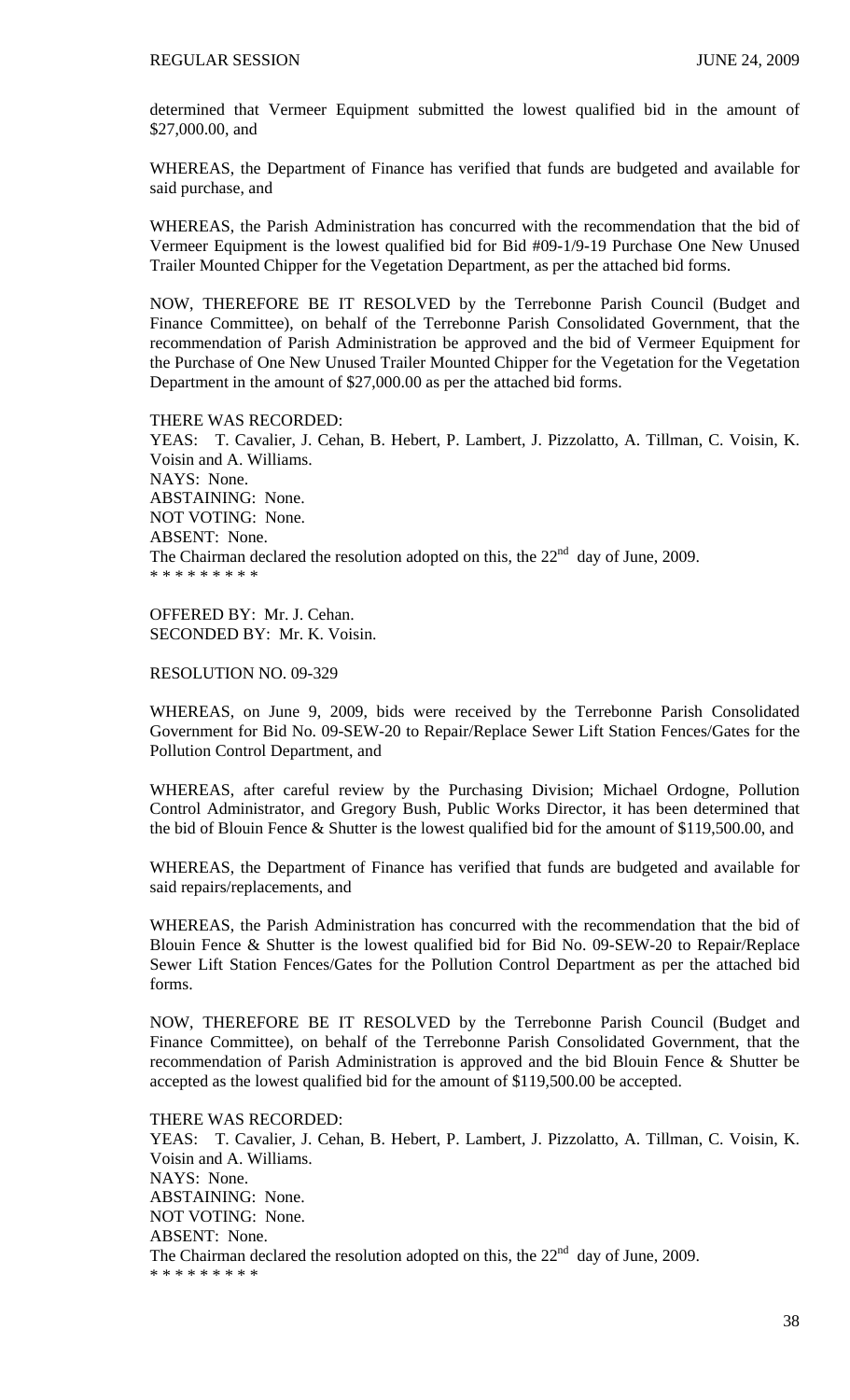determined that Vermeer Equipment submitted the lowest qualified bid in the amount of $27,000.00, and

WHEREAS, the Department of Finance has verified that funds are budgeted and available for said purchase, and

WHEREAS, the Parish Administration has concurred with the recommendation that the bid of Vermeer Equipment is the lowest qualified bid for Bid #09-1/9-19 Purchase One New Unused Trailer Mounted Chipper for the Vegetation Department, as per the attached bid forms.

NOW, THEREFORE BE IT RESOLVED by the Terrebonne Parish Council (Budget and Finance Committee), on behalf of the Terrebonne Parish Consolidated Government, that the recommendation of Parish Administration be approved and the bid of Vermeer Equipment for the Purchase of One New Unused Trailer Mounted Chipper for the Vegetation for the Vegetation Department in the amount of $27,000.00 as per the attached bid forms.

THERE WAS RECORDED:
YEAS: T. Cavalier, J. Cehan, B. Hebert, P. Lambert, J. Pizzolatto, A. Tillman, C. Voisin, K. Voisin and A. Williams.
NAYS: None.
ABSTAINING: None.
NOT VOTING: None.
ABSENT: None.
The Chairman declared the resolution adopted on this, the 22nd day of June, 2009.
* * * * * * * * *

OFFERED BY: Mr. J. Cehan.
SECONDED BY: Mr. K. Voisin.

RESOLUTION NO. 09-329

WHEREAS, on June 9, 2009, bids were received by the Terrebonne Parish Consolidated Government for Bid No. 09-SEW-20 to Repair/Replace Sewer Lift Station Fences/Gates for the Pollution Control Department, and

WHEREAS, after careful review by the Purchasing Division; Michael Ordogne, Pollution Control Administrator, and Gregory Bush, Public Works Director, it has been determined that the bid of Blouin Fence & Shutter is the lowest qualified bid for the amount of $119,500.00, and

WHEREAS, the Department of Finance has verified that funds are budgeted and available for said repairs/replacements, and

WHEREAS, the Parish Administration has concurred with the recommendation that the bid of Blouin Fence & Shutter is the lowest qualified bid for Bid No. 09-SEW-20 to Repair/Replace Sewer Lift Station Fences/Gates for the Pollution Control Department as per the attached bid forms.

NOW, THEREFORE BE IT RESOLVED by the Terrebonne Parish Council (Budget and Finance Committee), on behalf of the Terrebonne Parish Consolidated Government, that the recommendation of Parish Administration is approved and the bid Blouin Fence & Shutter be accepted as the lowest qualified bid for the amount of $119,500.00 be accepted.

THERE WAS RECORDED:
YEAS: T. Cavalier, J. Cehan, B. Hebert, P. Lambert, J. Pizzolatto, A. Tillman, C. Voisin, K. Voisin and A. Williams.
NAYS: None.
ABSTAINING: None.
NOT VOTING: None.
ABSENT: None.
The Chairman declared the resolution adopted on this, the 22nd day of June, 2009.
* * * * * * * * *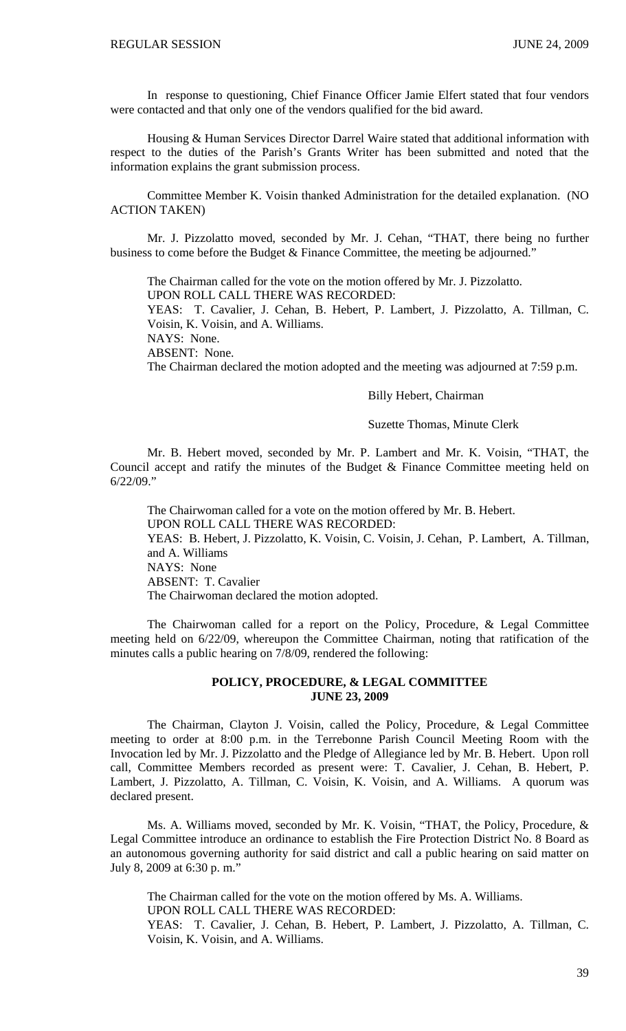In response to questioning, Chief Finance Officer Jamie Elfert stated that four vendors were contacted and that only one of the vendors qualified for the bid award.

Housing & Human Services Director Darrel Waire stated that additional information with respect to the duties of the Parish's Grants Writer has been submitted and noted that the information explains the grant submission process.

Committee Member K. Voisin thanked Administration for the detailed explanation. (NO ACTION TAKEN)

Mr. J. Pizzolatto moved, seconded by Mr. J. Cehan, "THAT, there being no further business to come before the Budget & Finance Committee, the meeting be adjourned."

The Chairman called for the vote on the motion offered by Mr. J. Pizzolatto.
UPON ROLL CALL THERE WAS RECORDED:
YEAS: T. Cavalier, J. Cehan, B. Hebert, P. Lambert, J. Pizzolatto, A. Tillman, C. Voisin, K. Voisin, and A. Williams.
NAYS: None.
ABSENT: None.
The Chairman declared the motion adopted and the meeting was adjourned at 7:59 p.m.

Billy Hebert, Chairman

Suzette Thomas, Minute Clerk

Mr. B. Hebert moved, seconded by Mr. P. Lambert and Mr. K. Voisin, "THAT, the Council accept and ratify the minutes of the Budget & Finance Committee meeting held on 6/22/09."

The Chairwoman called for a vote on the motion offered by Mr. B. Hebert.
UPON ROLL CALL THERE WAS RECORDED:
YEAS: B. Hebert, J. Pizzolatto, K. Voisin, C. Voisin, J. Cehan, P. Lambert, A. Tillman, and A. Williams
NAYS: None
ABSENT: T. Cavalier
The Chairwoman declared the motion adopted.

The Chairwoman called for a report on the Policy, Procedure, & Legal Committee meeting held on 6/22/09, whereupon the Committee Chairman, noting that ratification of the minutes calls a public hearing on 7/8/09, rendered the following:

## POLICY, PROCEDURE, & LEGAL COMMITTEE
## JUNE 23, 2009

The Chairman, Clayton J. Voisin, called the Policy, Procedure, & Legal Committee meeting to order at 8:00 p.m. in the Terrebonne Parish Council Meeting Room with the Invocation led by Mr. J. Pizzolatto and the Pledge of Allegiance led by Mr. B. Hebert. Upon roll call, Committee Members recorded as present were: T. Cavalier, J. Cehan, B. Hebert, P. Lambert, J. Pizzolatto, A. Tillman, C. Voisin, K. Voisin, and A. Williams. A quorum was declared present.

Ms. A. Williams moved, seconded by Mr. K. Voisin, "THAT, the Policy, Procedure, & Legal Committee introduce an ordinance to establish the Fire Protection District No. 8 Board as an autonomous governing authority for said district and call a public hearing on said matter on July 8, 2009 at 6:30 p. m."

The Chairman called for the vote on the motion offered by Ms. A. Williams.
UPON ROLL CALL THERE WAS RECORDED:
YEAS: T. Cavalier, J. Cehan, B. Hebert, P. Lambert, J. Pizzolatto, A. Tillman, C. Voisin, K. Voisin, and A. Williams.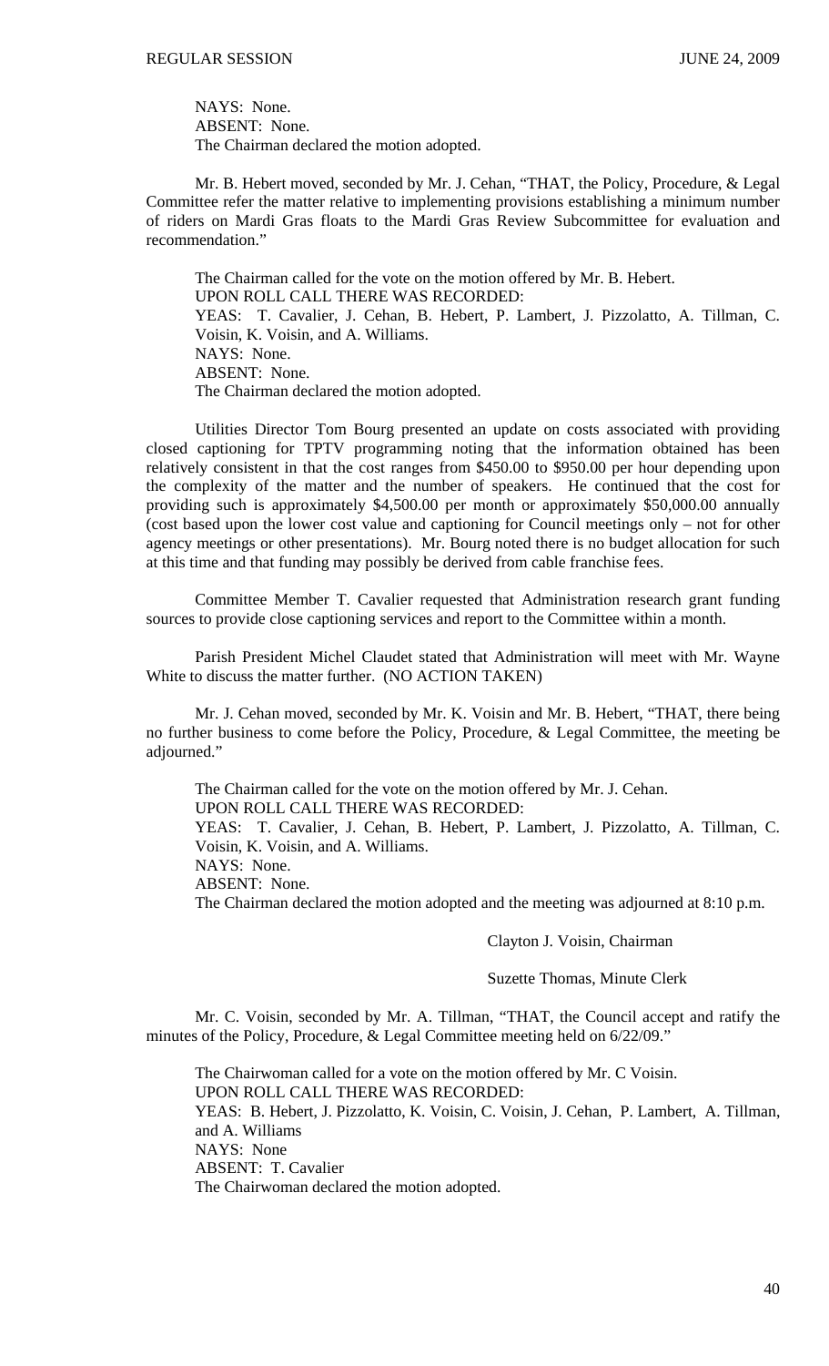NAYS: None.
ABSENT: None.
The Chairman declared the motion adopted.

Mr. B. Hebert moved, seconded by Mr. J. Cehan, "THAT, the Policy, Procedure, & Legal Committee refer the matter relative to implementing provisions establishing a minimum number of riders on Mardi Gras floats to the Mardi Gras Review Subcommittee for evaluation and recommendation."

The Chairman called for the vote on the motion offered by Mr. B. Hebert.
UPON ROLL CALL THERE WAS RECORDED:
YEAS: T. Cavalier, J. Cehan, B. Hebert, P. Lambert, J. Pizzolatto, A. Tillman, C. Voisin, K. Voisin, and A. Williams.
NAYS: None.
ABSENT: None.
The Chairman declared the motion adopted.

Utilities Director Tom Bourg presented an update on costs associated with providing closed captioning for TPTV programming noting that the information obtained has been relatively consistent in that the cost ranges from $450.00 to $950.00 per hour depending upon the complexity of the matter and the number of speakers. He continued that the cost for providing such is approximately $4,500.00 per month or approximately $50,000.00 annually (cost based upon the lower cost value and captioning for Council meetings only – not for other agency meetings or other presentations). Mr. Bourg noted there is no budget allocation for such at this time and that funding may possibly be derived from cable franchise fees.

Committee Member T. Cavalier requested that Administration research grant funding sources to provide close captioning services and report to the Committee within a month.

Parish President Michel Claudet stated that Administration will meet with Mr. Wayne White to discuss the matter further. (NO ACTION TAKEN)

Mr. J. Cehan moved, seconded by Mr. K. Voisin and Mr. B. Hebert, "THAT, there being no further business to come before the Policy, Procedure, & Legal Committee, the meeting be adjourned."

The Chairman called for the vote on the motion offered by Mr. J. Cehan.
UPON ROLL CALL THERE WAS RECORDED:
YEAS: T. Cavalier, J. Cehan, B. Hebert, P. Lambert, J. Pizzolatto, A. Tillman, C. Voisin, K. Voisin, and A. Williams.
NAYS: None.
ABSENT: None.
The Chairman declared the motion adopted and the meeting was adjourned at 8:10 p.m.

Clayton J. Voisin, Chairman

Suzette Thomas, Minute Clerk

Mr. C. Voisin, seconded by Mr. A. Tillman, "THAT, the Council accept and ratify the minutes of the Policy, Procedure, & Legal Committee meeting held on 6/22/09."

The Chairwoman called for a vote on the motion offered by Mr. C Voisin.
UPON ROLL CALL THERE WAS RECORDED:
YEAS: B. Hebert, J. Pizzolatto, K. Voisin, C. Voisin, J. Cehan, P. Lambert, A. Tillman, and A. Williams
NAYS: None
ABSENT: T. Cavalier
The Chairwoman declared the motion adopted.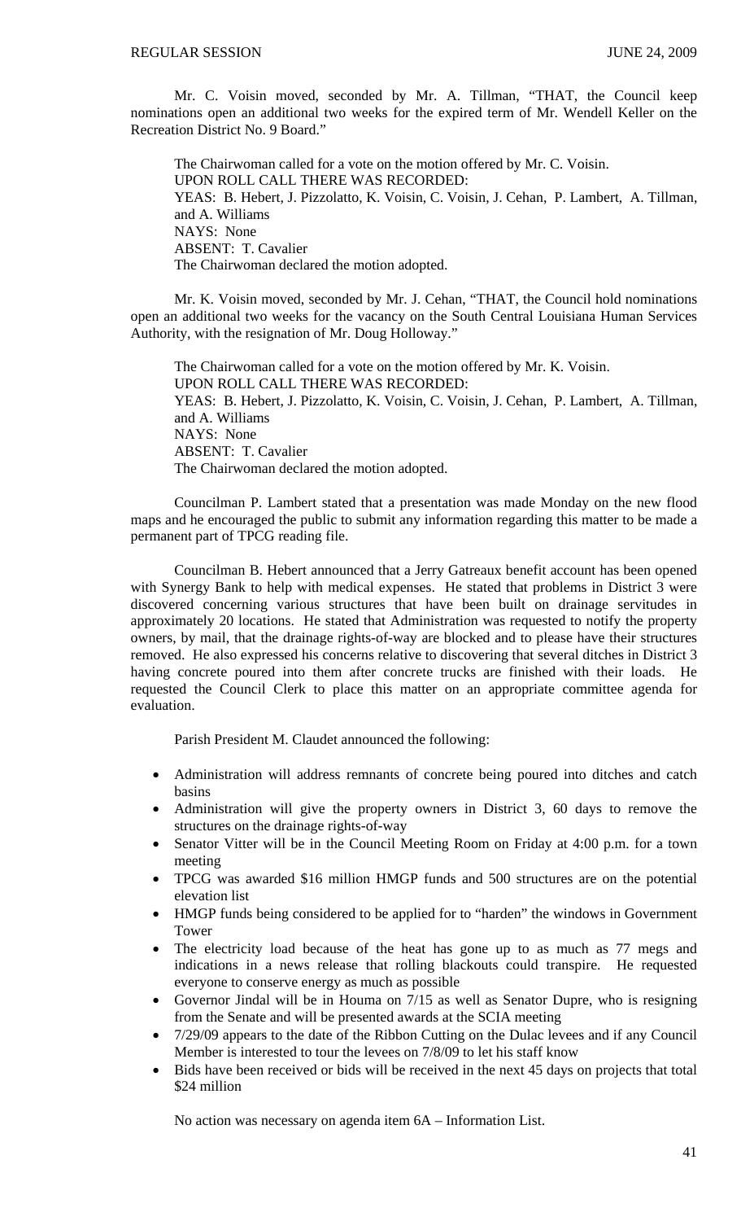Mr. C. Voisin moved, seconded by Mr. A. Tillman, "THAT, the Council keep nominations open an additional two weeks for the expired term of Mr. Wendell Keller on the Recreation District No. 9 Board."

The Chairwoman called for a vote on the motion offered by Mr. C. Voisin.
UPON ROLL CALL THERE WAS RECORDED:
YEAS: B. Hebert, J. Pizzolatto, K. Voisin, C. Voisin, J. Cehan, P. Lambert, A. Tillman, and A. Williams
NAYS: None
ABSENT: T. Cavalier
The Chairwoman declared the motion adopted.

Mr. K. Voisin moved, seconded by Mr. J. Cehan, "THAT, the Council hold nominations open an additional two weeks for the vacancy on the South Central Louisiana Human Services Authority, with the resignation of Mr. Doug Holloway."

The Chairwoman called for a vote on the motion offered by Mr. K. Voisin.
UPON ROLL CALL THERE WAS RECORDED:
YEAS: B. Hebert, J. Pizzolatto, K. Voisin, C. Voisin, J. Cehan, P. Lambert, A. Tillman, and A. Williams
NAYS: None
ABSENT: T. Cavalier
The Chairwoman declared the motion adopted.

Councilman P. Lambert stated that a presentation was made Monday on the new flood maps and he encouraged the public to submit any information regarding this matter to be made a permanent part of TPCG reading file.

Councilman B. Hebert announced that a Jerry Gatreaux benefit account has been opened with Synergy Bank to help with medical expenses. He stated that problems in District 3 were discovered concerning various structures that have been built on drainage servitudes in approximately 20 locations. He stated that Administration was requested to notify the property owners, by mail, that the drainage rights-of-way are blocked and to please have their structures removed. He also expressed his concerns relative to discovering that several ditches in District 3 having concrete poured into them after concrete trucks are finished with their loads. He requested the Council Clerk to place this matter on an appropriate committee agenda for evaluation.

Parish President M. Claudet announced the following:

- Administration will address remnants of concrete being poured into ditches and catch basins
- Administration will give the property owners in District 3, 60 days to remove the structures on the drainage rights-of-way
- Senator Vitter will be in the Council Meeting Room on Friday at 4:00 p.m. for a town meeting
- TPCG was awarded \$16 million HMGP funds and 500 structures are on the potential elevation list
- HMGP funds being considered to be applied for to "harden" the windows in Government Tower
- The electricity load because of the heat has gone up to as much as 77 megs and indications in a news release that rolling blackouts could transpire. He requested everyone to conserve energy as much as possible
- Governor Jindal will be in Houma on 7/15 as well as Senator Dupre, who is resigning from the Senate and will be presented awards at the SCIA meeting
- 7/29/09 appears to the date of the Ribbon Cutting on the Dulac levees and if any Council Member is interested to tour the levees on 7/8/09 to let his staff know
- Bids have been received or bids will be received in the next 45 days on projects that total \$24 million

No action was necessary on agenda item 6A – Information List.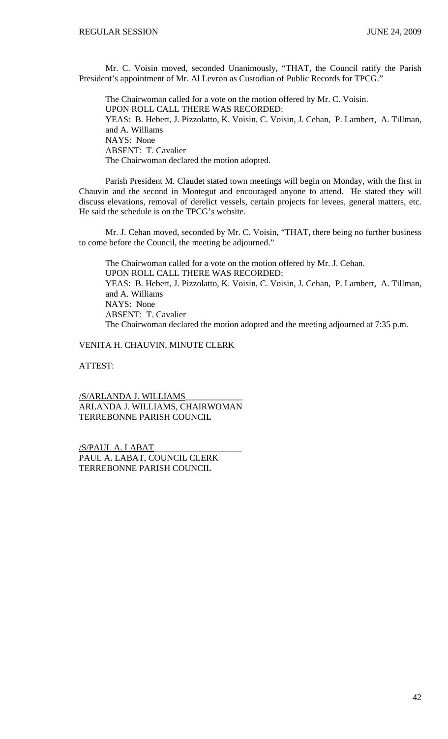Mr. C. Voisin moved, seconded Unanimously, "THAT, the Council ratify the Parish President's appointment of Mr. Al Levron as Custodian of Public Records for TPCG."

The Chairwoman called for a vote on the motion offered by Mr. C. Voisin.
UPON ROLL CALL THERE WAS RECORDED:
YEAS: B. Hebert, J. Pizzolatto, K. Voisin, C. Voisin, J. Cehan, P. Lambert, A. Tillman, and A. Williams
NAYS: None
ABSENT: T. Cavalier
The Chairwoman declared the motion adopted.

Parish President M. Claudet stated town meetings will begin on Monday, with the first in Chauvin and the second in Montegut and encouraged anyone to attend. He stated they will discuss elevations, removal of derelict vessels, certain projects for levees, general matters, etc. He said the schedule is on the TPCG's website.

Mr. J. Cehan moved, seconded by Mr. C. Voisin, "THAT, there being no further business to come before the Council, the meeting be adjourned."

The Chairwoman called for a vote on the motion offered by Mr. J. Cehan.
UPON ROLL CALL THERE WAS RECORDED:
YEAS: B. Hebert, J. Pizzolatto, K. Voisin, C. Voisin, J. Cehan, P. Lambert, A. Tillman, and A. Williams
NAYS: None
ABSENT: T. Cavalier
The Chairwoman declared the motion adopted and the meeting adjourned at 7:35 p.m.

VENITA H. CHAUVIN, MINUTE CLERK

ATTEST:

/S/ARLANDA J. WILLIAMS
ARLANDA J. WILLIAMS, CHAIRWOMAN
TERREBONNE PARISH COUNCIL

/S/PAUL A. LABAT
PAUL A. LABAT, COUNCIL CLERK
TERREBONNE PARISH COUNCIL